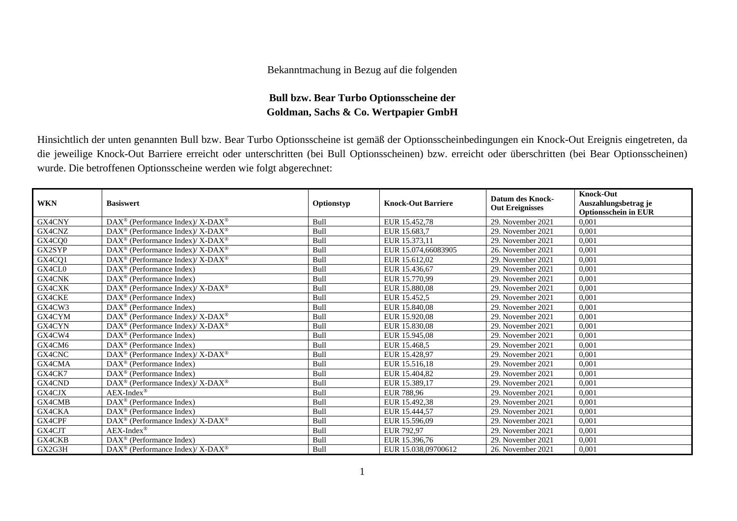Bekanntmachung in Bezug auf die folgenden

**Bull bzw. Bear Turbo Optionsscheine der Goldman, Sachs & Co. Wertpapier GmbH**

Hinsichtlich der unten genannten Bull bzw. Bear Turbo Optionsscheine ist gemäß der Optionsscheinbedingungen ein Knock-Out Ereignis eingetreten, da die jeweilige Knock-Out Barriere erreicht oder unterschritten (bei Bull Optionsscheinen) bzw. erreicht oder überschritten (bei Bear Optionsscheinen) wurde. Die betroffenen Optionsscheine werden wie folgt abgerechnet:

| WKN | Basiswert | Optionstyp | Knock-Out Barriere | Datum des Knock-Out Ereignisses | Knock-Out Auszahlungsbetrag je Optionsschein in EUR |
|---|---|---|---|---|---|
| GX4CNY | DAX® (Performance Index)/ X-DAX® | Bull | EUR 15.452,78 | 29. November 2021 | 0,001 |
| GX4CNZ | DAX® (Performance Index)/ X-DAX® | Bull | EUR 15.683,7 | 29. November 2021 | 0,001 |
| GX4CQ0 | DAX® (Performance Index)/ X-DAX® | Bull | EUR 15.373,11 | 29. November 2021 | 0,001 |
| GX2SYP | DAX® (Performance Index)/ X-DAX® | Bull | EUR 15.074,66083905 | 26. November 2021 | 0,001 |
| GX4CQ1 | DAX® (Performance Index)/ X-DAX® | Bull | EUR 15.612,02 | 29. November 2021 | 0,001 |
| GX4CL0 | DAX® (Performance Index) | Bull | EUR 15.436,67 | 29. November 2021 | 0,001 |
| GX4CNK | DAX® (Performance Index) | Bull | EUR 15.770,99 | 29. November 2021 | 0,001 |
| GX4CXK | DAX® (Performance Index)/ X-DAX® | Bull | EUR 15.880,08 | 29. November 2021 | 0,001 |
| GX4CKE | DAX® (Performance Index) | Bull | EUR 15.452,5 | 29. November 2021 | 0,001 |
| GX4CW3 | DAX® (Performance Index) | Bull | EUR 15.840,08 | 29. November 2021 | 0,001 |
| GX4CYM | DAX® (Performance Index)/ X-DAX® | Bull | EUR 15.920,08 | 29. November 2021 | 0,001 |
| GX4CYN | DAX® (Performance Index)/ X-DAX® | Bull | EUR 15.830,08 | 29. November 2021 | 0,001 |
| GX4CW4 | DAX® (Performance Index) | Bull | EUR 15.945,08 | 29. November 2021 | 0,001 |
| GX4CM6 | DAX® (Performance Index) | Bull | EUR 15.468,5 | 29. November 2021 | 0,001 |
| GX4CNC | DAX® (Performance Index)/ X-DAX® | Bull | EUR 15.428,97 | 29. November 2021 | 0,001 |
| GX4CMA | DAX® (Performance Index) | Bull | EUR 15.516,18 | 29. November 2021 | 0,001 |
| GX4CK7 | DAX® (Performance Index) | Bull | EUR 15.404,82 | 29. November 2021 | 0,001 |
| GX4CND | DAX® (Performance Index)/ X-DAX® | Bull | EUR 15.389,17 | 29. November 2021 | 0,001 |
| GX4CJX | AEX-Index® | Bull | EUR 788,96 | 29. November 2021 | 0,001 |
| GX4CMB | DAX® (Performance Index) | Bull | EUR 15.492,38 | 29. November 2021 | 0,001 |
| GX4CKA | DAX® (Performance Index) | Bull | EUR 15.444,57 | 29. November 2021 | 0,001 |
| GX4CPF | DAX® (Performance Index)/ X-DAX® | Bull | EUR 15.596,09 | 29. November 2021 | 0,001 |
| GX4CJT | AEX-Index® | Bull | EUR 792,97 | 29. November 2021 | 0,001 |
| GX4CKB | DAX® (Performance Index) | Bull | EUR 15.396,76 | 29. November 2021 | 0,001 |
| GX2G3H | DAX® (Performance Index)/ X-DAX® | Bull | EUR 15.038,09700612 | 26. November 2021 | 0,001 |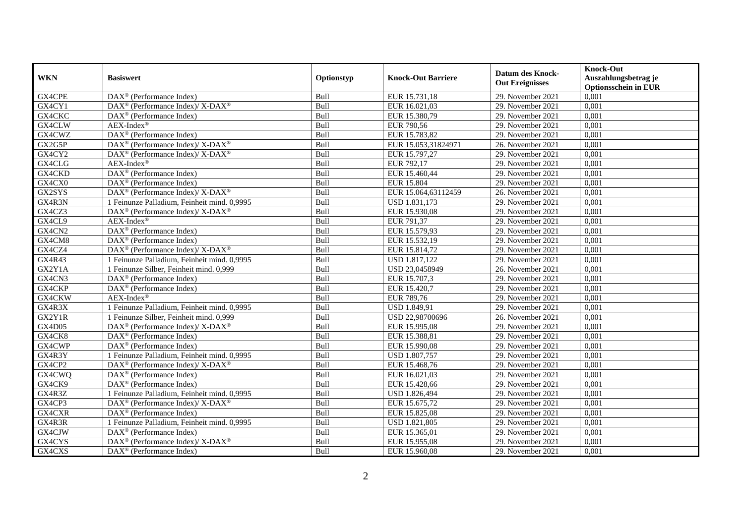| WKN | Basiswert | Optionstyp | Knock-Out Barriere | Datum des Knock-Out Ereignisses | Knock-Out Auszahlungsbetrag je Optionsschein in EUR |
|---|---|---|---|---|---|
| GX4CPE | DAX® (Performance Index) | Bull | EUR 15.731,18 | 29. November 2021 | 0,001 |
| GX4CY1 | DAX® (Performance Index)/ X-DAX® | Bull | EUR 16.021,03 | 29. November 2021 | 0,001 |
| GX4CKC | DAX® (Performance Index) | Bull | EUR 15.380,79 | 29. November 2021 | 0,001 |
| GX4CLW | AEX-Index® | Bull | EUR 790,56 | 29. November 2021 | 0,001 |
| GX4CWZ | DAX® (Performance Index) | Bull | EUR 15.783,82 | 29. November 2021 | 0,001 |
| GX2G5P | DAX® (Performance Index)/ X-DAX® | Bull | EUR 15.053,31824971 | 26. November 2021 | 0,001 |
| GX4CY2 | DAX® (Performance Index)/ X-DAX® | Bull | EUR 15.797,27 | 29. November 2021 | 0,001 |
| GX4CLG | AEX-Index® | Bull | EUR 792,17 | 29. November 2021 | 0,001 |
| GX4CKD | DAX® (Performance Index) | Bull | EUR 15.460,44 | 29. November 2021 | 0,001 |
| GX4CX0 | DAX® (Performance Index) | Bull | EUR 15.804 | 29. November 2021 | 0,001 |
| GX2SYS | DAX® (Performance Index)/ X-DAX® | Bull | EUR 15.064,63112459 | 26. November 2021 | 0,001 |
| GX4R3N | 1 Feinunze Palladium, Feinheit mind. 0,9995 | Bull | USD 1.831,173 | 29. November 2021 | 0,001 |
| GX4CZ3 | DAX® (Performance Index)/ X-DAX® | Bull | EUR 15.930,08 | 29. November 2021 | 0,001 |
| GX4CL9 | AEX-Index® | Bull | EUR 791,37 | 29. November 2021 | 0,001 |
| GX4CN2 | DAX® (Performance Index) | Bull | EUR 15.579,93 | 29. November 2021 | 0,001 |
| GX4CM8 | DAX® (Performance Index) | Bull | EUR 15.532,19 | 29. November 2021 | 0,001 |
| GX4CZ4 | DAX® (Performance Index)/ X-DAX® | Bull | EUR 15.814,72 | 29. November 2021 | 0,001 |
| GX4R43 | 1 Feinunze Palladium, Feinheit mind. 0,9995 | Bull | USD 1.817,122 | 29. November 2021 | 0,001 |
| GX2Y1A | 1 Feinunze Silber, Feinheit mind. 0,999 | Bull | USD 23,0458949 | 26. November 2021 | 0,001 |
| GX4CN3 | DAX® (Performance Index) | Bull | EUR 15.707,3 | 29. November 2021 | 0,001 |
| GX4CKP | DAX® (Performance Index) | Bull | EUR 15.420,7 | 29. November 2021 | 0,001 |
| GX4CKW | AEX-Index® | Bull | EUR 789,76 | 29. November 2021 | 0,001 |
| GX4R3X | 1 Feinunze Palladium, Feinheit mind. 0,9995 | Bull | USD 1.849,91 | 29. November 2021 | 0,001 |
| GX2Y1R | 1 Feinunze Silber, Feinheit mind. 0,999 | Bull | USD 22,98700696 | 26. November 2021 | 0,001 |
| GX4D05 | DAX® (Performance Index)/ X-DAX® | Bull | EUR 15.995,08 | 29. November 2021 | 0,001 |
| GX4CK8 | DAX® (Performance Index) | Bull | EUR 15.388,81 | 29. November 2021 | 0,001 |
| GX4CWP | DAX® (Performance Index) | Bull | EUR 15.990,08 | 29. November 2021 | 0,001 |
| GX4R3Y | 1 Feinunze Palladium, Feinheit mind. 0,9995 | Bull | USD 1.807,757 | 29. November 2021 | 0,001 |
| GX4CP2 | DAX® (Performance Index)/ X-DAX® | Bull | EUR 15.468,76 | 29. November 2021 | 0,001 |
| GX4CWQ | DAX® (Performance Index) | Bull | EUR 16.021,03 | 29. November 2021 | 0,001 |
| GX4CK9 | DAX® (Performance Index) | Bull | EUR 15.428,66 | 29. November 2021 | 0,001 |
| GX4R3Z | 1 Feinunze Palladium, Feinheit mind. 0,9995 | Bull | USD 1.826,494 | 29. November 2021 | 0,001 |
| GX4CP3 | DAX® (Performance Index)/ X-DAX® | Bull | EUR 15.675,72 | 29. November 2021 | 0,001 |
| GX4CXR | DAX® (Performance Index) | Bull | EUR 15.825,08 | 29. November 2021 | 0,001 |
| GX4R3R | 1 Feinunze Palladium, Feinheit mind. 0,9995 | Bull | USD 1.821,805 | 29. November 2021 | 0,001 |
| GX4CJW | DAX® (Performance Index) | Bull | EUR 15.365,01 | 29. November 2021 | 0,001 |
| GX4CYS | DAX® (Performance Index)/ X-DAX® | Bull | EUR 15.955,08 | 29. November 2021 | 0,001 |
| GX4CXS | DAX® (Performance Index) | Bull | EUR 15.960,08 | 29. November 2021 | 0,001 |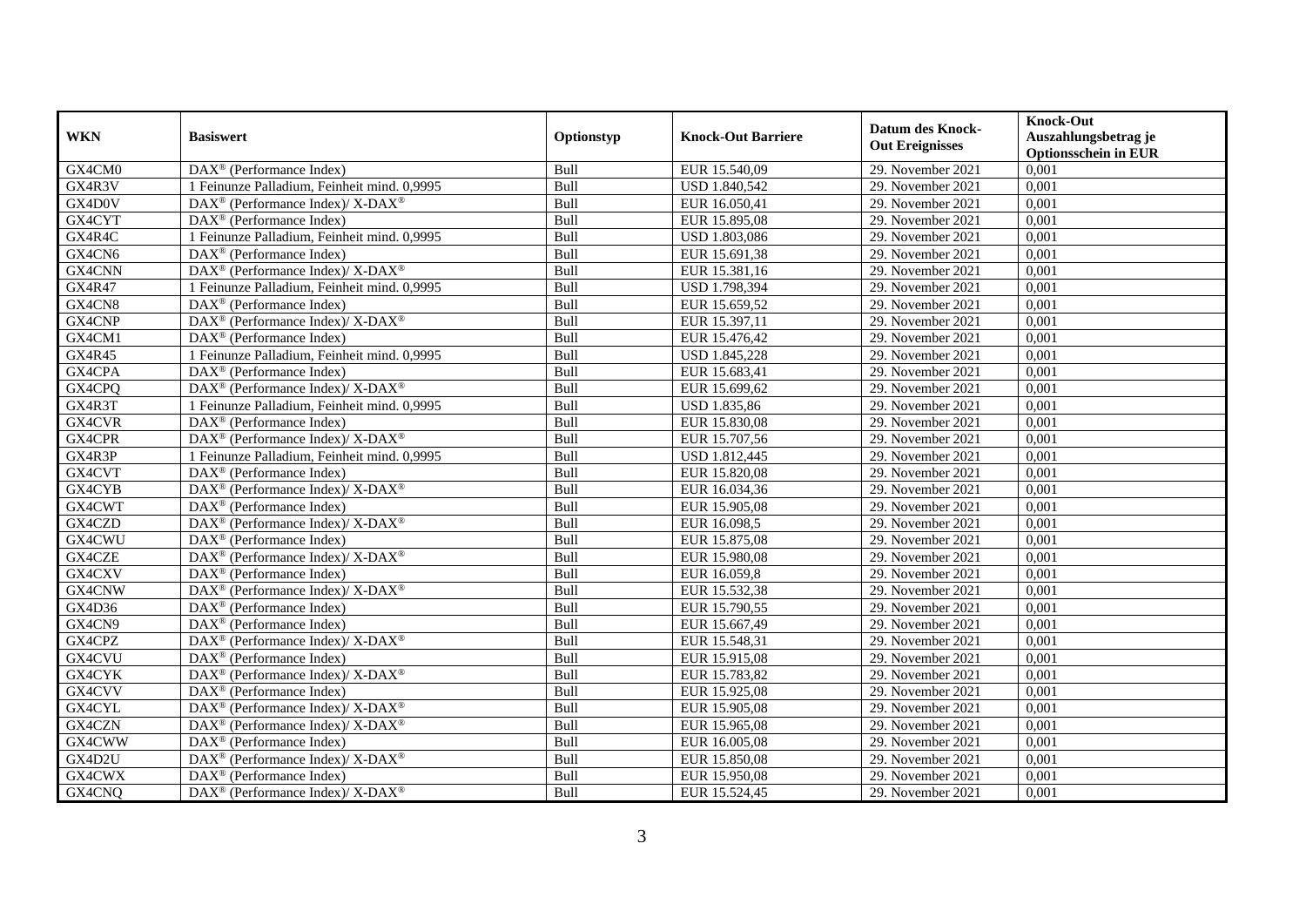| WKN | Basiswert | Optionstyp | Knock-Out Barriere | Datum des Knock-Out Ereignisses | Knock-Out Auszahlungsbetrag je Optionsschein in EUR |
|---|---|---|---|---|---|
| GX4CM0 | DAX® (Performance Index) | Bull | EUR 15.540,09 | 29. November 2021 | 0,001 |
| GX4R3V | 1 Feinunze Palladium, Feinheit mind. 0,9995 | Bull | USD 1.840,542 | 29. November 2021 | 0,001 |
| GX4D0V | DAX® (Performance Index)/ X-DAX® | Bull | EUR 16.050,41 | 29. November 2021 | 0,001 |
| GX4CYT | DAX® (Performance Index) | Bull | EUR 15.895,08 | 29. November 2021 | 0,001 |
| GX4R4C | 1 Feinunze Palladium, Feinheit mind. 0,9995 | Bull | USD 1.803,086 | 29. November 2021 | 0,001 |
| GX4CN6 | DAX® (Performance Index) | Bull | EUR 15.691,38 | 29. November 2021 | 0,001 |
| GX4CNN | DAX® (Performance Index)/ X-DAX® | Bull | EUR 15.381,16 | 29. November 2021 | 0,001 |
| GX4R47 | 1 Feinunze Palladium, Feinheit mind. 0,9995 | Bull | USD 1.798,394 | 29. November 2021 | 0,001 |
| GX4CN8 | DAX® (Performance Index) | Bull | EUR 15.659,52 | 29. November 2021 | 0,001 |
| GX4CNP | DAX® (Performance Index)/ X-DAX® | Bull | EUR 15.397,11 | 29. November 2021 | 0,001 |
| GX4CM1 | DAX® (Performance Index) | Bull | EUR 15.476,42 | 29. November 2021 | 0,001 |
| GX4R45 | 1 Feinunze Palladium, Feinheit mind. 0,9995 | Bull | USD 1.845,228 | 29. November 2021 | 0,001 |
| GX4CPA | DAX® (Performance Index) | Bull | EUR 15.683,41 | 29. November 2021 | 0,001 |
| GX4CPQ | DAX® (Performance Index)/ X-DAX® | Bull | EUR 15.699,62 | 29. November 2021 | 0,001 |
| GX4R3T | 1 Feinunze Palladium, Feinheit mind. 0,9995 | Bull | USD 1.835,86 | 29. November 2021 | 0,001 |
| GX4CVR | DAX® (Performance Index) | Bull | EUR 15.830,08 | 29. November 2021 | 0,001 |
| GX4CPR | DAX® (Performance Index)/ X-DAX® | Bull | EUR 15.707,56 | 29. November 2021 | 0,001 |
| GX4R3P | 1 Feinunze Palladium, Feinheit mind. 0,9995 | Bull | USD 1.812,445 | 29. November 2021 | 0,001 |
| GX4CVT | DAX® (Performance Index) | Bull | EUR 15.820,08 | 29. November 2021 | 0,001 |
| GX4CYB | DAX® (Performance Index)/ X-DAX® | Bull | EUR 16.034,36 | 29. November 2021 | 0,001 |
| GX4CWT | DAX® (Performance Index) | Bull | EUR 15.905,08 | 29. November 2021 | 0,001 |
| GX4CZD | DAX® (Performance Index)/ X-DAX® | Bull | EUR 16.098,5 | 29. November 2021 | 0,001 |
| GX4CWU | DAX® (Performance Index) | Bull | EUR 15.875,08 | 29. November 2021 | 0,001 |
| GX4CZE | DAX® (Performance Index)/ X-DAX® | Bull | EUR 15.980,08 | 29. November 2021 | 0,001 |
| GX4CXV | DAX® (Performance Index) | Bull | EUR 16.059,8 | 29. November 2021 | 0,001 |
| GX4CNW | DAX® (Performance Index)/ X-DAX® | Bull | EUR 15.532,38 | 29. November 2021 | 0,001 |
| GX4D36 | DAX® (Performance Index) | Bull | EUR 15.790,55 | 29. November 2021 | 0,001 |
| GX4CN9 | DAX® (Performance Index) | Bull | EUR 15.667,49 | 29. November 2021 | 0,001 |
| GX4CPZ | DAX® (Performance Index)/ X-DAX® | Bull | EUR 15.548,31 | 29. November 2021 | 0,001 |
| GX4CVU | DAX® (Performance Index) | Bull | EUR 15.915,08 | 29. November 2021 | 0,001 |
| GX4CYK | DAX® (Performance Index)/ X-DAX® | Bull | EUR 15.783,82 | 29. November 2021 | 0,001 |
| GX4CVV | DAX® (Performance Index) | Bull | EUR 15.925,08 | 29. November 2021 | 0,001 |
| GX4CYL | DAX® (Performance Index)/ X-DAX® | Bull | EUR 15.905,08 | 29. November 2021 | 0,001 |
| GX4CZN | DAX® (Performance Index)/ X-DAX® | Bull | EUR 15.965,08 | 29. November 2021 | 0,001 |
| GX4CWW | DAX® (Performance Index) | Bull | EUR 16.005,08 | 29. November 2021 | 0,001 |
| GX4D2U | DAX® (Performance Index)/ X-DAX® | Bull | EUR 15.850,08 | 29. November 2021 | 0,001 |
| GX4CWX | DAX® (Performance Index) | Bull | EUR 15.950,08 | 29. November 2021 | 0,001 |
| GX4CNQ | DAX® (Performance Index)/ X-DAX® | Bull | EUR 15.524,45 | 29. November 2021 | 0,001 |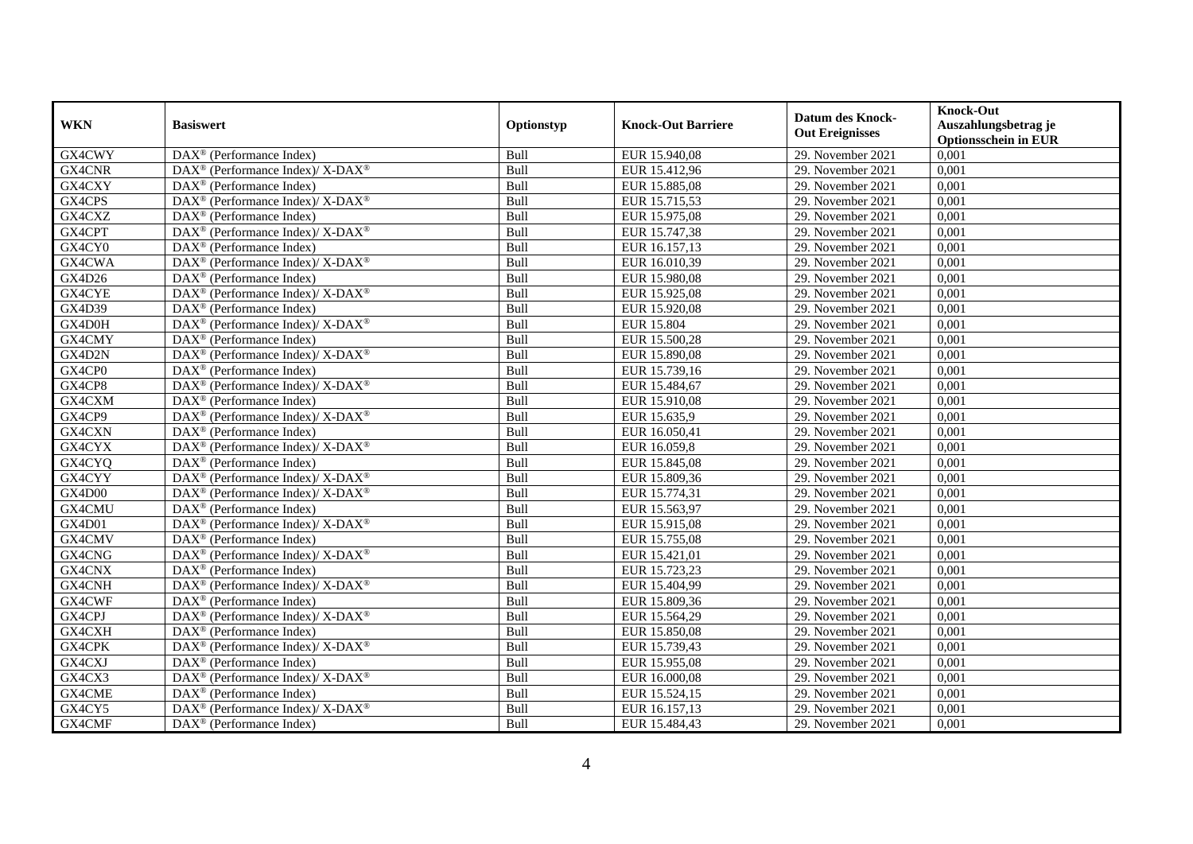| WKN | Basiswert | Optionstyp | Knock-Out Barriere | Datum des Knock-Out Ereignisses | Knock-Out Auszahlungsbetrag je Optionsschein in EUR |
|---|---|---|---|---|---|
| GX4CWY | DAX® (Performance Index) | Bull | EUR 15.940,08 | 29. November 2021 | 0,001 |
| GX4CNR | DAX® (Performance Index)/ X-DAX® | Bull | EUR 15.412,96 | 29. November 2021 | 0,001 |
| GX4CXY | DAX® (Performance Index) | Bull | EUR 15.885,08 | 29. November 2021 | 0,001 |
| GX4CPS | DAX® (Performance Index)/ X-DAX® | Bull | EUR 15.715,53 | 29. November 2021 | 0,001 |
| GX4CXZ | DAX® (Performance Index) | Bull | EUR 15.975,08 | 29. November 2021 | 0,001 |
| GX4CPT | DAX® (Performance Index)/ X-DAX® | Bull | EUR 15.747,38 | 29. November 2021 | 0,001 |
| GX4CY0 | DAX® (Performance Index) | Bull | EUR 16.157,13 | 29. November 2021 | 0,001 |
| GX4CWA | DAX® (Performance Index)/ X-DAX® | Bull | EUR 16.010,39 | 29. November 2021 | 0,001 |
| GX4D26 | DAX® (Performance Index) | Bull | EUR 15.980,08 | 29. November 2021 | 0,001 |
| GX4CYE | DAX® (Performance Index)/ X-DAX® | Bull | EUR 15.925,08 | 29. November 2021 | 0,001 |
| GX4D39 | DAX® (Performance Index) | Bull | EUR 15.920,08 | 29. November 2021 | 0,001 |
| GX4D0H | DAX® (Performance Index)/ X-DAX® | Bull | EUR 15.804 | 29. November 2021 | 0,001 |
| GX4CMY | DAX® (Performance Index) | Bull | EUR 15.500,28 | 29. November 2021 | 0,001 |
| GX4D2N | DAX® (Performance Index)/ X-DAX® | Bull | EUR 15.890,08 | 29. November 2021 | 0,001 |
| GX4CP0 | DAX® (Performance Index) | Bull | EUR 15.739,16 | 29. November 2021 | 0,001 |
| GX4CP8 | DAX® (Performance Index)/ X-DAX® | Bull | EUR 15.484,67 | 29. November 2021 | 0,001 |
| GX4CXM | DAX® (Performance Index) | Bull | EUR 15.910,08 | 29. November 2021 | 0,001 |
| GX4CP9 | DAX® (Performance Index)/ X-DAX® | Bull | EUR 15.635,9 | 29. November 2021 | 0,001 |
| GX4CXN | DAX® (Performance Index) | Bull | EUR 16.050,41 | 29. November 2021 | 0,001 |
| GX4CYX | DAX® (Performance Index)/ X-DAX® | Bull | EUR 16.059,8 | 29. November 2021 | 0,001 |
| GX4CYQ | DAX® (Performance Index) | Bull | EUR 15.845,08 | 29. November 2021 | 0,001 |
| GX4CYY | DAX® (Performance Index)/ X-DAX® | Bull | EUR 15.809,36 | 29. November 2021 | 0,001 |
| GX4D00 | DAX® (Performance Index)/ X-DAX® | Bull | EUR 15.774,31 | 29. November 2021 | 0,001 |
| GX4CMU | DAX® (Performance Index) | Bull | EUR 15.563,97 | 29. November 2021 | 0,001 |
| GX4D01 | DAX® (Performance Index)/ X-DAX® | Bull | EUR 15.915,08 | 29. November 2021 | 0,001 |
| GX4CMV | DAX® (Performance Index) | Bull | EUR 15.755,08 | 29. November 2021 | 0,001 |
| GX4CNG | DAX® (Performance Index)/ X-DAX® | Bull | EUR 15.421,01 | 29. November 2021 | 0,001 |
| GX4CNX | DAX® (Performance Index) | Bull | EUR 15.723,23 | 29. November 2021 | 0,001 |
| GX4CNH | DAX® (Performance Index)/ X-DAX® | Bull | EUR 15.404,99 | 29. November 2021 | 0,001 |
| GX4CWF | DAX® (Performance Index) | Bull | EUR 15.809,36 | 29. November 2021 | 0,001 |
| GX4CPJ | DAX® (Performance Index)/ X-DAX® | Bull | EUR 15.564,29 | 29. November 2021 | 0,001 |
| GX4CXH | DAX® (Performance Index) | Bull | EUR 15.850,08 | 29. November 2021 | 0,001 |
| GX4CPK | DAX® (Performance Index)/ X-DAX® | Bull | EUR 15.739,43 | 29. November 2021 | 0,001 |
| GX4CXJ | DAX® (Performance Index) | Bull | EUR 15.955,08 | 29. November 2021 | 0,001 |
| GX4CX3 | DAX® (Performance Index)/ X-DAX® | Bull | EUR 16.000,08 | 29. November 2021 | 0,001 |
| GX4CME | DAX® (Performance Index) | Bull | EUR 15.524,15 | 29. November 2021 | 0,001 |
| GX4CY5 | DAX® (Performance Index)/ X-DAX® | Bull | EUR 16.157,13 | 29. November 2021 | 0,001 |
| GX4CMF | DAX® (Performance Index) | Bull | EUR 15.484,43 | 29. November 2021 | 0,001 |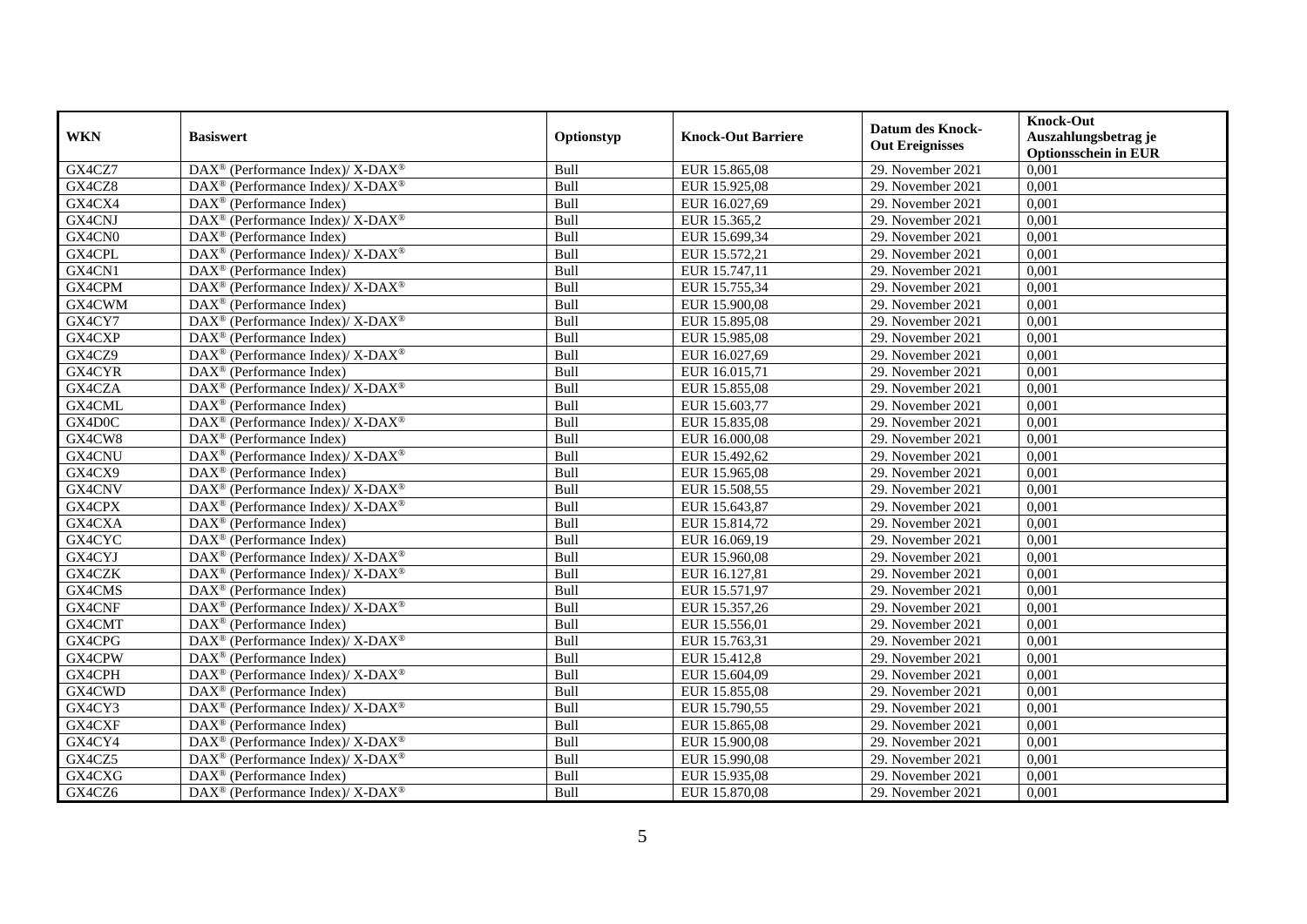| WKN | Basiswert | Optionstyp | Knock-Out Barriere | Datum des Knock-Out Ereignisses | Knock-Out Auszahlungsbetrag je Optionsschein in EUR |
|---|---|---|---|---|---|
| GX4CZ7 | DAX® (Performance Index)/ X-DAX® | Bull | EUR 15.865,08 | 29. November 2021 | 0,001 |
| GX4CZ8 | DAX® (Performance Index)/ X-DAX® | Bull | EUR 15.925,08 | 29. November 2021 | 0,001 |
| GX4CX4 | DAX® (Performance Index) | Bull | EUR 16.027,69 | 29. November 2021 | 0,001 |
| GX4CNJ | DAX® (Performance Index)/ X-DAX® | Bull | EUR 15.365,2 | 29. November 2021 | 0,001 |
| GX4CN0 | DAX® (Performance Index) | Bull | EUR 15.699,34 | 29. November 2021 | 0,001 |
| GX4CPL | DAX® (Performance Index)/ X-DAX® | Bull | EUR 15.572,21 | 29. November 2021 | 0,001 |
| GX4CN1 | DAX® (Performance Index) | Bull | EUR 15.747,11 | 29. November 2021 | 0,001 |
| GX4CPM | DAX® (Performance Index)/ X-DAX® | Bull | EUR 15.755,34 | 29. November 2021 | 0,001 |
| GX4CWM | DAX® (Performance Index) | Bull | EUR 15.900,08 | 29. November 2021 | 0,001 |
| GX4CY7 | DAX® (Performance Index)/ X-DAX® | Bull | EUR 15.895,08 | 29. November 2021 | 0,001 |
| GX4CXP | DAX® (Performance Index) | Bull | EUR 15.985,08 | 29. November 2021 | 0,001 |
| GX4CZ9 | DAX® (Performance Index)/ X-DAX® | Bull | EUR 16.027,69 | 29. November 2021 | 0,001 |
| GX4CYR | DAX® (Performance Index) | Bull | EUR 16.015,71 | 29. November 2021 | 0,001 |
| GX4CZA | DAX® (Performance Index)/ X-DAX® | Bull | EUR 15.855,08 | 29. November 2021 | 0,001 |
| GX4CML | DAX® (Performance Index) | Bull | EUR 15.603,77 | 29. November 2021 | 0,001 |
| GX4D0C | DAX® (Performance Index)/ X-DAX® | Bull | EUR 15.835,08 | 29. November 2021 | 0,001 |
| GX4CW8 | DAX® (Performance Index) | Bull | EUR 16.000,08 | 29. November 2021 | 0,001 |
| GX4CNU | DAX® (Performance Index)/ X-DAX® | Bull | EUR 15.492,62 | 29. November 2021 | 0,001 |
| GX4CX9 | DAX® (Performance Index) | Bull | EUR 15.965,08 | 29. November 2021 | 0,001 |
| GX4CNV | DAX® (Performance Index)/ X-DAX® | Bull | EUR 15.508,55 | 29. November 2021 | 0,001 |
| GX4CPX | DAX® (Performance Index)/ X-DAX® | Bull | EUR 15.643,87 | 29. November 2021 | 0,001 |
| GX4CXA | DAX® (Performance Index) | Bull | EUR 15.814,72 | 29. November 2021 | 0,001 |
| GX4CYC | DAX® (Performance Index) | Bull | EUR 16.069,19 | 29. November 2021 | 0,001 |
| GX4CYJ | DAX® (Performance Index)/ X-DAX® | Bull | EUR 15.960,08 | 29. November 2021 | 0,001 |
| GX4CZK | DAX® (Performance Index)/ X-DAX® | Bull | EUR 16.127,81 | 29. November 2021 | 0,001 |
| GX4CMS | DAX® (Performance Index) | Bull | EUR 15.571,97 | 29. November 2021 | 0,001 |
| GX4CNF | DAX® (Performance Index)/ X-DAX® | Bull | EUR 15.357,26 | 29. November 2021 | 0,001 |
| GX4CMT | DAX® (Performance Index) | Bull | EUR 15.556,01 | 29. November 2021 | 0,001 |
| GX4CPG | DAX® (Performance Index)/ X-DAX® | Bull | EUR 15.763,31 | 29. November 2021 | 0,001 |
| GX4CPW | DAX® (Performance Index) | Bull | EUR 15.412,8 | 29. November 2021 | 0,001 |
| GX4CPH | DAX® (Performance Index)/ X-DAX® | Bull | EUR 15.604,09 | 29. November 2021 | 0,001 |
| GX4CWD | DAX® (Performance Index) | Bull | EUR 15.855,08 | 29. November 2021 | 0,001 |
| GX4CY3 | DAX® (Performance Index)/ X-DAX® | Bull | EUR 15.790,55 | 29. November 2021 | 0,001 |
| GX4CXF | DAX® (Performance Index) | Bull | EUR 15.865,08 | 29. November 2021 | 0,001 |
| GX4CY4 | DAX® (Performance Index)/ X-DAX® | Bull | EUR 15.900,08 | 29. November 2021 | 0,001 |
| GX4CZ5 | DAX® (Performance Index)/ X-DAX® | Bull | EUR 15.990,08 | 29. November 2021 | 0,001 |
| GX4CXG | DAX® (Performance Index) | Bull | EUR 15.935,08 | 29. November 2021 | 0,001 |
| GX4CZ6 | DAX® (Performance Index)/ X-DAX® | Bull | EUR 15.870,08 | 29. November 2021 | 0,001 |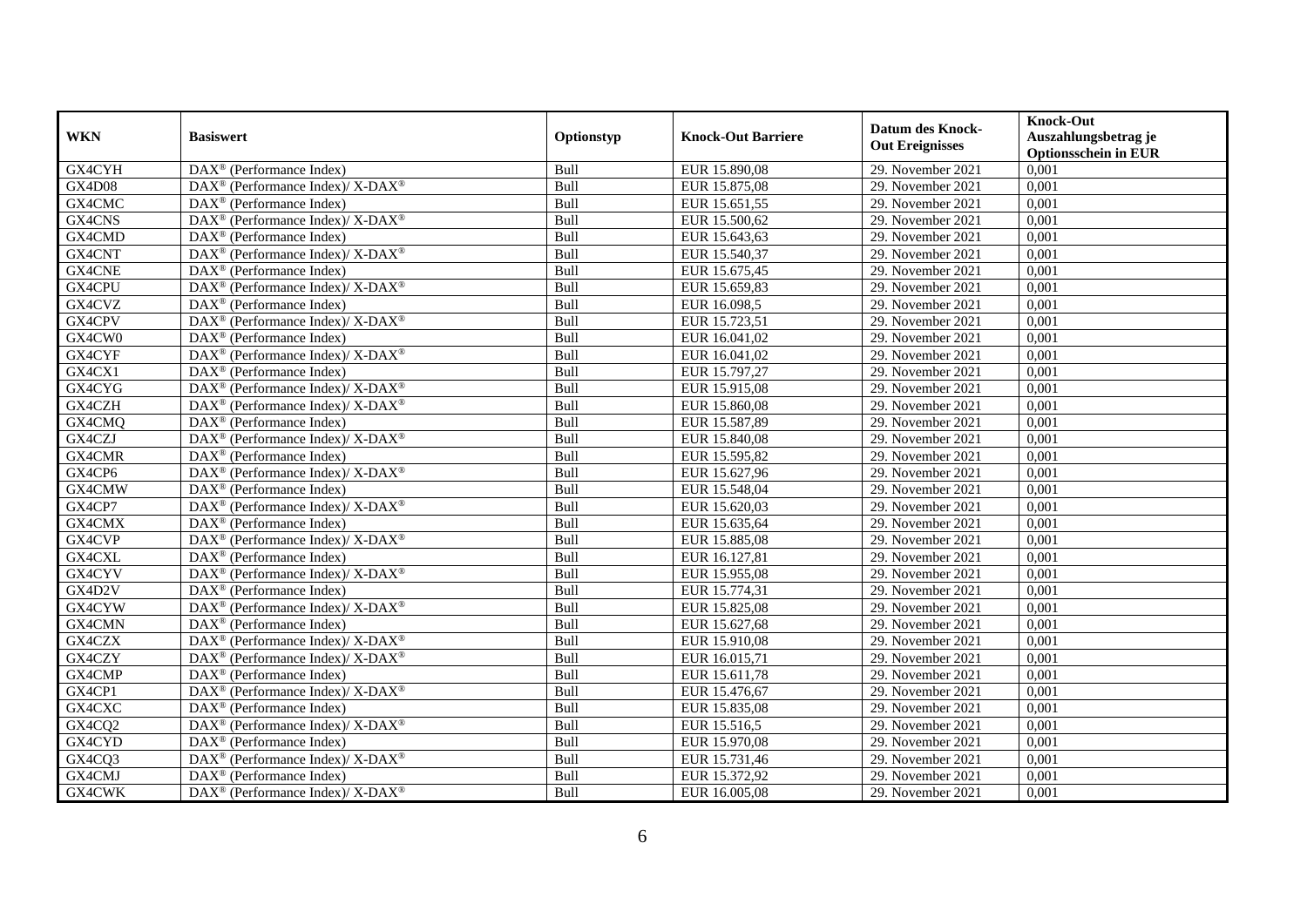| WKN | Basiswert | Optionstyp | Knock-Out Barriere | Datum des Knock-Out Ereignisses | Knock-Out Auszahlungsbetrag je Optionsschein in EUR |
|---|---|---|---|---|---|
| GX4CYH | DAX® (Performance Index) | Bull | EUR 15.890,08 | 29. November 2021 | 0,001 |
| GX4D08 | DAX® (Performance Index)/ X-DAX® | Bull | EUR 15.875,08 | 29. November 2021 | 0,001 |
| GX4CMC | DAX® (Performance Index) | Bull | EUR 15.651,55 | 29. November 2021 | 0,001 |
| GX4CNS | DAX® (Performance Index)/ X-DAX® | Bull | EUR 15.500,62 | 29. November 2021 | 0,001 |
| GX4CMD | DAX® (Performance Index) | Bull | EUR 15.643,63 | 29. November 2021 | 0,001 |
| GX4CNT | DAX® (Performance Index)/ X-DAX® | Bull | EUR 15.540,37 | 29. November 2021 | 0,001 |
| GX4CNE | DAX® (Performance Index) | Bull | EUR 15.675,45 | 29. November 2021 | 0,001 |
| GX4CPU | DAX® (Performance Index)/ X-DAX® | Bull | EUR 15.659,83 | 29. November 2021 | 0,001 |
| GX4CVZ | DAX® (Performance Index) | Bull | EUR 16.098,5 | 29. November 2021 | 0,001 |
| GX4CPV | DAX® (Performance Index)/ X-DAX® | Bull | EUR 15.723,51 | 29. November 2021 | 0,001 |
| GX4CW0 | DAX® (Performance Index) | Bull | EUR 16.041,02 | 29. November 2021 | 0,001 |
| GX4CYF | DAX® (Performance Index)/ X-DAX® | Bull | EUR 16.041,02 | 29. November 2021 | 0,001 |
| GX4CX1 | DAX® (Performance Index) | Bull | EUR 15.797,27 | 29. November 2021 | 0,001 |
| GX4CYG | DAX® (Performance Index)/ X-DAX® | Bull | EUR 15.915,08 | 29. November 2021 | 0,001 |
| GX4CZH | DAX® (Performance Index)/ X-DAX® | Bull | EUR 15.860,08 | 29. November 2021 | 0,001 |
| GX4CMQ | DAX® (Performance Index) | Bull | EUR 15.587,89 | 29. November 2021 | 0,001 |
| GX4CZJ | DAX® (Performance Index)/ X-DAX® | Bull | EUR 15.840,08 | 29. November 2021 | 0,001 |
| GX4CMR | DAX® (Performance Index) | Bull | EUR 15.595,82 | 29. November 2021 | 0,001 |
| GX4CP6 | DAX® (Performance Index)/ X-DAX® | Bull | EUR 15.627,96 | 29. November 2021 | 0,001 |
| GX4CMW | DAX® (Performance Index) | Bull | EUR 15.548,04 | 29. November 2021 | 0,001 |
| GX4CP7 | DAX® (Performance Index)/ X-DAX® | Bull | EUR 15.620,03 | 29. November 2021 | 0,001 |
| GX4CMX | DAX® (Performance Index) | Bull | EUR 15.635,64 | 29. November 2021 | 0,001 |
| GX4CVP | DAX® (Performance Index)/ X-DAX® | Bull | EUR 15.885,08 | 29. November 2021 | 0,001 |
| GX4CXL | DAX® (Performance Index) | Bull | EUR 16.127,81 | 29. November 2021 | 0,001 |
| GX4CYV | DAX® (Performance Index)/ X-DAX® | Bull | EUR 15.955,08 | 29. November 2021 | 0,001 |
| GX4D2V | DAX® (Performance Index) | Bull | EUR 15.774,31 | 29. November 2021 | 0,001 |
| GX4CYW | DAX® (Performance Index)/ X-DAX® | Bull | EUR 15.825,08 | 29. November 2021 | 0,001 |
| GX4CMN | DAX® (Performance Index) | Bull | EUR 15.627,68 | 29. November 2021 | 0,001 |
| GX4CZX | DAX® (Performance Index)/ X-DAX® | Bull | EUR 15.910,08 | 29. November 2021 | 0,001 |
| GX4CZY | DAX® (Performance Index)/ X-DAX® | Bull | EUR 16.015,71 | 29. November 2021 | 0,001 |
| GX4CMP | DAX® (Performance Index) | Bull | EUR 15.611,78 | 29. November 2021 | 0,001 |
| GX4CP1 | DAX® (Performance Index)/ X-DAX® | Bull | EUR 15.476,67 | 29. November 2021 | 0,001 |
| GX4CXC | DAX® (Performance Index) | Bull | EUR 15.835,08 | 29. November 2021 | 0,001 |
| GX4CQ2 | DAX® (Performance Index)/ X-DAX® | Bull | EUR 15.516,5 | 29. November 2021 | 0,001 |
| GX4CYD | DAX® (Performance Index) | Bull | EUR 15.970,08 | 29. November 2021 | 0,001 |
| GX4CQ3 | DAX® (Performance Index)/ X-DAX® | Bull | EUR 15.731,46 | 29. November 2021 | 0,001 |
| GX4CMJ | DAX® (Performance Index) | Bull | EUR 15.372,92 | 29. November 2021 | 0,001 |
| GX4CWK | DAX® (Performance Index)/ X-DAX® | Bull | EUR 16.005,08 | 29. November 2021 | 0,001 |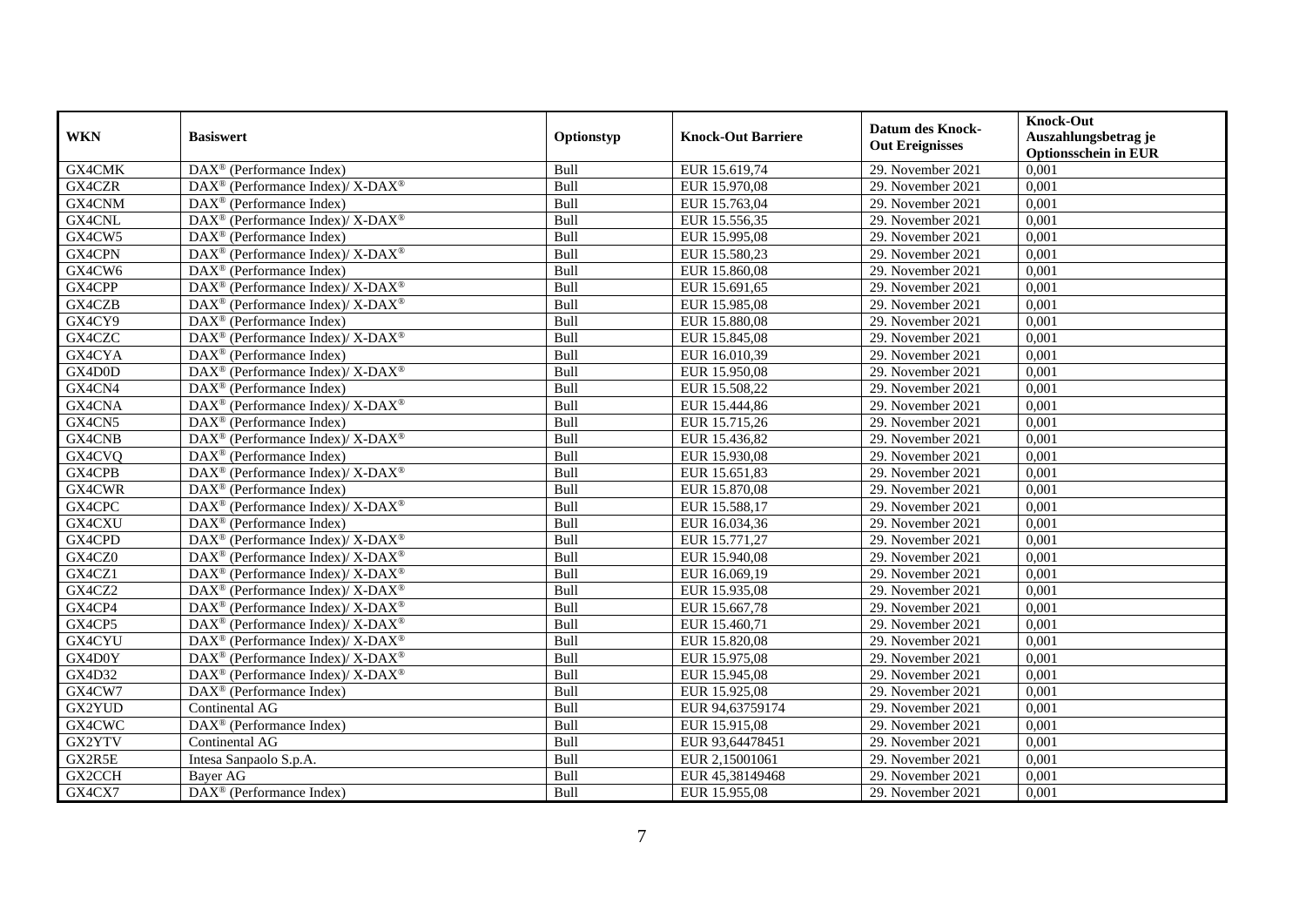| WKN | Basiswert | Optionstyp | Knock-Out Barriere | Datum des Knock-Out Ereignisses | Knock-Out Auszahlungsbetrag je Optionsschein in EUR |
|---|---|---|---|---|---|
| GX4CMK | DAX® (Performance Index) | Bull | EUR 15.619,74 | 29. November 2021 | 0,001 |
| GX4CZR | DAX® (Performance Index)/ X-DAX® | Bull | EUR 15.970,08 | 29. November 2021 | 0,001 |
| GX4CNM | DAX® (Performance Index) | Bull | EUR 15.763,04 | 29. November 2021 | 0,001 |
| GX4CNL | DAX® (Performance Index)/ X-DAX® | Bull | EUR 15.556,35 | 29. November 2021 | 0,001 |
| GX4CW5 | DAX® (Performance Index) | Bull | EUR 15.995,08 | 29. November 2021 | 0,001 |
| GX4CPN | DAX® (Performance Index)/ X-DAX® | Bull | EUR 15.580,23 | 29. November 2021 | 0,001 |
| GX4CW6 | DAX® (Performance Index) | Bull | EUR 15.860,08 | 29. November 2021 | 0,001 |
| GX4CPP | DAX® (Performance Index)/ X-DAX® | Bull | EUR 15.691,65 | 29. November 2021 | 0,001 |
| GX4CZB | DAX® (Performance Index)/ X-DAX® | Bull | EUR 15.985,08 | 29. November 2021 | 0,001 |
| GX4CY9 | DAX® (Performance Index) | Bull | EUR 15.880,08 | 29. November 2021 | 0,001 |
| GX4CZC | DAX® (Performance Index)/ X-DAX® | Bull | EUR 15.845,08 | 29. November 2021 | 0,001 |
| GX4CYA | DAX® (Performance Index) | Bull | EUR 16.010,39 | 29. November 2021 | 0,001 |
| GX4D0D | DAX® (Performance Index)/ X-DAX® | Bull | EUR 15.950,08 | 29. November 2021 | 0,001 |
| GX4CN4 | DAX® (Performance Index) | Bull | EUR 15.508,22 | 29. November 2021 | 0,001 |
| GX4CNA | DAX® (Performance Index)/ X-DAX® | Bull | EUR 15.444,86 | 29. November 2021 | 0,001 |
| GX4CN5 | DAX® (Performance Index) | Bull | EUR 15.715,26 | 29. November 2021 | 0,001 |
| GX4CNB | DAX® (Performance Index)/ X-DAX® | Bull | EUR 15.436,82 | 29. November 2021 | 0,001 |
| GX4CVQ | DAX® (Performance Index) | Bull | EUR 15.930,08 | 29. November 2021 | 0,001 |
| GX4CPB | DAX® (Performance Index)/ X-DAX® | Bull | EUR 15.651,83 | 29. November 2021 | 0,001 |
| GX4CWR | DAX® (Performance Index) | Bull | EUR 15.870,08 | 29. November 2021 | 0,001 |
| GX4CPC | DAX® (Performance Index)/ X-DAX® | Bull | EUR 15.588,17 | 29. November 2021 | 0,001 |
| GX4CXU | DAX® (Performance Index) | Bull | EUR 16.034,36 | 29. November 2021 | 0,001 |
| GX4CPD | DAX® (Performance Index)/ X-DAX® | Bull | EUR 15.771,27 | 29. November 2021 | 0,001 |
| GX4CZ0 | DAX® (Performance Index)/ X-DAX® | Bull | EUR 15.940,08 | 29. November 2021 | 0,001 |
| GX4CZ1 | DAX® (Performance Index)/ X-DAX® | Bull | EUR 16.069,19 | 29. November 2021 | 0,001 |
| GX4CZ2 | DAX® (Performance Index)/ X-DAX® | Bull | EUR 15.935,08 | 29. November 2021 | 0,001 |
| GX4CP4 | DAX® (Performance Index)/ X-DAX® | Bull | EUR 15.667,78 | 29. November 2021 | 0,001 |
| GX4CP5 | DAX® (Performance Index)/ X-DAX® | Bull | EUR 15.460,71 | 29. November 2021 | 0,001 |
| GX4CYU | DAX® (Performance Index)/ X-DAX® | Bull | EUR 15.820,08 | 29. November 2021 | 0,001 |
| GX4D0Y | DAX® (Performance Index)/ X-DAX® | Bull | EUR 15.975,08 | 29. November 2021 | 0,001 |
| GX4D32 | DAX® (Performance Index)/ X-DAX® | Bull | EUR 15.945,08 | 29. November 2021 | 0,001 |
| GX4CW7 | DAX® (Performance Index) | Bull | EUR 15.925,08 | 29. November 2021 | 0,001 |
| GX2YUD | Continental AG | Bull | EUR 94,63759174 | 29. November 2021 | 0,001 |
| GX4CWC | DAX® (Performance Index) | Bull | EUR 15.915,08 | 29. November 2021 | 0,001 |
| GX2YTV | Continental AG | Bull | EUR 93,64478451 | 29. November 2021 | 0,001 |
| GX2R5E | Intesa Sanpaolo S.p.A. | Bull | EUR 2,15001061 | 29. November 2021 | 0,001 |
| GX2CCH | Bayer AG | Bull | EUR 45,38149468 | 29. November 2021 | 0,001 |
| GX4CX7 | DAX® (Performance Index) | Bull | EUR 15.955,08 | 29. November 2021 | 0,001 |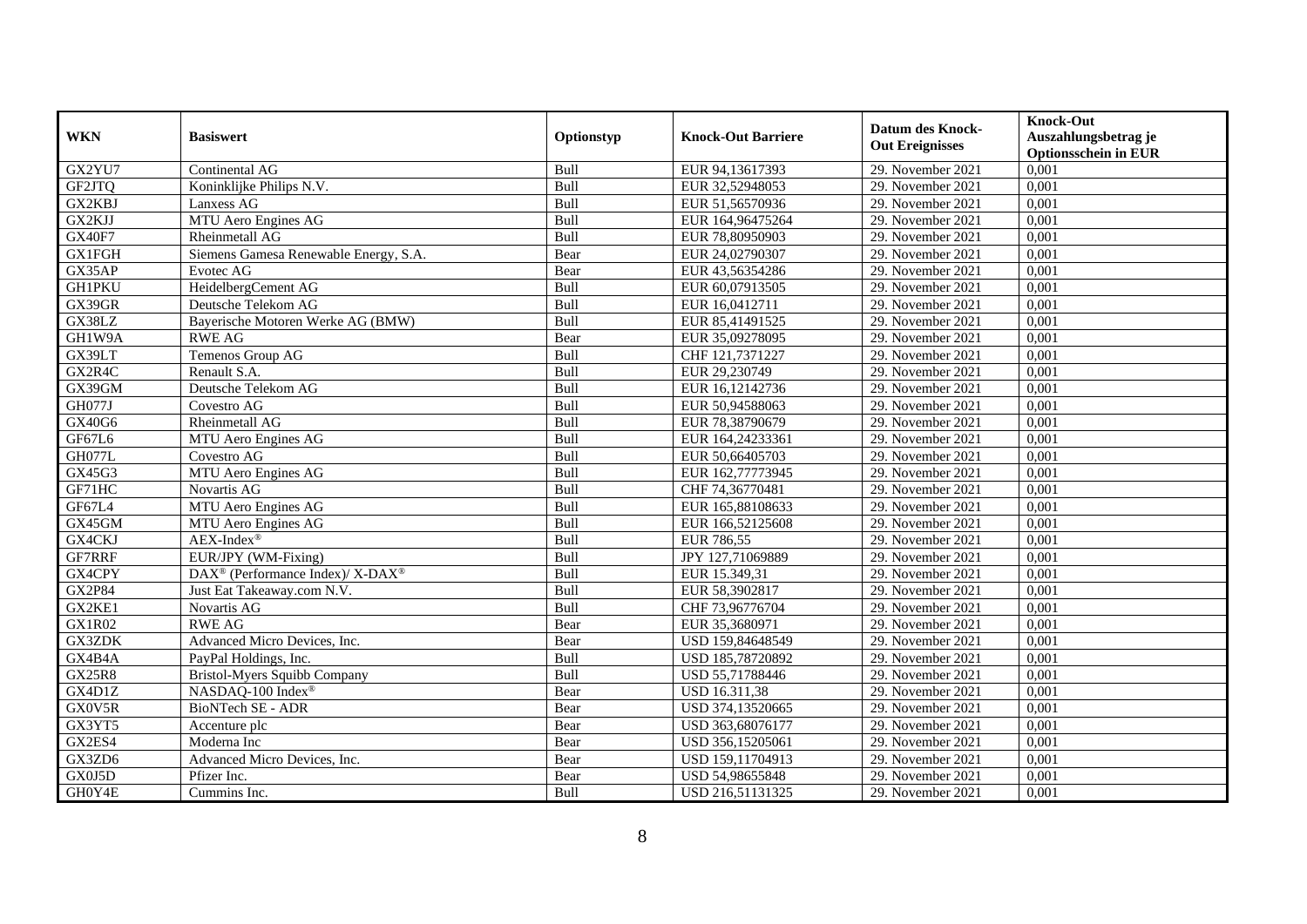| WKN | Basiswert | Optionstyp | Knock-Out Barriere | Datum des Knock-Out Ereignisses | Knock-Out Auszahlungsbetrag je Optionsschein in EUR |
|---|---|---|---|---|---|
| GX2YU7 | Continental AG | Bull | EUR 94,13617393 | 29. November 2021 | 0,001 |
| GF2JTQ | Koninklijke Philips N.V. | Bull | EUR 32,52948053 | 29. November 2021 | 0,001 |
| GX2KBJ | Lanxess AG | Bull | EUR 51,56570936 | 29. November 2021 | 0,001 |
| GX2KJJ | MTU Aero Engines AG | Bull | EUR 164,96475264 | 29. November 2021 | 0,001 |
| GX40F7 | Rheinmetall AG | Bull | EUR 78,80950903 | 29. November 2021 | 0,001 |
| GX1FGH | Siemens Gamesa Renewable Energy, S.A. | Bear | EUR 24,02790307 | 29. November 2021 | 0,001 |
| GX35AP | Evotec AG | Bear | EUR 43,56354286 | 29. November 2021 | 0,001 |
| GH1PKU | HeidelbergCement AG | Bull | EUR 60,07913505 | 29. November 2021 | 0,001 |
| GX39GR | Deutsche Telekom AG | Bull | EUR 16,0412711 | 29. November 2021 | 0,001 |
| GX38LZ | Bayerische Motoren Werke AG (BMW) | Bull | EUR 85,41491525 | 29. November 2021 | 0,001 |
| GH1W9A | RWE AG | Bear | EUR 35,09278095 | 29. November 2021 | 0,001 |
| GX39LT | Temenos Group AG | Bull | CHF 121,7371227 | 29. November 2021 | 0,001 |
| GX2R4C | Renault S.A. | Bull | EUR 29,230749 | 29. November 2021 | 0,001 |
| GX39GM | Deutsche Telekom AG | Bull | EUR 16,12142736 | 29. November 2021 | 0,001 |
| GH077J | Covestro AG | Bull | EUR 50,94588063 | 29. November 2021 | 0,001 |
| GX40G6 | Rheinmetall AG | Bull | EUR 78,38790679 | 29. November 2021 | 0,001 |
| GF67L6 | MTU Aero Engines AG | Bull | EUR 164,24233361 | 29. November 2021 | 0,001 |
| GH077L | Covestro AG | Bull | EUR 50,66405703 | 29. November 2021 | 0,001 |
| GX45G3 | MTU Aero Engines AG | Bull | EUR 162,77773945 | 29. November 2021 | 0,001 |
| GF71HC | Novartis AG | Bull | CHF 74,36770481 | 29. November 2021 | 0,001 |
| GF67L4 | MTU Aero Engines AG | Bull | EUR 165,88108633 | 29. November 2021 | 0,001 |
| GX45GM | MTU Aero Engines AG | Bull | EUR 166,52125608 | 29. November 2021 | 0,001 |
| GX4CKJ | AEX-Index® | Bull | EUR 786,55 | 29. November 2021 | 0,001 |
| GF7RRF | EUR/JPY (WM-Fixing) | Bull | JPY 127,71069889 | 29. November 2021 | 0,001 |
| GX4CPY | DAX® (Performance Index)/ X-DAX® | Bull | EUR 15.349,31 | 29. November 2021 | 0,001 |
| GX2P84 | Just Eat Takeaway.com N.V. | Bull | EUR 58,3902817 | 29. November 2021 | 0,001 |
| GX2KE1 | Novartis AG | Bull | CHF 73,96776704 | 29. November 2021 | 0,001 |
| GX1R02 | RWE AG | Bear | EUR 35,3680971 | 29. November 2021 | 0,001 |
| GX3ZDK | Advanced Micro Devices, Inc. | Bear | USD 159,84648549 | 29. November 2021 | 0,001 |
| GX4B4A | PayPal Holdings, Inc. | Bull | USD 185,78720892 | 29. November 2021 | 0,001 |
| GX25R8 | Bristol-Myers Squibb Company | Bull | USD 55,71788446 | 29. November 2021 | 0,001 |
| GX4D1Z | NASDAQ-100 Index® | Bear | USD 16.311,38 | 29. November 2021 | 0,001 |
| GX0V5R | BioNTech SE - ADR | Bear | USD 374,13520665 | 29. November 2021 | 0,001 |
| GX3YT5 | Accenture plc | Bear | USD 363,68076177 | 29. November 2021 | 0,001 |
| GX2ES4 | Moderna Inc | Bear | USD 356,15205061 | 29. November 2021 | 0,001 |
| GX3ZD6 | Advanced Micro Devices, Inc. | Bear | USD 159,11704913 | 29. November 2021 | 0,001 |
| GX0J5D | Pfizer Inc. | Bear | USD 54,98655848 | 29. November 2021 | 0,001 |
| GH0Y4E | Cummins Inc. | Bull | USD 216,51131325 | 29. November 2021 | 0,001 |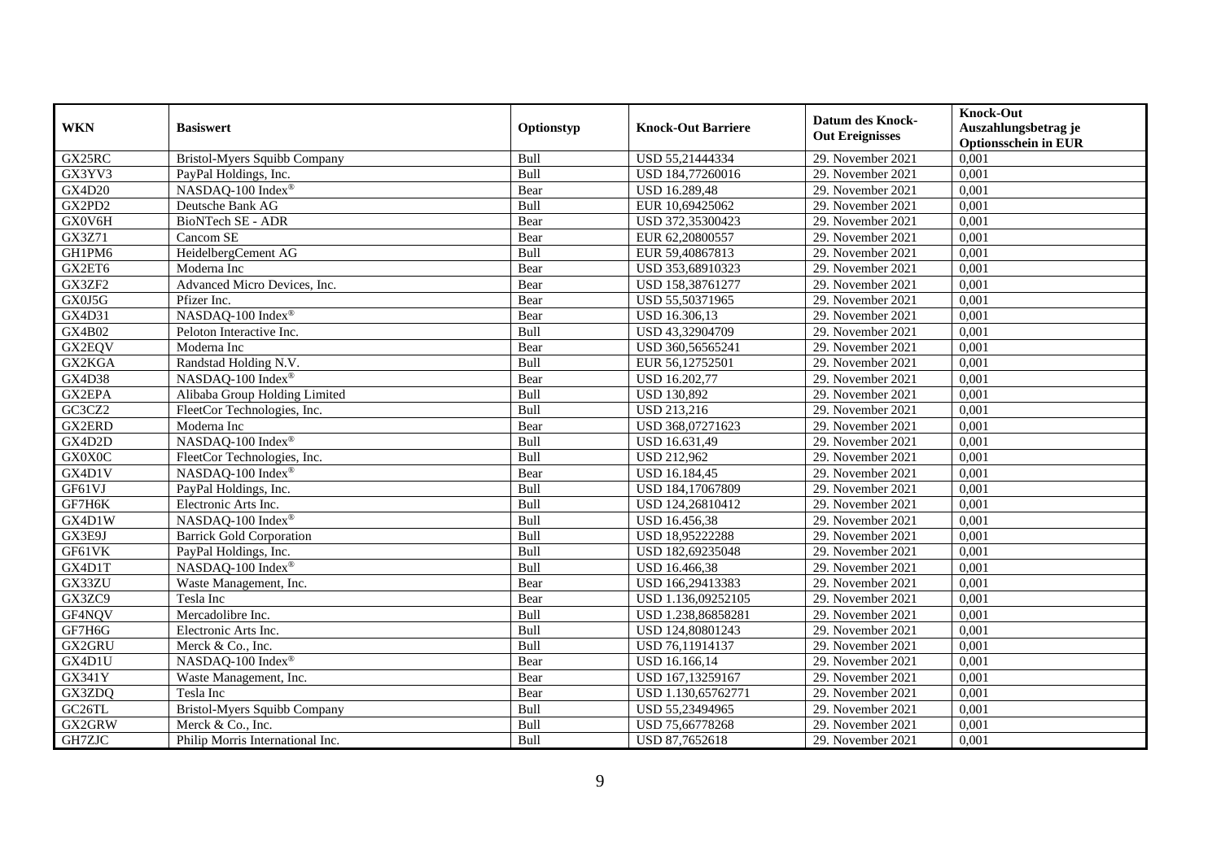| WKN | Basiswert | Optionstyp | Knock-Out Barriere | Datum des Knock-Out Ereignisses | Knock-Out Auszahlungsbetrag je Optionsschein in EUR |
|---|---|---|---|---|---|
| GX25RC | Bristol-Myers Squibb Company | Bull | USD 55,21444334 | 29. November 2021 | 0,001 |
| GX3YV3 | PayPal Holdings, Inc. | Bull | USD 184,77260016 | 29. November 2021 | 0,001 |
| GX4D20 | NASDAQ-100 Index® | Bear | USD 16.289,48 | 29. November 2021 | 0,001 |
| GX2PD2 | Deutsche Bank AG | Bull | EUR 10,69425062 | 29. November 2021 | 0,001 |
| GX0V6H | BioNTech SE - ADR | Bear | USD 372,35300423 | 29. November 2021 | 0,001 |
| GX3Z71 | Cancom SE | Bear | EUR 62,20800557 | 29. November 2021 | 0,001 |
| GH1PM6 | HeidelbergCement AG | Bull | EUR 59,40867813 | 29. November 2021 | 0,001 |
| GX2ET6 | Moderna Inc | Bear | USD 353,68910323 | 29. November 2021 | 0,001 |
| GX3ZF2 | Advanced Micro Devices, Inc. | Bear | USD 158,38761277 | 29. November 2021 | 0,001 |
| GX0J5G | Pfizer Inc. | Bear | USD 55,50371965 | 29. November 2021 | 0,001 |
| GX4D31 | NASDAQ-100 Index® | Bear | USD 16.306,13 | 29. November 2021 | 0,001 |
| GX4B02 | Peloton Interactive Inc. | Bull | USD 43,32904709 | 29. November 2021 | 0,001 |
| GX2EQV | Moderna Inc | Bear | USD 360,56565241 | 29. November 2021 | 0,001 |
| GX2KGA | Randstad Holding N.V. | Bull | EUR 56,12752501 | 29. November 2021 | 0,001 |
| GX4D38 | NASDAQ-100 Index® | Bear | USD 16.202,77 | 29. November 2021 | 0,001 |
| GX2EPA | Alibaba Group Holding Limited | Bull | USD 130,892 | 29. November 2021 | 0,001 |
| GC3CZ2 | FleetCor Technologies, Inc. | Bull | USD 213,216 | 29. November 2021 | 0,001 |
| GX2ERD | Moderna Inc | Bear | USD 368,07271623 | 29. November 2021 | 0,001 |
| GX4D2D | NASDAQ-100 Index® | Bull | USD 16.631,49 | 29. November 2021 | 0,001 |
| GX0X0C | FleetCor Technologies, Inc. | Bull | USD 212,962 | 29. November 2021 | 0,001 |
| GX4D1V | NASDAQ-100 Index® | Bear | USD 16.184,45 | 29. November 2021 | 0,001 |
| GF61VJ | PayPal Holdings, Inc. | Bull | USD 184,17067809 | 29. November 2021 | 0,001 |
| GF7H6K | Electronic Arts Inc. | Bull | USD 124,26810412 | 29. November 2021 | 0,001 |
| GX4D1W | NASDAQ-100 Index® | Bull | USD 16.456,38 | 29. November 2021 | 0,001 |
| GX3E9J | Barrick Gold Corporation | Bull | USD 18,95222288 | 29. November 2021 | 0,001 |
| GF61VK | PayPal Holdings, Inc. | Bull | USD 182,69235048 | 29. November 2021 | 0,001 |
| GX4D1T | NASDAQ-100 Index® | Bull | USD 16.466,38 | 29. November 2021 | 0,001 |
| GX33ZU | Waste Management, Inc. | Bear | USD 166,29413383 | 29. November 2021 | 0,001 |
| GX3ZC9 | Tesla Inc | Bear | USD 1.136,09252105 | 29. November 2021 | 0,001 |
| GF4NQV | Mercadolibre Inc. | Bull | USD 1.238,86858281 | 29. November 2021 | 0,001 |
| GF7H6G | Electronic Arts Inc. | Bull | USD 124,80801243 | 29. November 2021 | 0,001 |
| GX2GRU | Merck & Co., Inc. | Bull | USD 76,11914137 | 29. November 2021 | 0,001 |
| GX4D1U | NASDAQ-100 Index® | Bear | USD 16.166,14 | 29. November 2021 | 0,001 |
| GX341Y | Waste Management, Inc. | Bear | USD 167,13259167 | 29. November 2021 | 0,001 |
| GX3ZDQ | Tesla Inc | Bear | USD 1.130,65762771 | 29. November 2021 | 0,001 |
| GC26TL | Bristol-Myers Squibb Company | Bull | USD 55,23494965 | 29. November 2021 | 0,001 |
| GX2GRW | Merck & Co., Inc. | Bull | USD 75,66778268 | 29. November 2021 | 0,001 |
| GH7ZJC | Philip Morris International Inc. | Bull | USD 87,7652618 | 29. November 2021 | 0,001 |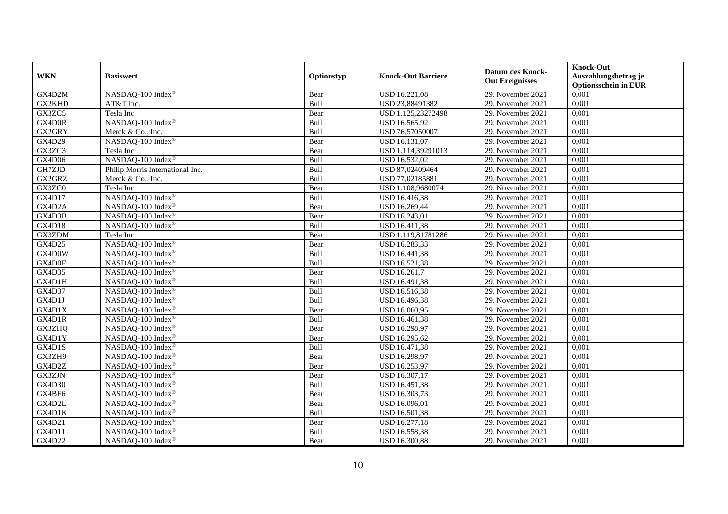| WKN | Basiswert | Optionstyp | Knock-Out Barriere | Datum des Knock-Out Ereignisses | Knock-Out Auszahlungsbetrag je Optionsschein in EUR |
|---|---|---|---|---|---|
| GX4D2M | NASDAQ-100 Index® | Bear | USD 16.221,08 | 29. November 2021 | 0,001 |
| GX2KHD | AT&T Inc. | Bull | USD 23,88491382 | 29. November 2021 | 0,001 |
| GX3ZC5 | Tesla Inc | Bear | USD 1.125,23272498 | 29. November 2021 | 0,001 |
| GX4D0R | NASDAQ-100 Index® | Bull | USD 16.565,92 | 29. November 2021 | 0,001 |
| GX2GRY | Merck & Co., Inc. | Bull | USD 76,57050007 | 29. November 2021 | 0,001 |
| GX4D29 | NASDAQ-100 Index® | Bear | USD 16.131,07 | 29. November 2021 | 0,001 |
| GX3ZC3 | Tesla Inc | Bear | USD 1.114,39291013 | 29. November 2021 | 0,001 |
| GX4D06 | NASDAQ-100 Index® | Bull | USD 16.532,02 | 29. November 2021 | 0,001 |
| GH7ZJD | Philip Morris International Inc. | Bull | USD 87,02409464 | 29. November 2021 | 0,001 |
| GX2GRZ | Merck & Co., Inc. | Bull | USD 77,02185881 | 29. November 2021 | 0,001 |
| GX3ZC0 | Tesla Inc | Bear | USD 1.108,9680074 | 29. November 2021 | 0,001 |
| GX4D17 | NASDAQ-100 Index® | Bull | USD 16.416,38 | 29. November 2021 | 0,001 |
| GX4D2A | NASDAQ-100 Index® | Bear | USD 16.269,44 | 29. November 2021 | 0,001 |
| GX4D3B | NASDAQ-100 Index® | Bear | USD 16.243,01 | 29. November 2021 | 0,001 |
| GX4D18 | NASDAQ-100 Index® | Bull | USD 16.411,38 | 29. November 2021 | 0,001 |
| GX3ZDM | Tesla Inc | Bear | USD 1.119,81781286 | 29. November 2021 | 0,001 |
| GX4D25 | NASDAQ-100 Index® | Bear | USD 16.283,33 | 29. November 2021 | 0,001 |
| GX4D0W | NASDAQ-100 Index® | Bull | USD 16.441,38 | 29. November 2021 | 0,001 |
| GX4D0F | NASDAQ-100 Index® | Bull | USD 16.521,38 | 29. November 2021 | 0,001 |
| GX4D35 | NASDAQ-100 Index® | Bear | USD 16.261,7 | 29. November 2021 | 0,001 |
| GX4D1H | NASDAQ-100 Index® | Bull | USD 16.491,38 | 29. November 2021 | 0,001 |
| GX4D37 | NASDAQ-100 Index® | Bull | USD 16.516,38 | 29. November 2021 | 0,001 |
| GX4D1J | NASDAQ-100 Index® | Bull | USD 16.496,38 | 29. November 2021 | 0,001 |
| GX4D1X | NASDAQ-100 Index® | Bear | USD 16.060,95 | 29. November 2021 | 0,001 |
| GX4D1R | NASDAQ-100 Index® | Bull | USD 16.461,38 | 29. November 2021 | 0,001 |
| GX3ZHQ | NASDAQ-100 Index® | Bear | USD 16.298,97 | 29. November 2021 | 0,001 |
| GX4D1Y | NASDAQ-100 Index® | Bear | USD 16.295,62 | 29. November 2021 | 0,001 |
| GX4D1S | NASDAQ-100 Index® | Bull | USD 16.471,38 | 29. November 2021 | 0,001 |
| GX3ZH9 | NASDAQ-100 Index® | Bear | USD 16.298,97 | 29. November 2021 | 0,001 |
| GX4D2Z | NASDAQ-100 Index® | Bear | USD 16.253,97 | 29. November 2021 | 0,001 |
| GX3ZJN | NASDAQ-100 Index® | Bear | USD 16.307,17 | 29. November 2021 | 0,001 |
| GX4D30 | NASDAQ-100 Index® | Bull | USD 16.451,38 | 29. November 2021 | 0,001 |
| GX4BF6 | NASDAQ-100 Index® | Bear | USD 16.303,73 | 29. November 2021 | 0,001 |
| GX4D2L | NASDAQ-100 Index® | Bear | USD 16.096,01 | 29. November 2021 | 0,001 |
| GX4D1K | NASDAQ-100 Index® | Bull | USD 16.501,38 | 29. November 2021 | 0,001 |
| GX4D21 | NASDAQ-100 Index® | Bear | USD 16.277,18 | 29. November 2021 | 0,001 |
| GX4D11 | NASDAQ-100 Index® | Bull | USD 16.558,38 | 29. November 2021 | 0,001 |
| GX4D22 | NASDAQ-100 Index® | Bear | USD 16.300,88 | 29. November 2021 | 0,001 |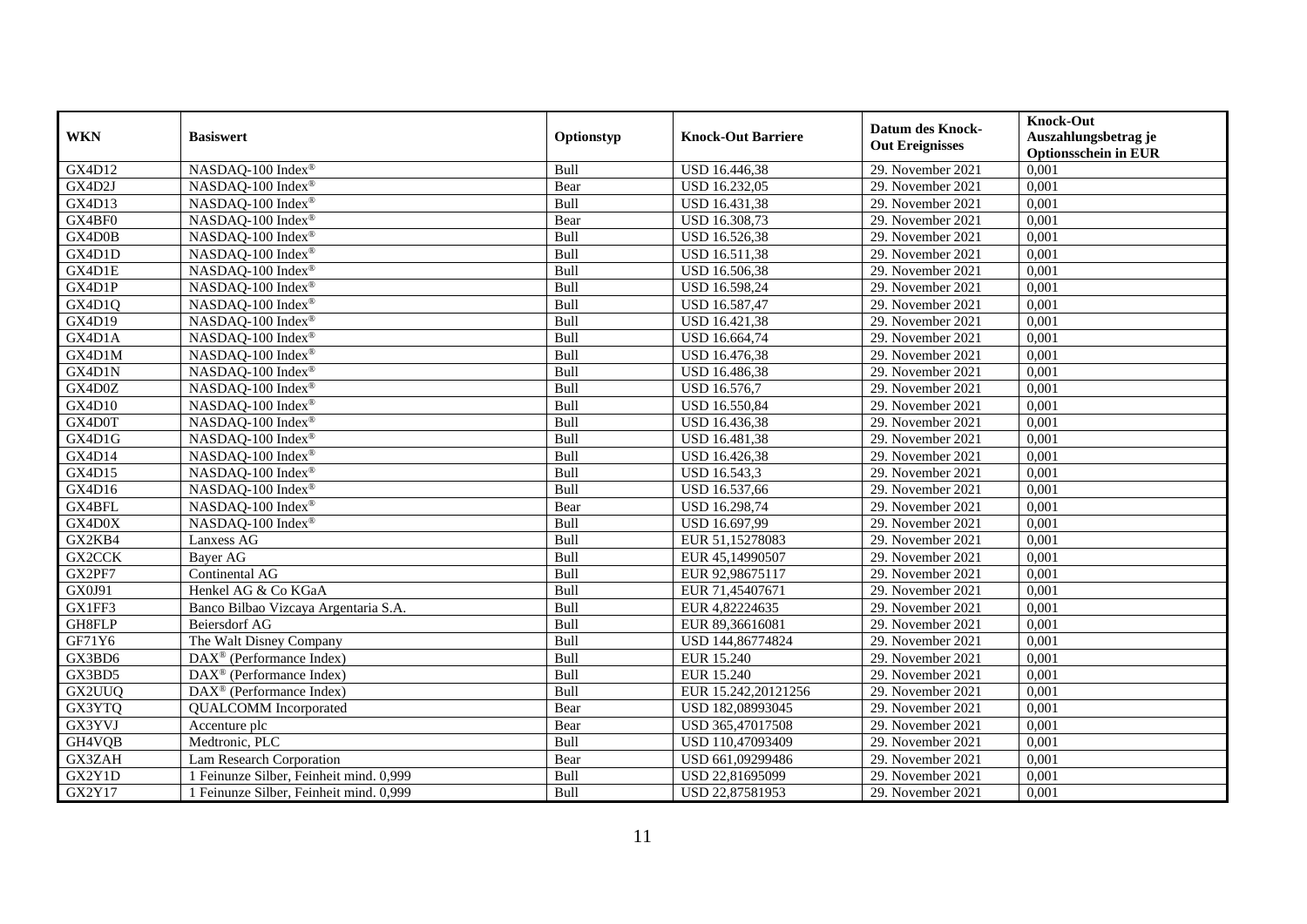| WKN | Basiswert | Optionstyp | Knock-Out Barriere | Datum des Knock-Out Ereignisses | Knock-Out Auszahlungsbetrag je Optionsschein in EUR |
|---|---|---|---|---|---|
| GX4D12 | NASDAQ-100 Index® | Bull | USD 16.446,38 | 29. November 2021 | 0,001 |
| GX4D2J | NASDAQ-100 Index® | Bear | USD 16.232,05 | 29. November 2021 | 0,001 |
| GX4D13 | NASDAQ-100 Index® | Bull | USD 16.431,38 | 29. November 2021 | 0,001 |
| GX4BF0 | NASDAQ-100 Index® | Bear | USD 16.308,73 | 29. November 2021 | 0,001 |
| GX4D0B | NASDAQ-100 Index® | Bull | USD 16.526,38 | 29. November 2021 | 0,001 |
| GX4D1D | NASDAQ-100 Index® | Bull | USD 16.511,38 | 29. November 2021 | 0,001 |
| GX4D1E | NASDAQ-100 Index® | Bull | USD 16.506,38 | 29. November 2021 | 0,001 |
| GX4D1P | NASDAQ-100 Index® | Bull | USD 16.598,24 | 29. November 2021 | 0,001 |
| GX4D1Q | NASDAQ-100 Index® | Bull | USD 16.587,47 | 29. November 2021 | 0,001 |
| GX4D19 | NASDAQ-100 Index® | Bull | USD 16.421,38 | 29. November 2021 | 0,001 |
| GX4D1A | NASDAQ-100 Index® | Bull | USD 16.664,74 | 29. November 2021 | 0,001 |
| GX4D1M | NASDAQ-100 Index® | Bull | USD 16.476,38 | 29. November 2021 | 0,001 |
| GX4D1N | NASDAQ-100 Index® | Bull | USD 16.486,38 | 29. November 2021 | 0,001 |
| GX4D0Z | NASDAQ-100 Index® | Bull | USD 16.576,7 | 29. November 2021 | 0,001 |
| GX4D10 | NASDAQ-100 Index® | Bull | USD 16.550,84 | 29. November 2021 | 0,001 |
| GX4D0T | NASDAQ-100 Index® | Bull | USD 16.436,38 | 29. November 2021 | 0,001 |
| GX4D1G | NASDAQ-100 Index® | Bull | USD 16.481,38 | 29. November 2021 | 0,001 |
| GX4D14 | NASDAQ-100 Index® | Bull | USD 16.426,38 | 29. November 2021 | 0,001 |
| GX4D15 | NASDAQ-100 Index® | Bull | USD 16.543,3 | 29. November 2021 | 0,001 |
| GX4D16 | NASDAQ-100 Index® | Bull | USD 16.537,66 | 29. November 2021 | 0,001 |
| GX4BFL | NASDAQ-100 Index® | Bear | USD 16.298,74 | 29. November 2021 | 0,001 |
| GX4D0X | NASDAQ-100 Index® | Bull | USD 16.697,99 | 29. November 2021 | 0,001 |
| GX2KB4 | Lanxess AG | Bull | EUR 51,15278083 | 29. November 2021 | 0,001 |
| GX2CCK | Bayer AG | Bull | EUR 45,14990507 | 29. November 2021 | 0,001 |
| GX2PF7 | Continental AG | Bull | EUR 92,98675117 | 29. November 2021 | 0,001 |
| GX0J91 | Henkel AG & Co KGaA | Bull | EUR 71,45407671 | 29. November 2021 | 0,001 |
| GX1FF3 | Banco Bilbao Vizcaya Argentaria S.A. | Bull | EUR 4,82224635 | 29. November 2021 | 0,001 |
| GH8FLP | Beiersdorf AG | Bull | EUR 89,36616081 | 29. November 2021 | 0,001 |
| GF71Y6 | The Walt Disney Company | Bull | USD 144,86774824 | 29. November 2021 | 0,001 |
| GX3BD6 | DAX® (Performance Index) | Bull | EUR 15.240 | 29. November 2021 | 0,001 |
| GX3BD5 | DAX® (Performance Index) | Bull | EUR 15.240 | 29. November 2021 | 0,001 |
| GX2UUQ | DAX® (Performance Index) | Bull | EUR 15.242,20121256 | 29. November 2021 | 0,001 |
| GX3YTQ | QUALCOMM Incorporated | Bear | USD 182,08993045 | 29. November 2021 | 0,001 |
| GX3YVJ | Accenture plc | Bear | USD 365,47017508 | 29. November 2021 | 0,001 |
| GH4VQB | Medtronic, PLC | Bull | USD 110,47093409 | 29. November 2021 | 0,001 |
| GX3ZAH | Lam Research Corporation | Bear | USD 661,09299486 | 29. November 2021 | 0,001 |
| GX2Y1D | 1 Feinunze Silber, Feinheit mind. 0,999 | Bull | USD 22,81695099 | 29. November 2021 | 0,001 |
| GX2Y17 | 1 Feinunze Silber, Feinheit mind. 0,999 | Bull | USD 22,87581953 | 29. November 2021 | 0,001 |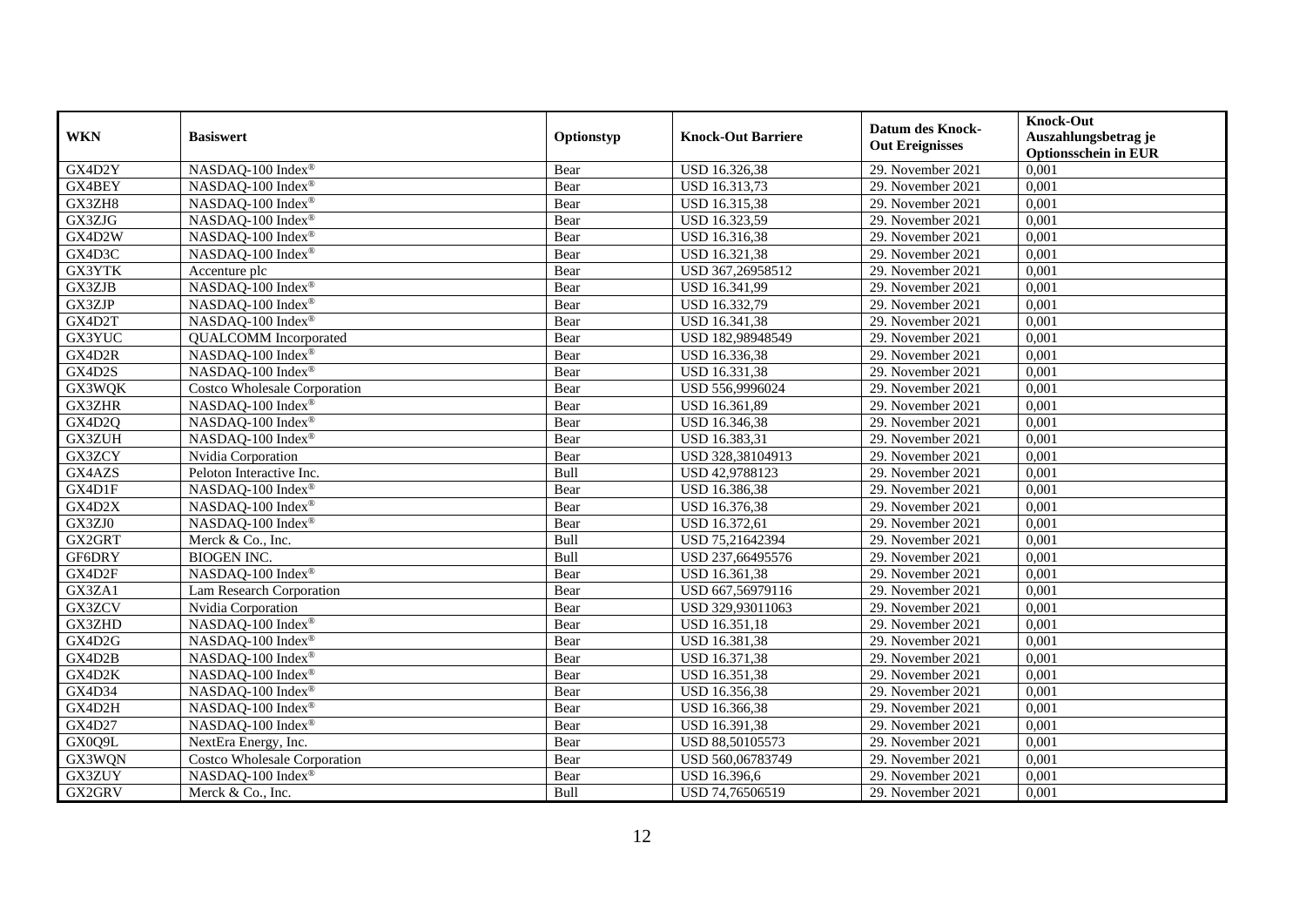| WKN | Basiswert | Optionstyp | Knock-Out Barriere | Datum des Knock-Out Ereignisses | Knock-Out Auszahlungsbetrag je Optionsschein in EUR |
|---|---|---|---|---|---|
| GX4D2Y | NASDAQ-100 Index® | Bear | USD 16.326,38 | 29. November 2021 | 0,001 |
| GX4BEY | NASDAQ-100 Index® | Bear | USD 16.313,73 | 29. November 2021 | 0,001 |
| GX3ZH8 | NASDAQ-100 Index® | Bear | USD 16.315,38 | 29. November 2021 | 0,001 |
| GX3ZJG | NASDAQ-100 Index® | Bear | USD 16.323,59 | 29. November 2021 | 0,001 |
| GX4D2W | NASDAQ-100 Index® | Bear | USD 16.316,38 | 29. November 2021 | 0,001 |
| GX4D3C | NASDAQ-100 Index® | Bear | USD 16.321,38 | 29. November 2021 | 0,001 |
| GX3YTK | Accenture plc | Bear | USD 367,26958512 | 29. November 2021 | 0,001 |
| GX3ZJB | NASDAQ-100 Index® | Bear | USD 16.341,99 | 29. November 2021 | 0,001 |
| GX3ZJP | NASDAQ-100 Index® | Bear | USD 16.332,79 | 29. November 2021 | 0,001 |
| GX4D2T | NASDAQ-100 Index® | Bear | USD 16.341,38 | 29. November 2021 | 0,001 |
| GX3YUC | QUALCOMM Incorporated | Bear | USD 182,98948549 | 29. November 2021 | 0,001 |
| GX4D2R | NASDAQ-100 Index® | Bear | USD 16.336,38 | 29. November 2021 | 0,001 |
| GX4D2S | NASDAQ-100 Index® | Bear | USD 16.331,38 | 29. November 2021 | 0,001 |
| GX3WQK | Costco Wholesale Corporation | Bear | USD 556,9996024 | 29. November 2021 | 0,001 |
| GX3ZHR | NASDAQ-100 Index® | Bear | USD 16.361,89 | 29. November 2021 | 0,001 |
| GX4D2Q | NASDAQ-100 Index® | Bear | USD 16.346,38 | 29. November 2021 | 0,001 |
| GX3ZUH | NASDAQ-100 Index® | Bear | USD 16.383,31 | 29. November 2021 | 0,001 |
| GX3ZCY | Nvidia Corporation | Bear | USD 328,38104913 | 29. November 2021 | 0,001 |
| GX4AZS | Peloton Interactive Inc. | Bull | USD 42,9788123 | 29. November 2021 | 0,001 |
| GX4D1F | NASDAQ-100 Index® | Bear | USD 16.386,38 | 29. November 2021 | 0,001 |
| GX4D2X | NASDAQ-100 Index® | Bear | USD 16.376,38 | 29. November 2021 | 0,001 |
| GX3ZJ0 | NASDAQ-100 Index® | Bear | USD 16.372,61 | 29. November 2021 | 0,001 |
| GX2GRT | Merck & Co., Inc. | Bull | USD 75,21642394 | 29. November 2021 | 0,001 |
| GF6DRY | BIOGEN INC. | Bull | USD 237,66495576 | 29. November 2021 | 0,001 |
| GX4D2F | NASDAQ-100 Index® | Bear | USD 16.361,38 | 29. November 2021 | 0,001 |
| GX3ZA1 | Lam Research Corporation | Bear | USD 667,56979116 | 29. November 2021 | 0,001 |
| GX3ZCV | Nvidia Corporation | Bear | USD 329,93011063 | 29. November 2021 | 0,001 |
| GX3ZHD | NASDAQ-100 Index® | Bear | USD 16.351,18 | 29. November 2021 | 0,001 |
| GX4D2G | NASDAQ-100 Index® | Bear | USD 16.381,38 | 29. November 2021 | 0,001 |
| GX4D2B | NASDAQ-100 Index® | Bear | USD 16.371,38 | 29. November 2021 | 0,001 |
| GX4D2K | NASDAQ-100 Index® | Bear | USD 16.351,38 | 29. November 2021 | 0,001 |
| GX4D34 | NASDAQ-100 Index® | Bear | USD 16.356,38 | 29. November 2021 | 0,001 |
| GX4D2H | NASDAQ-100 Index® | Bear | USD 16.366,38 | 29. November 2021 | 0,001 |
| GX4D27 | NASDAQ-100 Index® | Bear | USD 16.391,38 | 29. November 2021 | 0,001 |
| GX0Q9L | NextEra Energy, Inc. | Bear | USD 88,50105573 | 29. November 2021 | 0,001 |
| GX3WQN | Costco Wholesale Corporation | Bear | USD 560,06783749 | 29. November 2021 | 0,001 |
| GX3ZUY | NASDAQ-100 Index® | Bear | USD 16.396,6 | 29. November 2021 | 0,001 |
| GX2GRV | Merck & Co., Inc. | Bull | USD 74,76506519 | 29. November 2021 | 0,001 |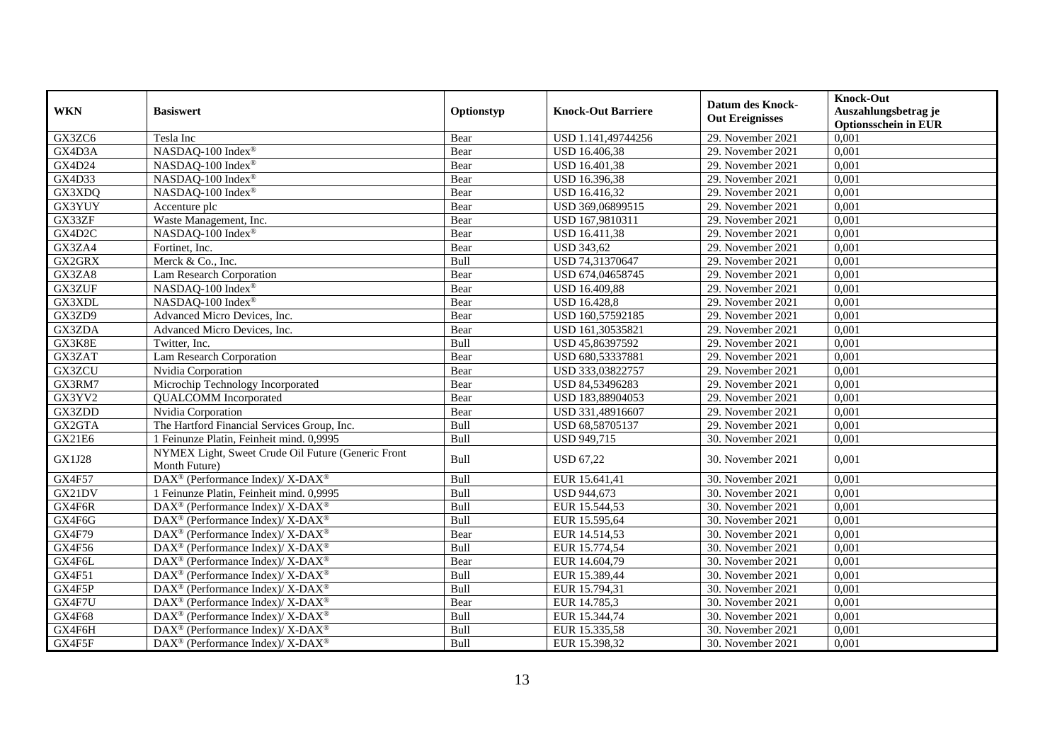| WKN | Basiswert | Optionstyp | Knock-Out Barriere | Datum des Knock-Out Ereignisses | Knock-Out Auszahlungsbetrag je Optionsschein in EUR |
|---|---|---|---|---|---|
| GX3ZC6 | Tesla Inc | Bear | USD 1.141,49744256 | 29. November 2021 | 0,001 |
| GX4D3A | NASDAQ-100 Index® | Bear | USD 16.406,38 | 29. November 2021 | 0,001 |
| GX4D24 | NASDAQ-100 Index® | Bear | USD 16.401,38 | 29. November 2021 | 0,001 |
| GX4D33 | NASDAQ-100 Index® | Bear | USD 16.396,38 | 29. November 2021 | 0,001 |
| GX3XDQ | NASDAQ-100 Index® | Bear | USD 16.416,32 | 29. November 2021 | 0,001 |
| GX3YUY | Accenture plc | Bear | USD 369,06899515 | 29. November 2021 | 0,001 |
| GX33ZF | Waste Management, Inc. | Bear | USD 167,9810311 | 29. November 2021 | 0,001 |
| GX4D2C | NASDAQ-100 Index® | Bear | USD 16.411,38 | 29. November 2021 | 0,001 |
| GX3ZA4 | Fortinet, Inc. | Bear | USD 343,62 | 29. November 2021 | 0,001 |
| GX2GRX | Merck & Co., Inc. | Bull | USD 74,31370647 | 29. November 2021 | 0,001 |
| GX3ZA8 | Lam Research Corporation | Bear | USD 674,04658745 | 29. November 2021 | 0,001 |
| GX3ZUF | NASDAQ-100 Index® | Bear | USD 16.409,88 | 29. November 2021 | 0,001 |
| GX3XDL | NASDAQ-100 Index® | Bear | USD 16.428,8 | 29. November 2021 | 0,001 |
| GX3ZD9 | Advanced Micro Devices, Inc. | Bear | USD 160,57592185 | 29. November 2021 | 0,001 |
| GX3ZDA | Advanced Micro Devices, Inc. | Bear | USD 161,30535821 | 29. November 2021 | 0,001 |
| GX3K8E | Twitter, Inc. | Bull | USD 45,86397592 | 29. November 2021 | 0,001 |
| GX3ZAT | Lam Research Corporation | Bear | USD 680,53337881 | 29. November 2021 | 0,001 |
| GX3ZCU | Nvidia Corporation | Bear | USD 333,03822757 | 29. November 2021 | 0,001 |
| GX3RM7 | Microchip Technology Incorporated | Bear | USD 84,53496283 | 29. November 2021 | 0,001 |
| GX3YV2 | QUALCOMM Incorporated | Bear | USD 183,88904053 | 29. November 2021 | 0,001 |
| GX3ZDD | Nvidia Corporation | Bear | USD 331,48916607 | 29. November 2021 | 0,001 |
| GX2GTA | The Hartford Financial Services Group, Inc. | Bull | USD 68,58705137 | 29. November 2021 | 0,001 |
| GX21E6 | 1 Feinunze Platin, Feinheit mind. 0,9995 | Bull | USD 949,715 | 30. November 2021 | 0,001 |
| GX1J28 | NYMEX Light, Sweet Crude Oil Future (Generic Front Month Future) | Bull | USD 67,22 | 30. November 2021 | 0,001 |
| GX4F57 | DAX® (Performance Index)/ X-DAX® | Bull | EUR 15.641,41 | 30. November 2021 | 0,001 |
| GX21DV | 1 Feinunze Platin, Feinheit mind. 0,9995 | Bull | USD 944,673 | 30. November 2021 | 0,001 |
| GX4F6R | DAX® (Performance Index)/ X-DAX® | Bull | EUR 15.544,53 | 30. November 2021 | 0,001 |
| GX4F6G | DAX® (Performance Index)/ X-DAX® | Bull | EUR 15.595,64 | 30. November 2021 | 0,001 |
| GX4F79 | DAX® (Performance Index)/ X-DAX® | Bear | EUR 14.514,53 | 30. November 2021 | 0,001 |
| GX4F56 | DAX® (Performance Index)/ X-DAX® | Bull | EUR 15.774,54 | 30. November 2021 | 0,001 |
| GX4F6L | DAX® (Performance Index)/ X-DAX® | Bear | EUR 14.604,79 | 30. November 2021 | 0,001 |
| GX4F51 | DAX® (Performance Index)/ X-DAX® | Bull | EUR 15.389,44 | 30. November 2021 | 0,001 |
| GX4F5P | DAX® (Performance Index)/ X-DAX® | Bull | EUR 15.794,31 | 30. November 2021 | 0,001 |
| GX4F7U | DAX® (Performance Index)/ X-DAX® | Bear | EUR 14.785,3 | 30. November 2021 | 0,001 |
| GX4F68 | DAX® (Performance Index)/ X-DAX® | Bull | EUR 15.344,74 | 30. November 2021 | 0,001 |
| GX4F6H | DAX® (Performance Index)/ X-DAX® | Bull | EUR 15.335,58 | 30. November 2021 | 0,001 |
| GX4F5F | DAX® (Performance Index)/ X-DAX® | Bull | EUR 15.398,32 | 30. November 2021 | 0,001 |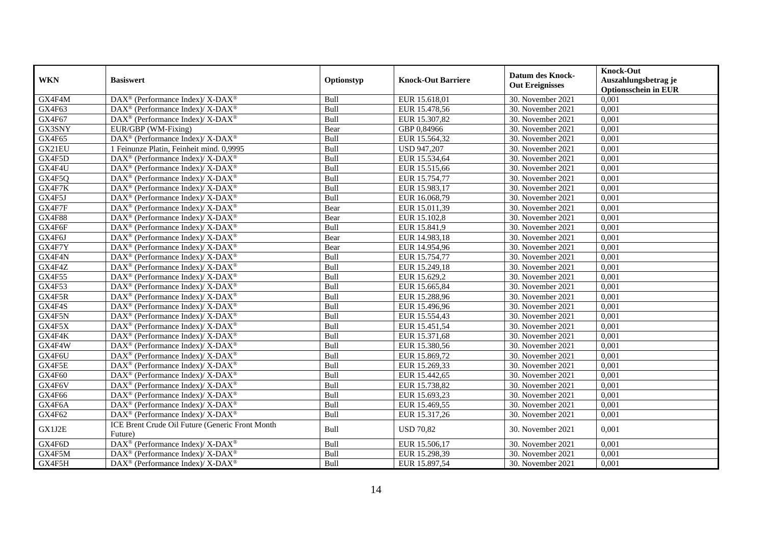| WKN | Basiswert | Optionstyp | Knock-Out Barriere | Datum des Knock-Out Ereignisses | Knock-Out Auszahlungsbetrag je Optionsschein in EUR |
|---|---|---|---|---|---|
| GX4F4M | DAX® (Performance Index)/ X-DAX® | Bull | EUR 15.618,01 | 30. November 2021 | 0,001 |
| GX4F63 | DAX® (Performance Index)/ X-DAX® | Bull | EUR 15.478,56 | 30. November 2021 | 0,001 |
| GX4F67 | DAX® (Performance Index)/ X-DAX® | Bull | EUR 15.307,82 | 30. November 2021 | 0,001 |
| GX3SNY | EUR/GBP (WM-Fixing) | Bear | GBP 0,84966 | 30. November 2021 | 0,001 |
| GX4F65 | DAX® (Performance Index)/ X-DAX® | Bull | EUR 15.564,32 | 30. November 2021 | 0,001 |
| GX21EU | 1 Feinunze Platin, Feinheit mind. 0,9995 | Bull | USD 947,207 | 30. November 2021 | 0,001 |
| GX4F5D | DAX® (Performance Index)/ X-DAX® | Bull | EUR 15.534,64 | 30. November 2021 | 0,001 |
| GX4F4U | DAX® (Performance Index)/ X-DAX® | Bull | EUR 15.515,66 | 30. November 2021 | 0,001 |
| GX4F5Q | DAX® (Performance Index)/ X-DAX® | Bull | EUR 15.754,77 | 30. November 2021 | 0,001 |
| GX4F7K | DAX® (Performance Index)/ X-DAX® | Bull | EUR 15.983,17 | 30. November 2021 | 0,001 |
| GX4F5J | DAX® (Performance Index)/ X-DAX® | Bull | EUR 16.068,79 | 30. November 2021 | 0,001 |
| GX4F7F | DAX® (Performance Index)/ X-DAX® | Bear | EUR 15.011,39 | 30. November 2021 | 0,001 |
| GX4F88 | DAX® (Performance Index)/ X-DAX® | Bear | EUR 15.102,8 | 30. November 2021 | 0,001 |
| GX4F6F | DAX® (Performance Index)/ X-DAX® | Bull | EUR 15.841,9 | 30. November 2021 | 0,001 |
| GX4F6J | DAX® (Performance Index)/ X-DAX® | Bear | EUR 14.983,18 | 30. November 2021 | 0,001 |
| GX4F7Y | DAX® (Performance Index)/ X-DAX® | Bear | EUR 14.954,96 | 30. November 2021 | 0,001 |
| GX4F4N | DAX® (Performance Index)/ X-DAX® | Bull | EUR 15.754,77 | 30. November 2021 | 0,001 |
| GX4F4Z | DAX® (Performance Index)/ X-DAX® | Bull | EUR 15.249,18 | 30. November 2021 | 0,001 |
| GX4F55 | DAX® (Performance Index)/ X-DAX® | Bull | EUR 15.629,2 | 30. November 2021 | 0,001 |
| GX4F53 | DAX® (Performance Index)/ X-DAX® | Bull | EUR 15.665,84 | 30. November 2021 | 0,001 |
| GX4F5R | DAX® (Performance Index)/ X-DAX® | Bull | EUR 15.288,96 | 30. November 2021 | 0,001 |
| GX4F4S | DAX® (Performance Index)/ X-DAX® | Bull | EUR 15.496,96 | 30. November 2021 | 0,001 |
| GX4F5N | DAX® (Performance Index)/ X-DAX® | Bull | EUR 15.554,43 | 30. November 2021 | 0,001 |
| GX4F5X | DAX® (Performance Index)/ X-DAX® | Bull | EUR 15.451,54 | 30. November 2021 | 0,001 |
| GX4F4K | DAX® (Performance Index)/ X-DAX® | Bull | EUR 15.371,68 | 30. November 2021 | 0,001 |
| GX4F4W | DAX® (Performance Index)/ X-DAX® | Bull | EUR 15.380,56 | 30. November 2021 | 0,001 |
| GX4F6U | DAX® (Performance Index)/ X-DAX® | Bull | EUR 15.869,72 | 30. November 2021 | 0,001 |
| GX4F5E | DAX® (Performance Index)/ X-DAX® | Bull | EUR 15.269,33 | 30. November 2021 | 0,001 |
| GX4F60 | DAX® (Performance Index)/ X-DAX® | Bull | EUR 15.442,65 | 30. November 2021 | 0,001 |
| GX4F6V | DAX® (Performance Index)/ X-DAX® | Bull | EUR 15.738,82 | 30. November 2021 | 0,001 |
| GX4F66 | DAX® (Performance Index)/ X-DAX® | Bull | EUR 15.693,23 | 30. November 2021 | 0,001 |
| GX4F6A | DAX® (Performance Index)/ X-DAX® | Bull | EUR 15.469,55 | 30. November 2021 | 0,001 |
| GX4F62 | DAX® (Performance Index)/ X-DAX® | Bull | EUR 15.317,26 | 30. November 2021 | 0,001 |
| GX1J2E | ICE Brent Crude Oil Future (Generic Front Month Future) | Bull | USD 70,82 | 30. November 2021 | 0,001 |
| GX4F6D | DAX® (Performance Index)/ X-DAX® | Bull | EUR 15.506,17 | 30. November 2021 | 0,001 |
| GX4F5M | DAX® (Performance Index)/ X-DAX® | Bull | EUR 15.298,39 | 30. November 2021 | 0,001 |
| GX4F5H | DAX® (Performance Index)/ X-DAX® | Bull | EUR 15.897,54 | 30. November 2021 | 0,001 |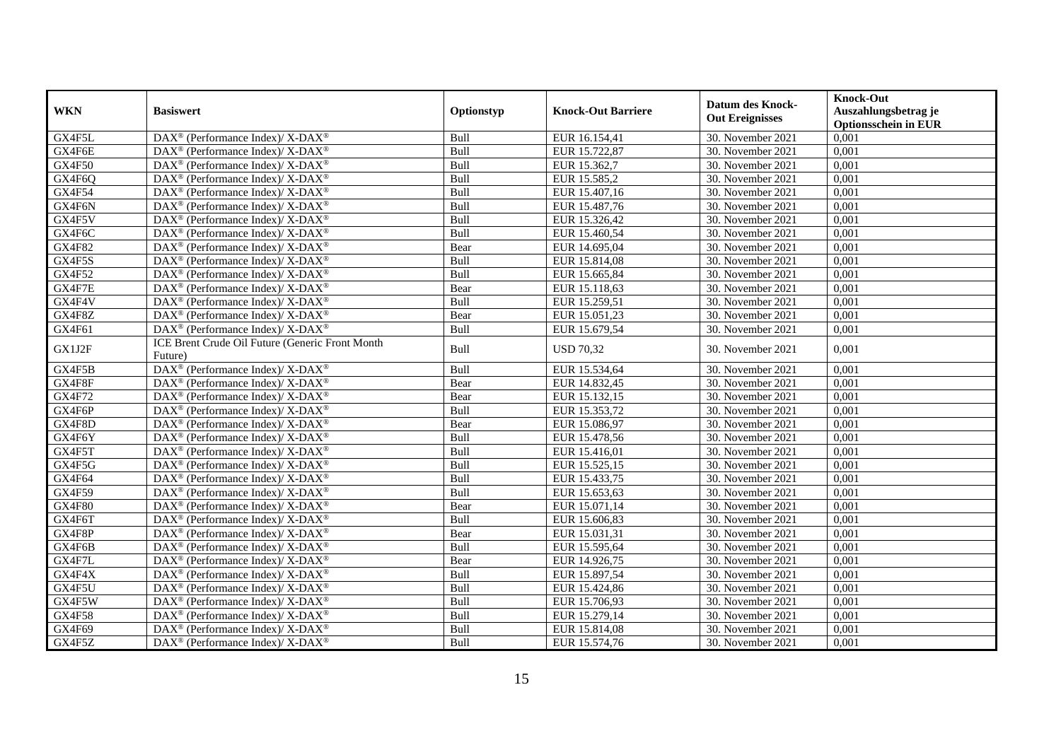| WKN | Basiswert | Optionstyp | Knock-Out Barriere | Datum des Knock-Out Ereignisses | Knock-Out Auszahlungsbetrag je Optionsschein in EUR |
|---|---|---|---|---|---|
| GX4F5L | DAX® (Performance Index)/ X-DAX® | Bull | EUR 16.154,41 | 30. November 2021 | 0,001 |
| GX4F6E | DAX® (Performance Index)/ X-DAX® | Bull | EUR 15.722,87 | 30. November 2021 | 0,001 |
| GX4F50 | DAX® (Performance Index)/ X-DAX® | Bull | EUR 15.362,7 | 30. November 2021 | 0,001 |
| GX4F6Q | DAX® (Performance Index)/ X-DAX® | Bull | EUR 15.585,2 | 30. November 2021 | 0,001 |
| GX4F54 | DAX® (Performance Index)/ X-DAX® | Bull | EUR 15.407,16 | 30. November 2021 | 0,001 |
| GX4F6N | DAX® (Performance Index)/ X-DAX® | Bull | EUR 15.487,76 | 30. November 2021 | 0,001 |
| GX4F5V | DAX® (Performance Index)/ X-DAX® | Bull | EUR 15.326,42 | 30. November 2021 | 0,001 |
| GX4F6C | DAX® (Performance Index)/ X-DAX® | Bull | EUR 15.460,54 | 30. November 2021 | 0,001 |
| GX4F82 | DAX® (Performance Index)/ X-DAX® | Bear | EUR 14.695,04 | 30. November 2021 | 0,001 |
| GX4F5S | DAX® (Performance Index)/ X-DAX® | Bull | EUR 15.814,08 | 30. November 2021 | 0,001 |
| GX4F52 | DAX® (Performance Index)/ X-DAX® | Bull | EUR 15.665,84 | 30. November 2021 | 0,001 |
| GX4F7E | DAX® (Performance Index)/ X-DAX® | Bear | EUR 15.118,63 | 30. November 2021 | 0,001 |
| GX4F4V | DAX® (Performance Index)/ X-DAX® | Bull | EUR 15.259,51 | 30. November 2021 | 0,001 |
| GX4F8Z | DAX® (Performance Index)/ X-DAX® | Bear | EUR 15.051,23 | 30. November 2021 | 0,001 |
| GX4F61 | DAX® (Performance Index)/ X-DAX® | Bull | EUR 15.679,54 | 30. November 2021 | 0,001 |
| GX1J2F | ICE Brent Crude Oil Future (Generic Front Month Future) | Bull | USD 70,32 | 30. November 2021 | 0,001 |
| GX4F5B | DAX® (Performance Index)/ X-DAX® | Bull | EUR 15.534,64 | 30. November 2021 | 0,001 |
| GX4F8F | DAX® (Performance Index)/ X-DAX® | Bear | EUR 14.832,45 | 30. November 2021 | 0,001 |
| GX4F72 | DAX® (Performance Index)/ X-DAX® | Bear | EUR 15.132,15 | 30. November 2021 | 0,001 |
| GX4F6P | DAX® (Performance Index)/ X-DAX® | Bull | EUR 15.353,72 | 30. November 2021 | 0,001 |
| GX4F8D | DAX® (Performance Index)/ X-DAX® | Bear | EUR 15.086,97 | 30. November 2021 | 0,001 |
| GX4F6Y | DAX® (Performance Index)/ X-DAX® | Bull | EUR 15.478,56 | 30. November 2021 | 0,001 |
| GX4F5T | DAX® (Performance Index)/ X-DAX® | Bull | EUR 15.416,01 | 30. November 2021 | 0,001 |
| GX4F5G | DAX® (Performance Index)/ X-DAX® | Bull | EUR 15.525,15 | 30. November 2021 | 0,001 |
| GX4F64 | DAX® (Performance Index)/ X-DAX® | Bull | EUR 15.433,75 | 30. November 2021 | 0,001 |
| GX4F59 | DAX® (Performance Index)/ X-DAX® | Bull | EUR 15.653,63 | 30. November 2021 | 0,001 |
| GX4F80 | DAX® (Performance Index)/ X-DAX® | Bear | EUR 15.071,14 | 30. November 2021 | 0,001 |
| GX4F6T | DAX® (Performance Index)/ X-DAX® | Bull | EUR 15.606,83 | 30. November 2021 | 0,001 |
| GX4F8P | DAX® (Performance Index)/ X-DAX® | Bear | EUR 15.031,31 | 30. November 2021 | 0,001 |
| GX4F6B | DAX® (Performance Index)/ X-DAX® | Bull | EUR 15.595,64 | 30. November 2021 | 0,001 |
| GX4F7L | DAX® (Performance Index)/ X-DAX® | Bear | EUR 14.926,75 | 30. November 2021 | 0,001 |
| GX4F4X | DAX® (Performance Index)/ X-DAX® | Bull | EUR 15.897,54 | 30. November 2021 | 0,001 |
| GX4F5U | DAX® (Performance Index)/ X-DAX® | Bull | EUR 15.424,86 | 30. November 2021 | 0,001 |
| GX4F5W | DAX® (Performance Index)/ X-DAX® | Bull | EUR 15.706,93 | 30. November 2021 | 0,001 |
| GX4F58 | DAX® (Performance Index)/ X-DAX® | Bull | EUR 15.279,14 | 30. November 2021 | 0,001 |
| GX4F69 | DAX® (Performance Index)/ X-DAX® | Bull | EUR 15.814,08 | 30. November 2021 | 0,001 |
| GX4F5Z | DAX® (Performance Index)/ X-DAX® | Bull | EUR 15.574,76 | 30. November 2021 | 0,001 |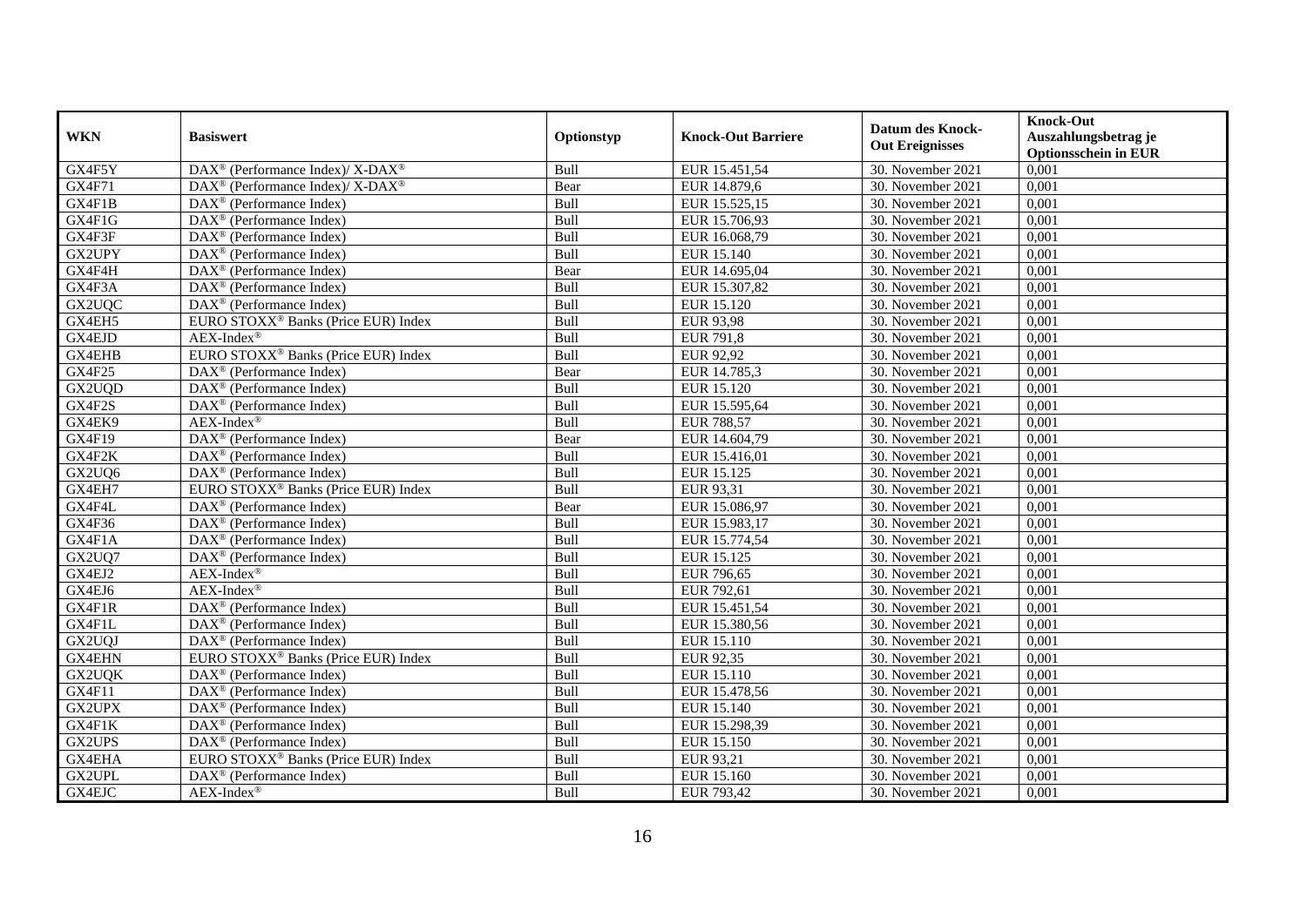| WKN | Basiswert | Optionstyp | Knock-Out Barriere | Datum des Knock-Out Ereignisses | Knock-Out Auszahlungsbetrag je Optionsschein in EUR |
|---|---|---|---|---|---|
| GX4F5Y | DAX® (Performance Index)/ X-DAX® | Bull | EUR 15.451,54 | 30. November 2021 | 0,001 |
| GX4F71 | DAX® (Performance Index)/ X-DAX® | Bear | EUR 14.879,6 | 30. November 2021 | 0,001 |
| GX4F1B | DAX® (Performance Index) | Bull | EUR 15.525,15 | 30. November 2021 | 0,001 |
| GX4F1G | DAX® (Performance Index) | Bull | EUR 15.706,93 | 30. November 2021 | 0,001 |
| GX4F3F | DAX® (Performance Index) | Bull | EUR 16.068,79 | 30. November 2021 | 0,001 |
| GX2UPY | DAX® (Performance Index) | Bull | EUR 15.140 | 30. November 2021 | 0,001 |
| GX4F4H | DAX® (Performance Index) | Bear | EUR 14.695,04 | 30. November 2021 | 0,001 |
| GX4F3A | DAX® (Performance Index) | Bull | EUR 15.307,82 | 30. November 2021 | 0,001 |
| GX2UQC | DAX® (Performance Index) | Bull | EUR 15.120 | 30. November 2021 | 0,001 |
| GX4EH5 | EURO STOXX® Banks (Price EUR) Index | Bull | EUR 93,98 | 30. November 2021 | 0,001 |
| GX4EJD | AEX-Index® | Bull | EUR 791,8 | 30. November 2021 | 0,001 |
| GX4EHB | EURO STOXX® Banks (Price EUR) Index | Bull | EUR 92,92 | 30. November 2021 | 0,001 |
| GX4F25 | DAX® (Performance Index) | Bear | EUR 14.785,3 | 30. November 2021 | 0,001 |
| GX2UQD | DAX® (Performance Index) | Bull | EUR 15.120 | 30. November 2021 | 0,001 |
| GX4F2S | DAX® (Performance Index) | Bull | EUR 15.595,64 | 30. November 2021 | 0,001 |
| GX4EK9 | AEX-Index® | Bull | EUR 788,57 | 30. November 2021 | 0,001 |
| GX4F19 | DAX® (Performance Index) | Bear | EUR 14.604,79 | 30. November 2021 | 0,001 |
| GX4F2K | DAX® (Performance Index) | Bull | EUR 15.416,01 | 30. November 2021 | 0,001 |
| GX2UQ6 | DAX® (Performance Index) | Bull | EUR 15.125 | 30. November 2021 | 0,001 |
| GX4EH7 | EURO STOXX® Banks (Price EUR) Index | Bull | EUR 93,31 | 30. November 2021 | 0,001 |
| GX4F4L | DAX® (Performance Index) | Bear | EUR 15.086,97 | 30. November 2021 | 0,001 |
| GX4F36 | DAX® (Performance Index) | Bull | EUR 15.983,17 | 30. November 2021 | 0,001 |
| GX4F1A | DAX® (Performance Index) | Bull | EUR 15.774,54 | 30. November 2021 | 0,001 |
| GX2UQ7 | DAX® (Performance Index) | Bull | EUR 15.125 | 30. November 2021 | 0,001 |
| GX4EJ2 | AEX-Index® | Bull | EUR 796,65 | 30. November 2021 | 0,001 |
| GX4EJ6 | AEX-Index® | Bull | EUR 792,61 | 30. November 2021 | 0,001 |
| GX4F1R | DAX® (Performance Index) | Bull | EUR 15.451,54 | 30. November 2021 | 0,001 |
| GX4F1L | DAX® (Performance Index) | Bull | EUR 15.380,56 | 30. November 2021 | 0,001 |
| GX2UQJ | DAX® (Performance Index) | Bull | EUR 15.110 | 30. November 2021 | 0,001 |
| GX4EHN | EURO STOXX® Banks (Price EUR) Index | Bull | EUR 92,35 | 30. November 2021 | 0,001 |
| GX2UQK | DAX® (Performance Index) | Bull | EUR 15.110 | 30. November 2021 | 0,001 |
| GX4F11 | DAX® (Performance Index) | Bull | EUR 15.478,56 | 30. November 2021 | 0,001 |
| GX2UPX | DAX® (Performance Index) | Bull | EUR 15.140 | 30. November 2021 | 0,001 |
| GX4F1K | DAX® (Performance Index) | Bull | EUR 15.298,39 | 30. November 2021 | 0,001 |
| GX2UPS | DAX® (Performance Index) | Bull | EUR 15.150 | 30. November 2021 | 0,001 |
| GX4EHA | EURO STOXX® Banks (Price EUR) Index | Bull | EUR 93,21 | 30. November 2021 | 0,001 |
| GX2UPL | DAX® (Performance Index) | Bull | EUR 15.160 | 30. November 2021 | 0,001 |
| GX4EJC | AEX-Index® | Bull | EUR 793,42 | 30. November 2021 | 0,001 |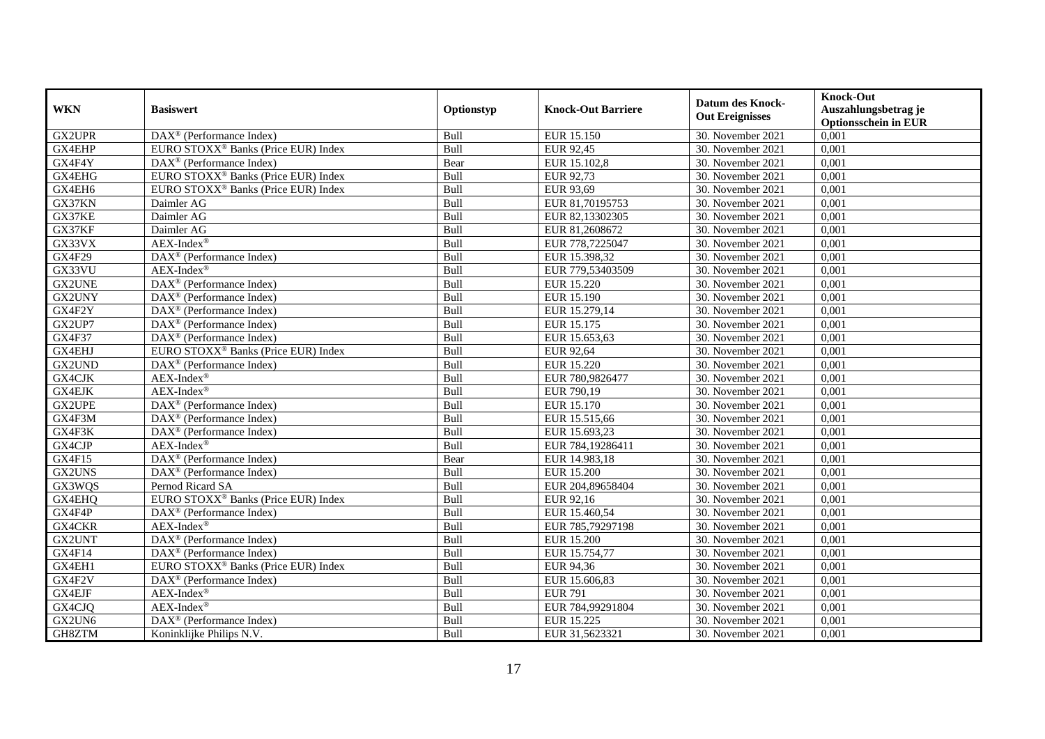| WKN | Basiswert | Optionstyp | Knock-Out Barriere | Datum des Knock-Out Ereignisses | Knock-Out Auszahlungsbetrag je Optionsschein in EUR |
|---|---|---|---|---|---|
| GX2UPR | DAX® (Performance Index) | Bull | EUR 15.150 | 30. November 2021 | 0,001 |
| GX4EHP | EURO STOXX® Banks (Price EUR) Index | Bull | EUR 92,45 | 30. November 2021 | 0,001 |
| GX4F4Y | DAX® (Performance Index) | Bear | EUR 15.102,8 | 30. November 2021 | 0,001 |
| GX4EHG | EURO STOXX® Banks (Price EUR) Index | Bull | EUR 92,73 | 30. November 2021 | 0,001 |
| GX4EH6 | EURO STOXX® Banks (Price EUR) Index | Bull | EUR 93,69 | 30. November 2021 | 0,001 |
| GX37KN | Daimler AG | Bull | EUR 81,70195753 | 30. November 2021 | 0,001 |
| GX37KE | Daimler AG | Bull | EUR 82,13302305 | 30. November 2021 | 0,001 |
| GX37KF | Daimler AG | Bull | EUR 81,2608672 | 30. November 2021 | 0,001 |
| GX33VX | AEX-Index® | Bull | EUR 778,7225047 | 30. November 2021 | 0,001 |
| GX4F29 | DAX® (Performance Index) | Bull | EUR 15.398,32 | 30. November 2021 | 0,001 |
| GX33VU | AEX-Index® | Bull | EUR 779,53403509 | 30. November 2021 | 0,001 |
| GX2UNE | DAX® (Performance Index) | Bull | EUR 15.220 | 30. November 2021 | 0,001 |
| GX2UNY | DAX® (Performance Index) | Bull | EUR 15.190 | 30. November 2021 | 0,001 |
| GX4F2Y | DAX® (Performance Index) | Bull | EUR 15.279,14 | 30. November 2021 | 0,001 |
| GX2UP7 | DAX® (Performance Index) | Bull | EUR 15.175 | 30. November 2021 | 0,001 |
| GX4F37 | DAX® (Performance Index) | Bull | EUR 15.653,63 | 30. November 2021 | 0,001 |
| GX4EHJ | EURO STOXX® Banks (Price EUR) Index | Bull | EUR 92,64 | 30. November 2021 | 0,001 |
| GX2UND | DAX® (Performance Index) | Bull | EUR 15.220 | 30. November 2021 | 0,001 |
| GX4CJK | AEX-Index® | Bull | EUR 780,9826477 | 30. November 2021 | 0,001 |
| GX4EJK | AEX-Index® | Bull | EUR 790,19 | 30. November 2021 | 0,001 |
| GX2UPE | DAX® (Performance Index) | Bull | EUR 15.170 | 30. November 2021 | 0,001 |
| GX4F3M | DAX® (Performance Index) | Bull | EUR 15.515,66 | 30. November 2021 | 0,001 |
| GX4F3K | DAX® (Performance Index) | Bull | EUR 15.693,23 | 30. November 2021 | 0,001 |
| GX4CJP | AEX-Index® | Bull | EUR 784,19286411 | 30. November 2021 | 0,001 |
| GX4F15 | DAX® (Performance Index) | Bear | EUR 14.983,18 | 30. November 2021 | 0,001 |
| GX2UNS | DAX® (Performance Index) | Bull | EUR 15.200 | 30. November 2021 | 0,001 |
| GX3WQS | Pernod Ricard SA | Bull | EUR 204,89658404 | 30. November 2021 | 0,001 |
| GX4EHQ | EURO STOXX® Banks (Price EUR) Index | Bull | EUR 92,16 | 30. November 2021 | 0,001 |
| GX4F4P | DAX® (Performance Index) | Bull | EUR 15.460,54 | 30. November 2021 | 0,001 |
| GX4CKR | AEX-Index® | Bull | EUR 785,79297198 | 30. November 2021 | 0,001 |
| GX2UNT | DAX® (Performance Index) | Bull | EUR 15.200 | 30. November 2021 | 0,001 |
| GX4F14 | DAX® (Performance Index) | Bull | EUR 15.754,77 | 30. November 2021 | 0,001 |
| GX4EH1 | EURO STOXX® Banks (Price EUR) Index | Bull | EUR 94,36 | 30. November 2021 | 0,001 |
| GX4F2V | DAX® (Performance Index) | Bull | EUR 15.606,83 | 30. November 2021 | 0,001 |
| GX4EJF | AEX-Index® | Bull | EUR 791 | 30. November 2021 | 0,001 |
| GX4CJQ | AEX-Index® | Bull | EUR 784,99291804 | 30. November 2021 | 0,001 |
| GX2UN6 | DAX® (Performance Index) | Bull | EUR 15.225 | 30. November 2021 | 0,001 |
| GH8ZTM | Koninklijke Philips N.V. | Bull | EUR 31,5623321 | 30. November 2021 | 0,001 |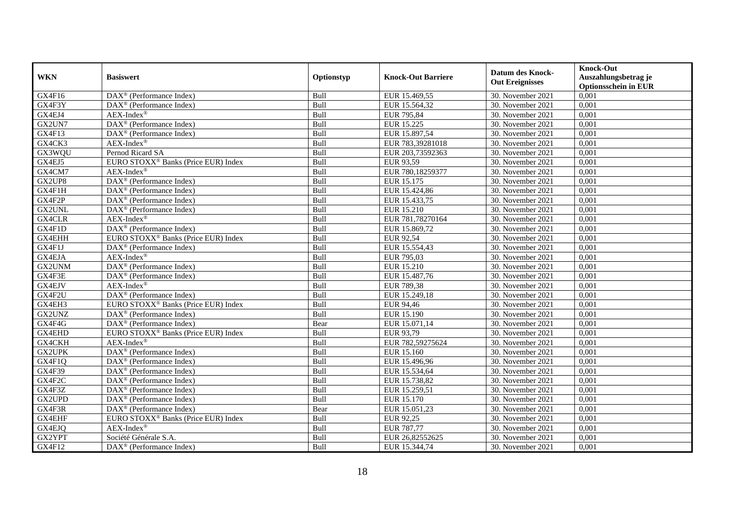| WKN | Basiswert | Optionstyp | Knock-Out Barriere | Datum des Knock-Out Ereignisses | Knock-Out Auszahlungsbetrag je Optionsschein in EUR |
|---|---|---|---|---|---|
| GX4F16 | DAX® (Performance Index) | Bull | EUR 15.469,55 | 30. November 2021 | 0,001 |
| GX4F3Y | DAX® (Performance Index) | Bull | EUR 15.564,32 | 30. November 2021 | 0,001 |
| GX4EJ4 | AEX-Index® | Bull | EUR 795,84 | 30. November 2021 | 0,001 |
| GX2UN7 | DAX® (Performance Index) | Bull | EUR 15.225 | 30. November 2021 | 0,001 |
| GX4F13 | DAX® (Performance Index) | Bull | EUR 15.897,54 | 30. November 2021 | 0,001 |
| GX4CK3 | AEX-Index® | Bull | EUR 783,39281018 | 30. November 2021 | 0,001 |
| GX3WQU | Pernod Ricard SA | Bull | EUR 203,73592363 | 30. November 2021 | 0,001 |
| GX4EJ5 | EURO STOXX® Banks (Price EUR) Index | Bull | EUR 93,59 | 30. November 2021 | 0,001 |
| GX4CM7 | AEX-Index® | Bull | EUR 780,18259377 | 30. November 2021 | 0,001 |
| GX2UP8 | DAX® (Performance Index) | Bull | EUR 15.175 | 30. November 2021 | 0,001 |
| GX4F1H | DAX® (Performance Index) | Bull | EUR 15.424,86 | 30. November 2021 | 0,001 |
| GX4F2P | DAX® (Performance Index) | Bull | EUR 15.433,75 | 30. November 2021 | 0,001 |
| GX2UNL | DAX® (Performance Index) | Bull | EUR 15.210 | 30. November 2021 | 0,001 |
| GX4CLR | AEX-Index® | Bull | EUR 781,78270164 | 30. November 2021 | 0,001 |
| GX4F1D | DAX® (Performance Index) | Bull | EUR 15.869,72 | 30. November 2021 | 0,001 |
| GX4EHH | EURO STOXX® Banks (Price EUR) Index | Bull | EUR 92,54 | 30. November 2021 | 0,001 |
| GX4F1J | DAX® (Performance Index) | Bull | EUR 15.554,43 | 30. November 2021 | 0,001 |
| GX4EJA | AEX-Index® | Bull | EUR 795,03 | 30. November 2021 | 0,001 |
| GX2UNM | DAX® (Performance Index) | Bull | EUR 15.210 | 30. November 2021 | 0,001 |
| GX4F3E | DAX® (Performance Index) | Bull | EUR 15.487,76 | 30. November 2021 | 0,001 |
| GX4EJV | AEX-Index® | Bull | EUR 789,38 | 30. November 2021 | 0,001 |
| GX4F2U | DAX® (Performance Index) | Bull | EUR 15.249,18 | 30. November 2021 | 0,001 |
| GX4EH3 | EURO STOXX® Banks (Price EUR) Index | Bull | EUR 94,46 | 30. November 2021 | 0,001 |
| GX2UNZ | DAX® (Performance Index) | Bull | EUR 15.190 | 30. November 2021 | 0,001 |
| GX4F4G | DAX® (Performance Index) | Bear | EUR 15.071,14 | 30. November 2021 | 0,001 |
| GX4EHD | EURO STOXX® Banks (Price EUR) Index | Bull | EUR 93,79 | 30. November 2021 | 0,001 |
| GX4CKH | AEX-Index® | Bull | EUR 782,59275624 | 30. November 2021 | 0,001 |
| GX2UPK | DAX® (Performance Index) | Bull | EUR 15.160 | 30. November 2021 | 0,001 |
| GX4F1Q | DAX® (Performance Index) | Bull | EUR 15.496,96 | 30. November 2021 | 0,001 |
| GX4F39 | DAX® (Performance Index) | Bull | EUR 15.534,64 | 30. November 2021 | 0,001 |
| GX4F2C | DAX® (Performance Index) | Bull | EUR 15.738,82 | 30. November 2021 | 0,001 |
| GX4F3Z | DAX® (Performance Index) | Bull | EUR 15.259,51 | 30. November 2021 | 0,001 |
| GX2UPD | DAX® (Performance Index) | Bull | EUR 15.170 | 30. November 2021 | 0,001 |
| GX4F3R | DAX® (Performance Index) | Bear | EUR 15.051,23 | 30. November 2021 | 0,001 |
| GX4EHF | EURO STOXX® Banks (Price EUR) Index | Bull | EUR 92,25 | 30. November 2021 | 0,001 |
| GX4EJQ | AEX-Index® | Bull | EUR 787,77 | 30. November 2021 | 0,001 |
| GX2YPT | Société Générale S.A. | Bull | EUR 26,82552625 | 30. November 2021 | 0,001 |
| GX4F12 | DAX® (Performance Index) | Bull | EUR 15.344,74 | 30. November 2021 | 0,001 |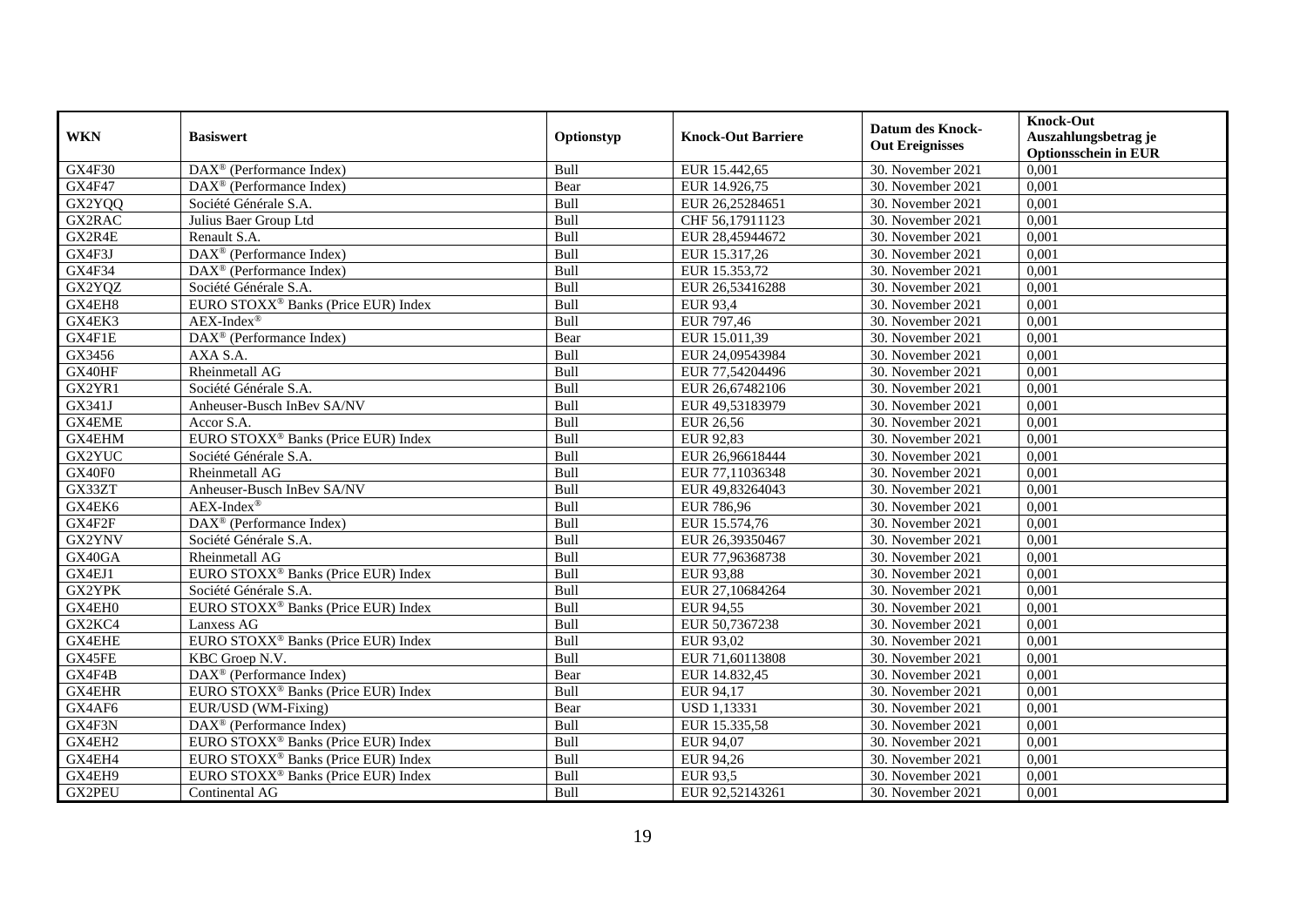| WKN | Basiswert | Optionstyp | Knock-Out Barriere | Datum des Knock-Out Ereignisses | Knock-Out Auszahlungsbetrag je Optionsschein in EUR |
|---|---|---|---|---|---|
| GX4F30 | DAX® (Performance Index) | Bull | EUR 15.442,65 | 30. November 2021 | 0,001 |
| GX4F47 | DAX® (Performance Index) | Bear | EUR 14.926,75 | 30. November 2021 | 0,001 |
| GX2YQQ | Société Générale S.A. | Bull | EUR 26,25284651 | 30. November 2021 | 0,001 |
| GX2RAC | Julius Baer Group Ltd | Bull | CHF 56,17911123 | 30. November 2021 | 0,001 |
| GX2R4E | Renault S.A. | Bull | EUR 28,45944672 | 30. November 2021 | 0,001 |
| GX4F3J | DAX® (Performance Index) | Bull | EUR 15.317,26 | 30. November 2021 | 0,001 |
| GX4F34 | DAX® (Performance Index) | Bull | EUR 15.353,72 | 30. November 2021 | 0,001 |
| GX2YQZ | Société Générale S.A. | Bull | EUR 26,53416288 | 30. November 2021 | 0,001 |
| GX4EH8 | EURO STOXX® Banks (Price EUR) Index | Bull | EUR 93,4 | 30. November 2021 | 0,001 |
| GX4EK3 | AEX-Index® | Bull | EUR 797,46 | 30. November 2021 | 0,001 |
| GX4F1E | DAX® (Performance Index) | Bear | EUR 15.011,39 | 30. November 2021 | 0,001 |
| GX3456 | AXA S.A. | Bull | EUR 24,09543984 | 30. November 2021 | 0,001 |
| GX40HF | Rheinmetall AG | Bull | EUR 77,54204496 | 30. November 2021 | 0,001 |
| GX2YR1 | Société Générale S.A. | Bull | EUR 26,67482106 | 30. November 2021 | 0,001 |
| GX341J | Anheuser-Busch InBev SA/NV | Bull | EUR 49,53183979 | 30. November 2021 | 0,001 |
| GX4EME | Accor S.A. | Bull | EUR 26,56 | 30. November 2021 | 0,001 |
| GX4EHM | EURO STOXX® Banks (Price EUR) Index | Bull | EUR 92,83 | 30. November 2021 | 0,001 |
| GX2YUC | Société Générale S.A. | Bull | EUR 26,96618444 | 30. November 2021 | 0,001 |
| GX40F0 | Rheinmetall AG | Bull | EUR 77,11036348 | 30. November 2021 | 0,001 |
| GX33ZT | Anheuser-Busch InBev SA/NV | Bull | EUR 49,83264043 | 30. November 2021 | 0,001 |
| GX4EK6 | AEX-Index® | Bull | EUR 786,96 | 30. November 2021 | 0,001 |
| GX4F2F | DAX® (Performance Index) | Bull | EUR 15.574,76 | 30. November 2021 | 0,001 |
| GX2YNV | Société Générale S.A. | Bull | EUR 26,39350467 | 30. November 2021 | 0,001 |
| GX40GA | Rheinmetall AG | Bull | EUR 77,96368738 | 30. November 2021 | 0,001 |
| GX4EJ1 | EURO STOXX® Banks (Price EUR) Index | Bull | EUR 93,88 | 30. November 2021 | 0,001 |
| GX2YPK | Société Générale S.A. | Bull | EUR 27,10684264 | 30. November 2021 | 0,001 |
| GX4EH0 | EURO STOXX® Banks (Price EUR) Index | Bull | EUR 94,55 | 30. November 2021 | 0,001 |
| GX2KC4 | Lanxess AG | Bull | EUR 50,7367238 | 30. November 2021 | 0,001 |
| GX4EHE | EURO STOXX® Banks (Price EUR) Index | Bull | EUR 93,02 | 30. November 2021 | 0,001 |
| GX45FE | KBC Groep N.V. | Bull | EUR 71,60113808 | 30. November 2021 | 0,001 |
| GX4F4B | DAX® (Performance Index) | Bear | EUR 14.832,45 | 30. November 2021 | 0,001 |
| GX4EHR | EURO STOXX® Banks (Price EUR) Index | Bull | EUR 94,17 | 30. November 2021 | 0,001 |
| GX4AF6 | EUR/USD (WM-Fixing) | Bear | USD 1,13331 | 30. November 2021 | 0,001 |
| GX4F3N | DAX® (Performance Index) | Bull | EUR 15.335,58 | 30. November 2021 | 0,001 |
| GX4EH2 | EURO STOXX® Banks (Price EUR) Index | Bull | EUR 94,07 | 30. November 2021 | 0,001 |
| GX4EH4 | EURO STOXX® Banks (Price EUR) Index | Bull | EUR 94,26 | 30. November 2021 | 0,001 |
| GX4EH9 | EURO STOXX® Banks (Price EUR) Index | Bull | EUR 93,5 | 30. November 2021 | 0,001 |
| GX2PEU | Continental AG | Bull | EUR 92,52143261 | 30. November 2021 | 0,001 |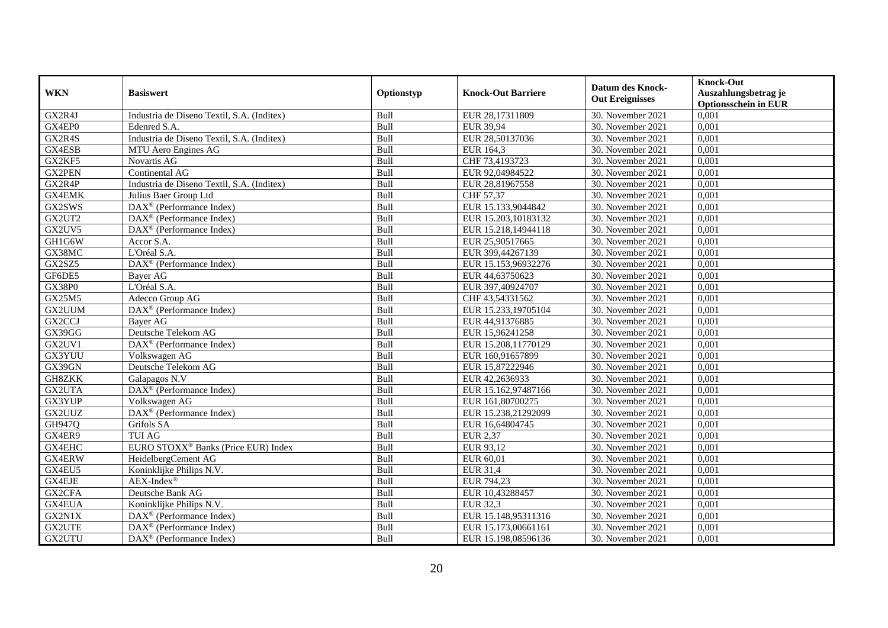| WKN | Basiswert | Optionstyp | Knock-Out Barriere | Datum des Knock-Out Ereignisses | Knock-Out Auszahlungsbetrag je Optionsschein in EUR |
|---|---|---|---|---|---|
| GX2R4J | Industria de Diseno Textil, S.A. (Inditex) | Bull | EUR 28,17311809 | 30. November 2021 | 0,001 |
| GX4EP0 | Edenred S.A. | Bull | EUR 39,94 | 30. November 2021 | 0,001 |
| GX2R4S | Industria de Diseno Textil, S.A. (Inditex) | Bull | EUR 28,50137036 | 30. November 2021 | 0,001 |
| GX4ESB | MTU Aero Engines AG | Bull | EUR 164,3 | 30. November 2021 | 0,001 |
| GX2KF5 | Novartis AG | Bull | CHF 73,4193723 | 30. November 2021 | 0,001 |
| GX2PEN | Continental AG | Bull | EUR 92,04984522 | 30. November 2021 | 0,001 |
| GX2R4P | Industria de Diseno Textil, S.A. (Inditex) | Bull | EUR 28,81967558 | 30. November 2021 | 0,001 |
| GX4EMK | Julius Baer Group Ltd | Bull | CHF 57,37 | 30. November 2021 | 0,001 |
| GX2SWS | DAX® (Performance Index) | Bull | EUR 15.133,9044842 | 30. November 2021 | 0,001 |
| GX2UT2 | DAX® (Performance Index) | Bull | EUR 15.203,10183132 | 30. November 2021 | 0,001 |
| GX2UV5 | DAX® (Performance Index) | Bull | EUR 15.218,14944118 | 30. November 2021 | 0,001 |
| GH1G6W | Accor S.A. | Bull | EUR 25,90517665 | 30. November 2021 | 0,001 |
| GX38MC | L'Oréal S.A. | Bull | EUR 399,44267139 | 30. November 2021 | 0,001 |
| GX2SZ5 | DAX® (Performance Index) | Bull | EUR 15.153,96932276 | 30. November 2021 | 0,001 |
| GF6DE5 | Bayer AG | Bull | EUR 44,63750623 | 30. November 2021 | 0,001 |
| GX38P0 | L'Oréal S.A. | Bull | EUR 397,40924707 | 30. November 2021 | 0,001 |
| GX25M5 | Adecco Group AG | Bull | CHF 43,54331562 | 30. November 2021 | 0,001 |
| GX2UUM | DAX® (Performance Index) | Bull | EUR 15.233,19705104 | 30. November 2021 | 0,001 |
| GX2CCJ | Bayer AG | Bull | EUR 44,91376885 | 30. November 2021 | 0,001 |
| GX39GG | Deutsche Telekom AG | Bull | EUR 15,96241258 | 30. November 2021 | 0,001 |
| GX2UV1 | DAX® (Performance Index) | Bull | EUR 15.208,11770129 | 30. November 2021 | 0,001 |
| GX3YUU | Volkswagen AG | Bull | EUR 160,91657899 | 30. November 2021 | 0,001 |
| GX39GN | Deutsche Telekom AG | Bull | EUR 15,87222946 | 30. November 2021 | 0,001 |
| GH8ZKK | Galapagos N.V | Bull | EUR 42,2636933 | 30. November 2021 | 0,001 |
| GX2UTA | DAX® (Performance Index) | Bull | EUR 15.162,97487166 | 30. November 2021 | 0,001 |
| GX3YUP | Volkswagen AG | Bull | EUR 161,80700275 | 30. November 2021 | 0,001 |
| GX2UUZ | DAX® (Performance Index) | Bull | EUR 15.238,21292099 | 30. November 2021 | 0,001 |
| GH947Q | Grifols SA | Bull | EUR 16,64804745 | 30. November 2021 | 0,001 |
| GX4ER9 | TUI AG | Bull | EUR 2,37 | 30. November 2021 | 0,001 |
| GX4EHC | EURO STOXX® Banks (Price EUR) Index | Bull | EUR 93,12 | 30. November 2021 | 0,001 |
| GX4ERW | HeidelbergCement AG | Bull | EUR 60,01 | 30. November 2021 | 0,001 |
| GX4EU5 | Koninklijke Philips N.V. | Bull | EUR 31,4 | 30. November 2021 | 0,001 |
| GX4EJE | AEX-Index® | Bull | EUR 794,23 | 30. November 2021 | 0,001 |
| GX2CFA | Deutsche Bank AG | Bull | EUR 10,43288457 | 30. November 2021 | 0,001 |
| GX4EUA | Koninklijke Philips N.V. | Bull | EUR 32,3 | 30. November 2021 | 0,001 |
| GX2N1X | DAX® (Performance Index) | Bull | EUR 15.148,95311316 | 30. November 2021 | 0,001 |
| GX2UTE | DAX® (Performance Index) | Bull | EUR 15.173,00661161 | 30. November 2021 | 0,001 |
| GX2UTU | DAX® (Performance Index) | Bull | EUR 15.198,08596136 | 30. November 2021 | 0,001 |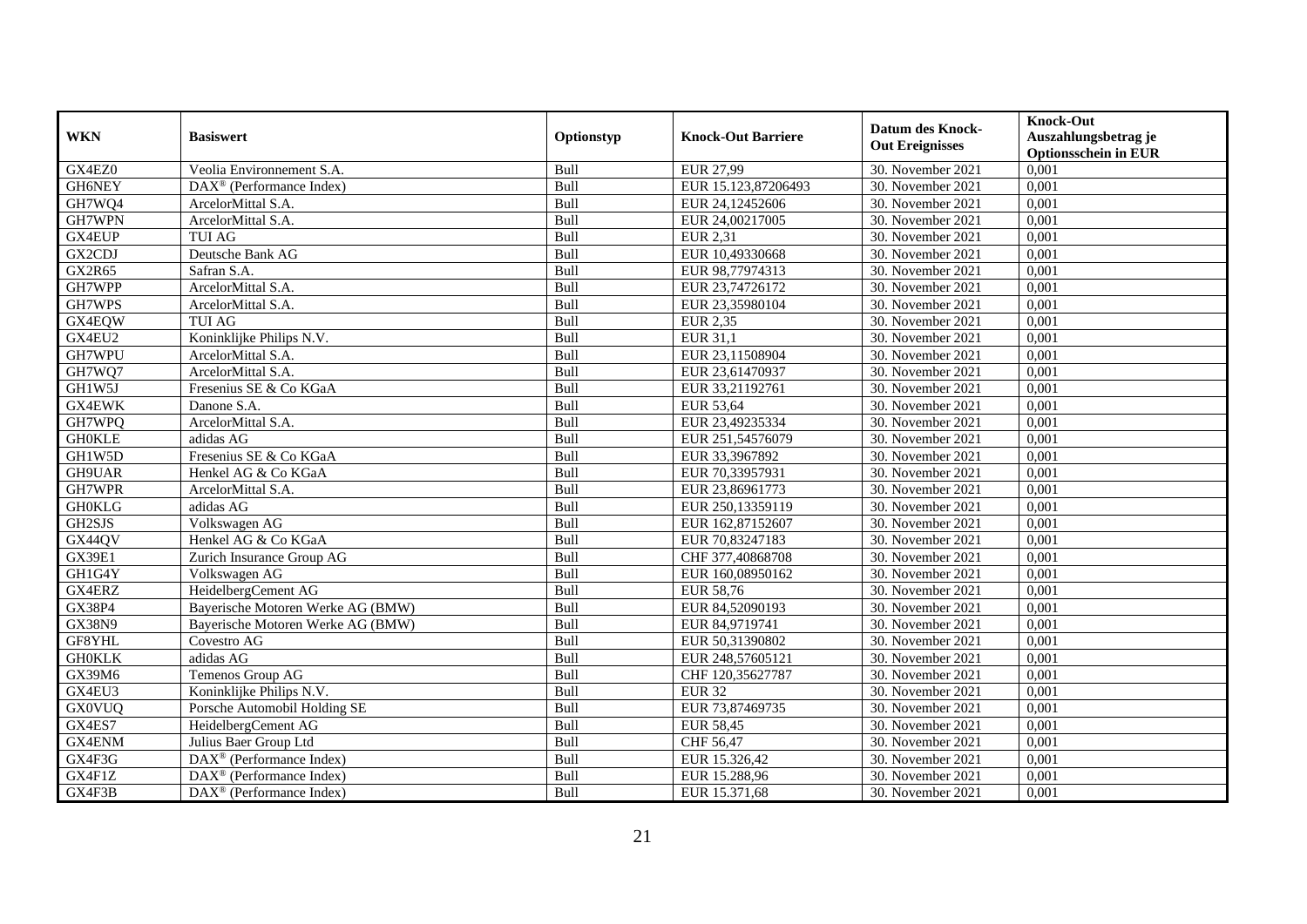| WKN | Basiswert | Optionstyp | Knock-Out Barriere | Datum des Knock-Out Ereignisses | Knock-Out Auszahlungsbetrag je Optionsschein in EUR |
|---|---|---|---|---|---|
| GX4EZ0 | Veolia Environnement S.A. | Bull | EUR 27,99 | 30. November 2021 | 0,001 |
| GH6NEY | DAX® (Performance Index) | Bull | EUR 15.123,87206493 | 30. November 2021 | 0,001 |
| GH7WQ4 | ArcelorMittal S.A. | Bull | EUR 24,12452606 | 30. November 2021 | 0,001 |
| GH7WPN | ArcelorMittal S.A. | Bull | EUR 24,00217005 | 30. November 2021 | 0,001 |
| GX4EUP | TUI AG | Bull | EUR 2,31 | 30. November 2021 | 0,001 |
| GX2CDJ | Deutsche Bank AG | Bull | EUR 10,49330668 | 30. November 2021 | 0,001 |
| GX2R65 | Safran S.A. | Bull | EUR 98,77974313 | 30. November 2021 | 0,001 |
| GH7WPP | ArcelorMittal S.A. | Bull | EUR 23,74726172 | 30. November 2021 | 0,001 |
| GH7WPS | ArcelorMittal S.A. | Bull | EUR 23,35980104 | 30. November 2021 | 0,001 |
| GX4EQW | TUI AG | Bull | EUR 2,35 | 30. November 2021 | 0,001 |
| GX4EU2 | Koninklijke Philips N.V. | Bull | EUR 31,1 | 30. November 2021 | 0,001 |
| GH7WPU | ArcelorMittal S.A. | Bull | EUR 23,11508904 | 30. November 2021 | 0,001 |
| GH7WQ7 | ArcelorMittal S.A. | Bull | EUR 23,61470937 | 30. November 2021 | 0,001 |
| GH1W5J | Fresenius SE & Co KGaA | Bull | EUR 33,21192761 | 30. November 2021 | 0,001 |
| GX4EWK | Danone S.A. | Bull | EUR 53,64 | 30. November 2021 | 0,001 |
| GH7WPQ | ArcelorMittal S.A. | Bull | EUR 23,49235334 | 30. November 2021 | 0,001 |
| GH0KLE | adidas AG | Bull | EUR 251,54576079 | 30. November 2021 | 0,001 |
| GH1W5D | Fresenius SE & Co KGaA | Bull | EUR 33,3967892 | 30. November 2021 | 0,001 |
| GH9UAR | Henkel AG & Co KGaA | Bull | EUR 70,33957931 | 30. November 2021 | 0,001 |
| GH7WPR | ArcelorMittal S.A. | Bull | EUR 23,86961773 | 30. November 2021 | 0,001 |
| GH0KLG | adidas AG | Bull | EUR 250,13359119 | 30. November 2021 | 0,001 |
| GH2SJS | Volkswagen AG | Bull | EUR 162,87152607 | 30. November 2021 | 0,001 |
| GX44QV | Henkel AG & Co KGaA | Bull | EUR 70,83247183 | 30. November 2021 | 0,001 |
| GX39E1 | Zurich Insurance Group AG | Bull | CHF 377,40868708 | 30. November 2021 | 0,001 |
| GH1G4Y | Volkswagen AG | Bull | EUR 160,08950162 | 30. November 2021 | 0,001 |
| GX4ERZ | HeidelbergCement AG | Bull | EUR 58,76 | 30. November 2021 | 0,001 |
| GX38P4 | Bayerische Motoren Werke AG (BMW) | Bull | EUR 84,52090193 | 30. November 2021 | 0,001 |
| GX38N9 | Bayerische Motoren Werke AG (BMW) | Bull | EUR 84,9719741 | 30. November 2021 | 0,001 |
| GF8YHL | Covestro AG | Bull | EUR 50,31390802 | 30. November 2021 | 0,001 |
| GH0KLK | adidas AG | Bull | EUR 248,57605121 | 30. November 2021 | 0,001 |
| GX39M6 | Temenos Group AG | Bull | CHF 120,35627787 | 30. November 2021 | 0,001 |
| GX4EU3 | Koninklijke Philips N.V. | Bull | EUR 32 | 30. November 2021 | 0,001 |
| GX0VUQ | Porsche Automobil Holding SE | Bull | EUR 73,87469735 | 30. November 2021 | 0,001 |
| GX4ES7 | HeidelbergCement AG | Bull | EUR 58,45 | 30. November 2021 | 0,001 |
| GX4ENM | Julius Baer Group Ltd | Bull | CHF 56,47 | 30. November 2021 | 0,001 |
| GX4F3G | DAX® (Performance Index) | Bull | EUR 15.326,42 | 30. November 2021 | 0,001 |
| GX4F1Z | DAX® (Performance Index) | Bull | EUR 15.288,96 | 30. November 2021 | 0,001 |
| GX4F3B | DAX® (Performance Index) | Bull | EUR 15.371,68 | 30. November 2021 | 0,001 |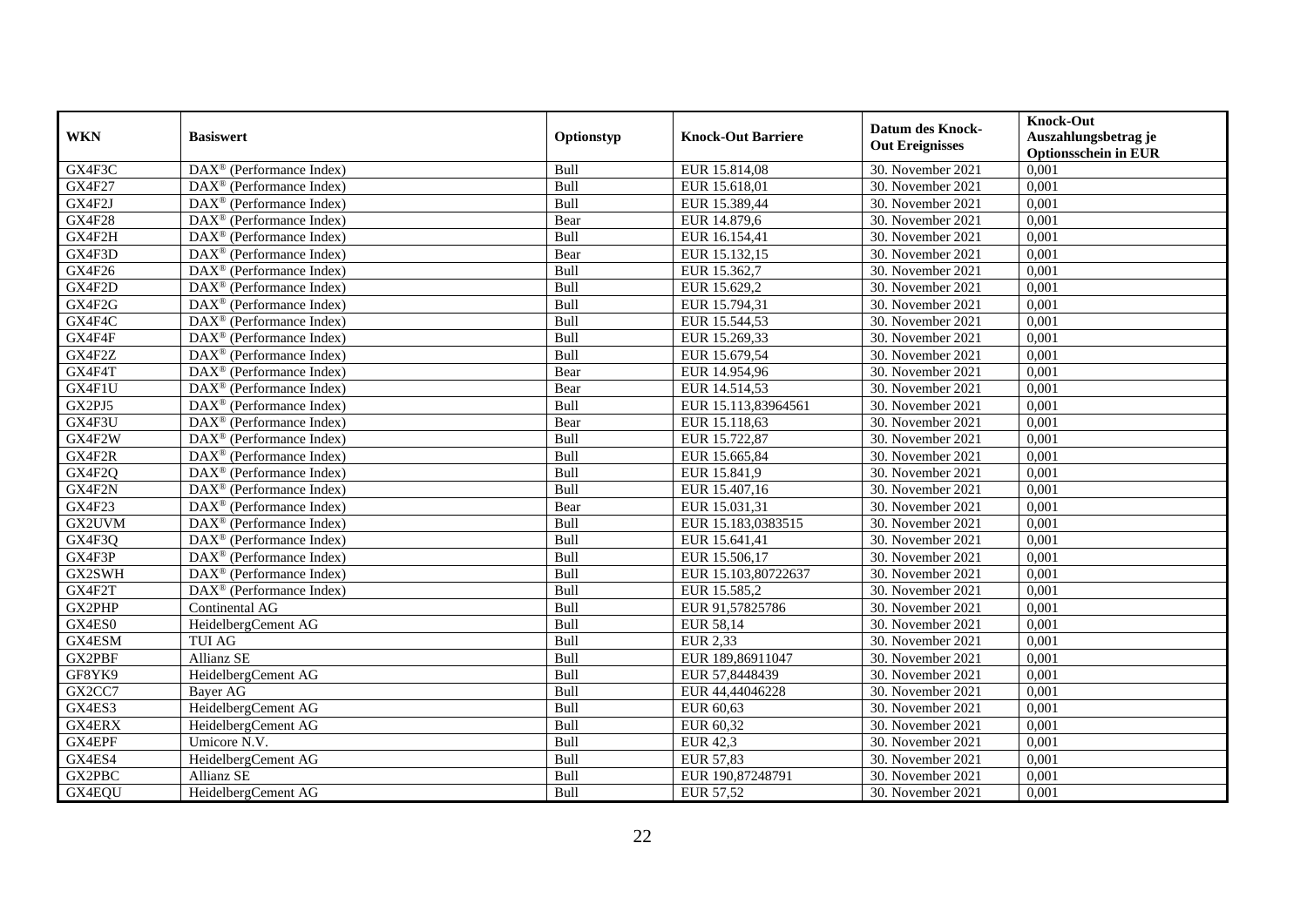| WKN | Basiswert | Optionstyp | Knock-Out Barriere | Datum des Knock-Out Ereignisses | Knock-Out Auszahlungsbetrag je Optionsschein in EUR |
|---|---|---|---|---|---|
| GX4F3C | DAX® (Performance Index) | Bull | EUR 15.814,08 | 30. November 2021 | 0,001 |
| GX4F27 | DAX® (Performance Index) | Bull | EUR 15.618,01 | 30. November 2021 | 0,001 |
| GX4F2J | DAX® (Performance Index) | Bull | EUR 15.389,44 | 30. November 2021 | 0,001 |
| GX4F28 | DAX® (Performance Index) | Bear | EUR 14.879,6 | 30. November 2021 | 0,001 |
| GX4F2H | DAX® (Performance Index) | Bull | EUR 16.154,41 | 30. November 2021 | 0,001 |
| GX4F3D | DAX® (Performance Index) | Bear | EUR 15.132,15 | 30. November 2021 | 0,001 |
| GX4F26 | DAX® (Performance Index) | Bull | EUR 15.362,7 | 30. November 2021 | 0,001 |
| GX4F2D | DAX® (Performance Index) | Bull | EUR 15.629,2 | 30. November 2021 | 0,001 |
| GX4F2G | DAX® (Performance Index) | Bull | EUR 15.794,31 | 30. November 2021 | 0,001 |
| GX4F4C | DAX® (Performance Index) | Bull | EUR 15.544,53 | 30. November 2021 | 0,001 |
| GX4F4F | DAX® (Performance Index) | Bull | EUR 15.269,33 | 30. November 2021 | 0,001 |
| GX4F2Z | DAX® (Performance Index) | Bull | EUR 15.679,54 | 30. November 2021 | 0,001 |
| GX4F4T | DAX® (Performance Index) | Bear | EUR 14.954,96 | 30. November 2021 | 0,001 |
| GX4F1U | DAX® (Performance Index) | Bear | EUR 14.514,53 | 30. November 2021 | 0,001 |
| GX2PJ5 | DAX® (Performance Index) | Bull | EUR 15.113,83964561 | 30. November 2021 | 0,001 |
| GX4F3U | DAX® (Performance Index) | Bear | EUR 15.118,63 | 30. November 2021 | 0,001 |
| GX4F2W | DAX® (Performance Index) | Bull | EUR 15.722,87 | 30. November 2021 | 0,001 |
| GX4F2R | DAX® (Performance Index) | Bull | EUR 15.665,84 | 30. November 2021 | 0,001 |
| GX4F2Q | DAX® (Performance Index) | Bull | EUR 15.841,9 | 30. November 2021 | 0,001 |
| GX4F2N | DAX® (Performance Index) | Bull | EUR 15.407,16 | 30. November 2021 | 0,001 |
| GX4F23 | DAX® (Performance Index) | Bear | EUR 15.031,31 | 30. November 2021 | 0,001 |
| GX2UVM | DAX® (Performance Index) | Bull | EUR 15.183,0383515 | 30. November 2021 | 0,001 |
| GX4F3Q | DAX® (Performance Index) | Bull | EUR 15.641,41 | 30. November 2021 | 0,001 |
| GX4F3P | DAX® (Performance Index) | Bull | EUR 15.506,17 | 30. November 2021 | 0,001 |
| GX2SWH | DAX® (Performance Index) | Bull | EUR 15.103,80722637 | 30. November 2021 | 0,001 |
| GX4F2T | DAX® (Performance Index) | Bull | EUR 15.585,2 | 30. November 2021 | 0,001 |
| GX2PHP | Continental AG | Bull | EUR 91,57825786 | 30. November 2021 | 0,001 |
| GX4ES0 | HeidelbergCement AG | Bull | EUR 58,14 | 30. November 2021 | 0,001 |
| GX4ESM | TUI AG | Bull | EUR 2,33 | 30. November 2021 | 0,001 |
| GX2PBF | Allianz SE | Bull | EUR 189,86911047 | 30. November 2021 | 0,001 |
| GF8YK9 | HeidelbergCement AG | Bull | EUR 57,8448439 | 30. November 2021 | 0,001 |
| GX2CC7 | Bayer AG | Bull | EUR 44,44046228 | 30. November 2021 | 0,001 |
| GX4ES3 | HeidelbergCement AG | Bull | EUR 60,63 | 30. November 2021 | 0,001 |
| GX4ERX | HeidelbergCement AG | Bull | EUR 60,32 | 30. November 2021 | 0,001 |
| GX4EPF | Umicore N.V. | Bull | EUR 42,3 | 30. November 2021 | 0,001 |
| GX4ES4 | HeidelbergCement AG | Bull | EUR 57,83 | 30. November 2021 | 0,001 |
| GX2PBC | Allianz SE | Bull | EUR 190,87248791 | 30. November 2021 | 0,001 |
| GX4EQU | HeidelbergCement AG | Bull | EUR 57,52 | 30. November 2021 | 0,001 |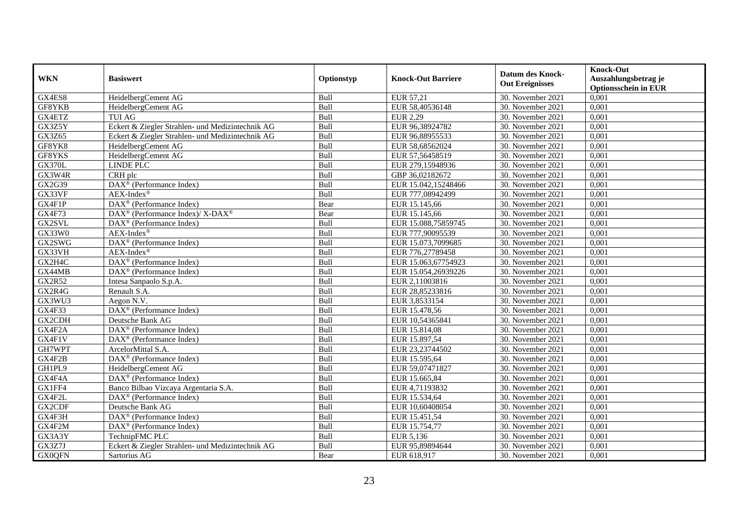| WKN | Basiswert | Optionstyp | Knock-Out Barriere | Datum des Knock-Out Ereignisses | Knock-Out Auszahlungsbetrag je Optionsschein in EUR |
|---|---|---|---|---|---|
| GX4ES8 | HeidelbergCement AG | Bull | EUR 57,21 | 30. November 2021 | 0,001 |
| GF8YKB | HeidelbergCement AG | Bull | EUR 58,40536148 | 30. November 2021 | 0,001 |
| GX4ETZ | TUI AG | Bull | EUR 2,29 | 30. November 2021 | 0,001 |
| GX3Z5Y | Eckert & Ziegler Strahlen- und Medizintechnik AG | Bull | EUR 96,38924782 | 30. November 2021 | 0,001 |
| GX3Z65 | Eckert & Ziegler Strahlen- und Medizintechnik AG | Bull | EUR 96,88955533 | 30. November 2021 | 0,001 |
| GF8YK8 | HeidelbergCement AG | Bull | EUR 58,68562024 | 30. November 2021 | 0,001 |
| GF8YKS | HeidelbergCement AG | Bull | EUR 57,56458519 | 30. November 2021 | 0,001 |
| GX370L | LINDE PLC | Bull | EUR 279,15948936 | 30. November 2021 | 0,001 |
| GX3W4R | CRH plc | Bull | GBP 36,02182672 | 30. November 2021 | 0,001 |
| GX2G39 | DAX® (Performance Index) | Bull | EUR 15.042,15248466 | 30. November 2021 | 0,001 |
| GX33VF | AEX-Index® | Bull | EUR 777,08942499 | 30. November 2021 | 0,001 |
| GX4F1P | DAX® (Performance Index) | Bear | EUR 15.145,66 | 30. November 2021 | 0,001 |
| GX4F73 | DAX® (Performance Index)/ X-DAX® | Bear | EUR 15.145,66 | 30. November 2021 | 0,001 |
| GX2SVL | DAX® (Performance Index) | Bull | EUR 15.088,75859745 | 30. November 2021 | 0,001 |
| GX33W0 | AEX-Index® | Bull | EUR 777,90095539 | 30. November 2021 | 0,001 |
| GX2SWG | DAX® (Performance Index) | Bull | EUR 15.073,7099685 | 30. November 2021 | 0,001 |
| GX33VH | AEX-Index® | Bull | EUR 776,27789458 | 30. November 2021 | 0,001 |
| GX2H4C | DAX® (Performance Index) | Bull | EUR 15.063,67754923 | 30. November 2021 | 0,001 |
| GX44MB | DAX® (Performance Index) | Bull | EUR 15.054,26939226 | 30. November 2021 | 0,001 |
| GX2R52 | Intesa Sanpaolo S.p.A. | Bull | EUR 2,11003816 | 30. November 2021 | 0,001 |
| GX2R4G | Renault S.A. | Bull | EUR 28,85233816 | 30. November 2021 | 0,001 |
| GX3WU3 | Aegon N.V. | Bull | EUR 3,8533154 | 30. November 2021 | 0,001 |
| GX4F33 | DAX® (Performance Index) | Bull | EUR 15.478,56 | 30. November 2021 | 0,001 |
| GX2CDH | Deutsche Bank AG | Bull | EUR 10,54365841 | 30. November 2021 | 0,001 |
| GX4F2A | DAX® (Performance Index) | Bull | EUR 15.814,08 | 30. November 2021 | 0,001 |
| GX4F1V | DAX® (Performance Index) | Bull | EUR 15.897,54 | 30. November 2021 | 0,001 |
| GH7WPT | ArcelorMittal S.A. | Bull | EUR 23,23744502 | 30. November 2021 | 0,001 |
| GX4F2B | DAX® (Performance Index) | Bull | EUR 15.595,64 | 30. November 2021 | 0,001 |
| GH1PL9 | HeidelbergCement AG | Bull | EUR 59,07471827 | 30. November 2021 | 0,001 |
| GX4F4A | DAX® (Performance Index) | Bull | EUR 15.665,84 | 30. November 2021 | 0,001 |
| GX1FF4 | Banco Bilbao Vizcaya Argentaria S.A. | Bull | EUR 4,71193832 | 30. November 2021 | 0,001 |
| GX4F2L | DAX® (Performance Index) | Bull | EUR 15.534,64 | 30. November 2021 | 0,001 |
| GX2CDF | Deutsche Bank AG | Bull | EUR 10,60408054 | 30. November 2021 | 0,001 |
| GX4F3H | DAX® (Performance Index) | Bull | EUR 15.451,54 | 30. November 2021 | 0,001 |
| GX4F2M | DAX® (Performance Index) | Bull | EUR 15.754,77 | 30. November 2021 | 0,001 |
| GX3A3Y | TechnipFMC PLC | Bull | EUR 5,136 | 30. November 2021 | 0,001 |
| GX3Z7J | Eckert & Ziegler Strahlen- und Medizintechnik AG | Bull | EUR 95,89894644 | 30. November 2021 | 0,001 |
| GX0QFN | Sartorius AG | Bear | EUR 618,917 | 30. November 2021 | 0,001 |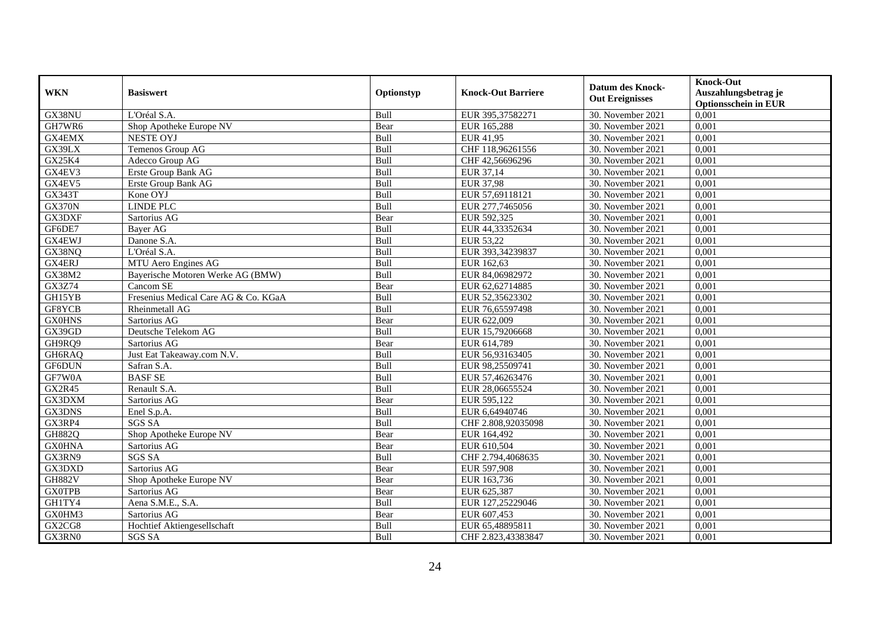| WKN | Basiswert | Optionstyp | Knock-Out Barriere | Datum des Knock-Out Ereignisses | Knock-Out Auszahlungsbetrag je Optionsschein in EUR |
|---|---|---|---|---|---|
| GX38NU | L'Oréal S.A. | Bull | EUR 395,37582271 | 30. November 2021 | 0,001 |
| GH7WR6 | Shop Apotheke Europe NV | Bear | EUR 165,288 | 30. November 2021 | 0,001 |
| GX4EMX | NESTE OYJ | Bull | EUR 41,95 | 30. November 2021 | 0,001 |
| GX39LX | Temenos Group AG | Bull | CHF 118,96261556 | 30. November 2021 | 0,001 |
| GX25K4 | Adecco Group AG | Bull | CHF 42,56696296 | 30. November 2021 | 0,001 |
| GX4EV3 | Erste Group Bank AG | Bull | EUR 37,14 | 30. November 2021 | 0,001 |
| GX4EV5 | Erste Group Bank AG | Bull | EUR 37,98 | 30. November 2021 | 0,001 |
| GX343T | Kone OYJ | Bull | EUR 57,69118121 | 30. November 2021 | 0,001 |
| GX370N | LINDE PLC | Bull | EUR 277,7465056 | 30. November 2021 | 0,001 |
| GX3DXF | Sartorius AG | Bear | EUR 592,325 | 30. November 2021 | 0,001 |
| GF6DE7 | Bayer AG | Bull | EUR 44,33352634 | 30. November 2021 | 0,001 |
| GX4EWJ | Danone S.A. | Bull | EUR 53,22 | 30. November 2021 | 0,001 |
| GX38NQ | L'Oréal S.A. | Bull | EUR 393,34239837 | 30. November 2021 | 0,001 |
| GX4ERJ | MTU Aero Engines AG | Bull | EUR 162,63 | 30. November 2021 | 0,001 |
| GX38M2 | Bayerische Motoren Werke AG (BMW) | Bull | EUR 84,06982972 | 30. November 2021 | 0,001 |
| GX3Z74 | Cancom SE | Bear | EUR 62,62714885 | 30. November 2021 | 0,001 |
| GH15YB | Fresenius Medical Care AG & Co. KGaA | Bull | EUR 52,35623302 | 30. November 2021 | 0,001 |
| GF8YCB | Rheinmetall AG | Bull | EUR 76,65597498 | 30. November 2021 | 0,001 |
| GX0HNS | Sartorius AG | Bear | EUR 622,009 | 30. November 2021 | 0,001 |
| GX39GD | Deutsche Telekom AG | Bull | EUR 15,79206668 | 30. November 2021 | 0,001 |
| GH9RQ9 | Sartorius AG | Bear | EUR 614,789 | 30. November 2021 | 0,001 |
| GH6RAQ | Just Eat Takeaway.com N.V. | Bull | EUR 56,93163405 | 30. November 2021 | 0,001 |
| GF6DUN | Safran S.A. | Bull | EUR 98,25509741 | 30. November 2021 | 0,001 |
| GF7W0A | BASF SE | Bull | EUR 57,46263476 | 30. November 2021 | 0,001 |
| GX2R45 | Renault S.A. | Bull | EUR 28,06655524 | 30. November 2021 | 0,001 |
| GX3DXM | Sartorius AG | Bear | EUR 595,122 | 30. November 2021 | 0,001 |
| GX3DNS | Enel S.p.A. | Bull | EUR 6,64940746 | 30. November 2021 | 0,001 |
| GX3RP4 | SGS SA | Bull | CHF 2.808,92035098 | 30. November 2021 | 0,001 |
| GH882Q | Shop Apotheke Europe NV | Bear | EUR 164,492 | 30. November 2021 | 0,001 |
| GX0HNA | Sartorius AG | Bear | EUR 610,504 | 30. November 2021 | 0,001 |
| GX3RN9 | SGS SA | Bull | CHF 2.794,4068635 | 30. November 2021 | 0,001 |
| GX3DXD | Sartorius AG | Bear | EUR 597,908 | 30. November 2021 | 0,001 |
| GH882V | Shop Apotheke Europe NV | Bear | EUR 163,736 | 30. November 2021 | 0,001 |
| GX0TPB | Sartorius AG | Bear | EUR 625,387 | 30. November 2021 | 0,001 |
| GH1TY4 | Aena S.M.E., S.A. | Bull | EUR 127,25229046 | 30. November 2021 | 0,001 |
| GX0HM3 | Sartorius AG | Bear | EUR 607,453 | 30. November 2021 | 0,001 |
| GX2CG8 | Hochtief Aktiengesellschaft | Bull | EUR 65,48895811 | 30. November 2021 | 0,001 |
| GX3RN0 | SGS SA | Bull | CHF 2.823,43383847 | 30. November 2021 | 0,001 |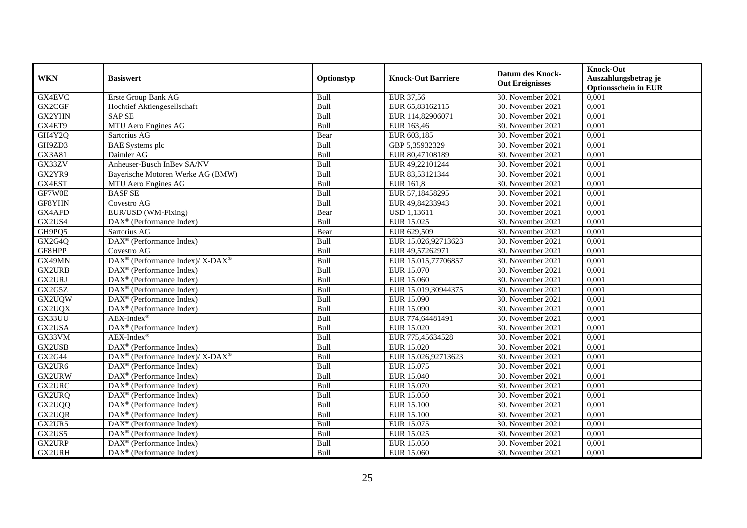| WKN | Basiswert | Optionstyp | Knock-Out Barriere | Datum des Knock-Out Ereignisses | Knock-Out Auszahlungsbetrag je Optionsschein in EUR |
|---|---|---|---|---|---|
| GX4EVC | Erste Group Bank AG | Bull | EUR 37,56 | 30. November 2021 | 0,001 |
| GX2CGF | Hochtief Aktiengesellschaft | Bull | EUR 65,83162115 | 30. November 2021 | 0,001 |
| GX2YHN | SAP SE | Bull | EUR 114,82906071 | 30. November 2021 | 0,001 |
| GX4ET9 | MTU Aero Engines AG | Bull | EUR 163,46 | 30. November 2021 | 0,001 |
| GH4Y2Q | Sartorius AG | Bear | EUR 603,185 | 30. November 2021 | 0,001 |
| GH9ZD3 | BAE Systems plc | Bull | GBP 5,35932329 | 30. November 2021 | 0,001 |
| GX3A81 | Daimler AG | Bull | EUR 80,47108189 | 30. November 2021 | 0,001 |
| GX33ZV | Anheuser-Busch InBev SA/NV | Bull | EUR 49,22101244 | 30. November 2021 | 0,001 |
| GX2YR9 | Bayerische Motoren Werke AG (BMW) | Bull | EUR 83,53121344 | 30. November 2021 | 0,001 |
| GX4EST | MTU Aero Engines AG | Bull | EUR 161,8 | 30. November 2021 | 0,001 |
| GF7W0E | BASF SE | Bull | EUR 57,18458295 | 30. November 2021 | 0,001 |
| GF8YHN | Covestro AG | Bull | EUR 49,84233943 | 30. November 2021 | 0,001 |
| GX4AFD | EUR/USD (WM-Fixing) | Bear | USD 1,13611 | 30. November 2021 | 0,001 |
| GX2US4 | DAX® (Performance Index) | Bull | EUR 15.025 | 30. November 2021 | 0,001 |
| GH9PQ5 | Sartorius AG | Bear | EUR 629,509 | 30. November 2021 | 0,001 |
| GX2G4Q | DAX® (Performance Index) | Bull | EUR 15.026,92713623 | 30. November 2021 | 0,001 |
| GF8HPP | Covestro AG | Bull | EUR 49,57262971 | 30. November 2021 | 0,001 |
| GX49MN | DAX® (Performance Index)/ X-DAX® | Bull | EUR 15.015,77706857 | 30. November 2021 | 0,001 |
| GX2URB | DAX® (Performance Index) | Bull | EUR 15.070 | 30. November 2021 | 0,001 |
| GX2URJ | DAX® (Performance Index) | Bull | EUR 15.060 | 30. November 2021 | 0,001 |
| GX2G5Z | DAX® (Performance Index) | Bull | EUR 15.019,30944375 | 30. November 2021 | 0,001 |
| GX2UQW | DAX® (Performance Index) | Bull | EUR 15.090 | 30. November 2021 | 0,001 |
| GX2UQX | DAX® (Performance Index) | Bull | EUR 15.090 | 30. November 2021 | 0,001 |
| GX33UU | AEX-Index® | Bull | EUR 774,64481491 | 30. November 2021 | 0,001 |
| GX2USA | DAX® (Performance Index) | Bull | EUR 15.020 | 30. November 2021 | 0,001 |
| GX33VM | AEX-Index® | Bull | EUR 775,45634528 | 30. November 2021 | 0,001 |
| GX2USB | DAX® (Performance Index) | Bull | EUR 15.020 | 30. November 2021 | 0,001 |
| GX2G44 | DAX® (Performance Index)/ X-DAX® | Bull | EUR 15.026,92713623 | 30. November 2021 | 0,001 |
| GX2UR6 | DAX® (Performance Index) | Bull | EUR 15.075 | 30. November 2021 | 0,001 |
| GX2URW | DAX® (Performance Index) | Bull | EUR 15.040 | 30. November 2021 | 0,001 |
| GX2URC | DAX® (Performance Index) | Bull | EUR 15.070 | 30. November 2021 | 0,001 |
| GX2URQ | DAX® (Performance Index) | Bull | EUR 15.050 | 30. November 2021 | 0,001 |
| GX2UQQ | DAX® (Performance Index) | Bull | EUR 15.100 | 30. November 2021 | 0,001 |
| GX2UQR | DAX® (Performance Index) | Bull | EUR 15.100 | 30. November 2021 | 0,001 |
| GX2UR5 | DAX® (Performance Index) | Bull | EUR 15.075 | 30. November 2021 | 0,001 |
| GX2US5 | DAX® (Performance Index) | Bull | EUR 15.025 | 30. November 2021 | 0,001 |
| GX2URP | DAX® (Performance Index) | Bull | EUR 15.050 | 30. November 2021 | 0,001 |
| GX2URH | DAX® (Performance Index) | Bull | EUR 15.060 | 30. November 2021 | 0,001 |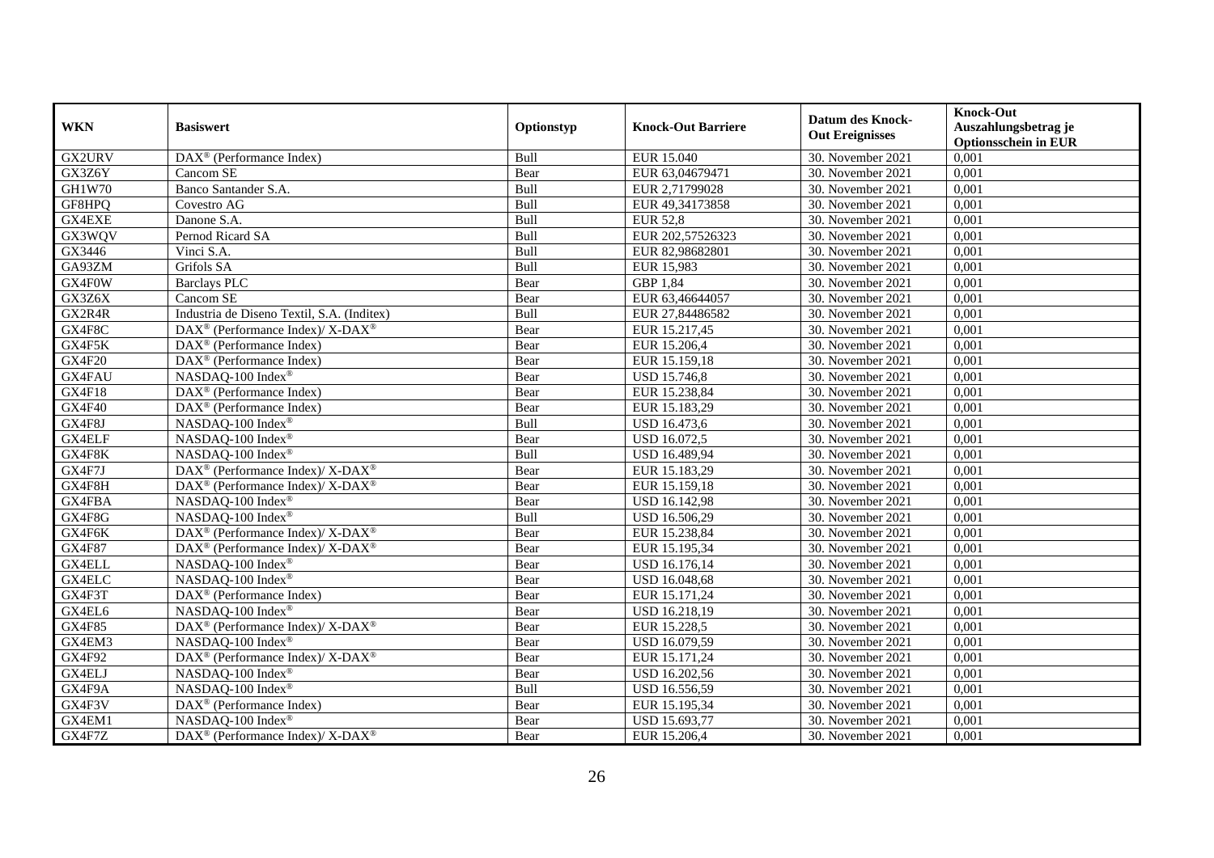| WKN | Basiswert | Optionstyp | Knock-Out Barriere | Datum des Knock-Out Ereignisses | Knock-Out Auszahlungsbetrag je Optionsschein in EUR |
|---|---|---|---|---|---|
| GX2URV | DAX® (Performance Index) | Bull | EUR 15.040 | 30. November 2021 | 0,001 |
| GX3Z6Y | Cancom SE | Bear | EUR 63,04679471 | 30. November 2021 | 0,001 |
| GH1W70 | Banco Santander S.A. | Bull | EUR 2,71799028 | 30. November 2021 | 0,001 |
| GF8HPQ | Covestro AG | Bull | EUR 49,34173858 | 30. November 2021 | 0,001 |
| GX4EXE | Danone S.A. | Bull | EUR 52,8 | 30. November 2021 | 0,001 |
| GX3WQV | Pernod Ricard SA | Bull | EUR 202,57526323 | 30. November 2021 | 0,001 |
| GX3446 | Vinci S.A. | Bull | EUR 82,98682801 | 30. November 2021 | 0,001 |
| GA93ZM | Grifols SA | Bull | EUR 15,983 | 30. November 2021 | 0,001 |
| GX4F0W | Barclays PLC | Bear | GBP 1,84 | 30. November 2021 | 0,001 |
| GX3Z6X | Cancom SE | Bear | EUR 63,46644057 | 30. November 2021 | 0,001 |
| GX2R4R | Industria de Diseno Textil, S.A. (Inditex) | Bull | EUR 27,84486582 | 30. November 2021 | 0,001 |
| GX4F8C | DAX® (Performance Index)/ X-DAX® | Bear | EUR 15.217,45 | 30. November 2021 | 0,001 |
| GX4F5K | DAX® (Performance Index) | Bear | EUR 15.206,4 | 30. November 2021 | 0,001 |
| GX4F20 | DAX® (Performance Index) | Bear | EUR 15.159,18 | 30. November 2021 | 0,001 |
| GX4FAU | NASDAQ-100 Index® | Bear | USD 15.746,8 | 30. November 2021 | 0,001 |
| GX4F18 | DAX® (Performance Index) | Bear | EUR 15.238,84 | 30. November 2021 | 0,001 |
| GX4F40 | DAX® (Performance Index) | Bear | EUR 15.183,29 | 30. November 2021 | 0,001 |
| GX4F8J | NASDAQ-100 Index® | Bull | USD 16.473,6 | 30. November 2021 | 0,001 |
| GX4ELF | NASDAQ-100 Index® | Bear | USD 16.072,5 | 30. November 2021 | 0,001 |
| GX4F8K | NASDAQ-100 Index® | Bull | USD 16.489,94 | 30. November 2021 | 0,001 |
| GX4F7J | DAX® (Performance Index)/ X-DAX® | Bear | EUR 15.183,29 | 30. November 2021 | 0,001 |
| GX4F8H | DAX® (Performance Index)/ X-DAX® | Bear | EUR 15.159,18 | 30. November 2021 | 0,001 |
| GX4FBA | NASDAQ-100 Index® | Bear | USD 16.142,98 | 30. November 2021 | 0,001 |
| GX4F8G | NASDAQ-100 Index® | Bull | USD 16.506,29 | 30. November 2021 | 0,001 |
| GX4F6K | DAX® (Performance Index)/ X-DAX® | Bear | EUR 15.238,84 | 30. November 2021 | 0,001 |
| GX4F87 | DAX® (Performance Index)/ X-DAX® | Bear | EUR 15.195,34 | 30. November 2021 | 0,001 |
| GX4ELL | NASDAQ-100 Index® | Bear | USD 16.176,14 | 30. November 2021 | 0,001 |
| GX4ELC | NASDAQ-100 Index® | Bear | USD 16.048,68 | 30. November 2021 | 0,001 |
| GX4F3T | DAX® (Performance Index) | Bear | EUR 15.171,24 | 30. November 2021 | 0,001 |
| GX4EL6 | NASDAQ-100 Index® | Bear | USD 16.218,19 | 30. November 2021 | 0,001 |
| GX4F85 | DAX® (Performance Index)/ X-DAX® | Bear | EUR 15.228,5 | 30. November 2021 | 0,001 |
| GX4EM3 | NASDAQ-100 Index® | Bear | USD 16.079,59 | 30. November 2021 | 0,001 |
| GX4F92 | DAX® (Performance Index)/ X-DAX® | Bear | EUR 15.171,24 | 30. November 2021 | 0,001 |
| GX4ELJ | NASDAQ-100 Index® | Bear | USD 16.202,56 | 30. November 2021 | 0,001 |
| GX4F9A | NASDAQ-100 Index® | Bull | USD 16.556,59 | 30. November 2021 | 0,001 |
| GX4F3V | DAX® (Performance Index) | Bear | EUR 15.195,34 | 30. November 2021 | 0,001 |
| GX4EM1 | NASDAQ-100 Index® | Bear | USD 15.693,77 | 30. November 2021 | 0,001 |
| GX4F7Z | DAX® (Performance Index)/ X-DAX® | Bear | EUR 15.206,4 | 30. November 2021 | 0,001 |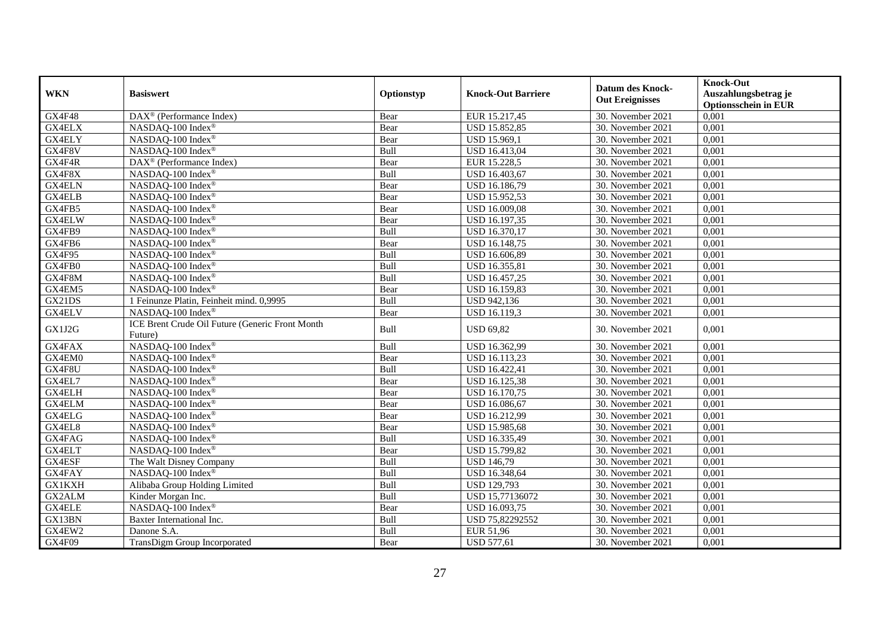| WKN | Basiswert | Optionstyp | Knock-Out Barriere | Datum des Knock-Out Ereignisses | Knock-Out Auszahlungsbetrag je Optionsschein in EUR |
| --- | --- | --- | --- | --- | --- |
| GX4F48 | DAX® (Performance Index) | Bear | EUR 15.217,45 | 30. November 2021 | 0,001 |
| GX4ELX | NASDAQ-100 Index® | Bear | USD 15.852,85 | 30. November 2021 | 0,001 |
| GX4ELY | NASDAQ-100 Index® | Bear | USD 15.969,1 | 30. November 2021 | 0,001 |
| GX4F8V | NASDAQ-100 Index® | Bull | USD 16.413,04 | 30. November 2021 | 0,001 |
| GX4F4R | DAX® (Performance Index) | Bear | EUR 15.228,5 | 30. November 2021 | 0,001 |
| GX4F8X | NASDAQ-100 Index® | Bull | USD 16.403,67 | 30. November 2021 | 0,001 |
| GX4ELN | NASDAQ-100 Index® | Bear | USD 16.186,79 | 30. November 2021 | 0,001 |
| GX4ELB | NASDAQ-100 Index® | Bear | USD 15.952,53 | 30. November 2021 | 0,001 |
| GX4FB5 | NASDAQ-100 Index® | Bear | USD 16.009,08 | 30. November 2021 | 0,001 |
| GX4ELW | NASDAQ-100 Index® | Bear | USD 16.197,35 | 30. November 2021 | 0,001 |
| GX4FB9 | NASDAQ-100 Index® | Bull | USD 16.370,17 | 30. November 2021 | 0,001 |
| GX4FB6 | NASDAQ-100 Index® | Bear | USD 16.148,75 | 30. November 2021 | 0,001 |
| GX4F95 | NASDAQ-100 Index® | Bull | USD 16.606,89 | 30. November 2021 | 0,001 |
| GX4FB0 | NASDAQ-100 Index® | Bull | USD 16.355,81 | 30. November 2021 | 0,001 |
| GX4F8M | NASDAQ-100 Index® | Bull | USD 16.457,25 | 30. November 2021 | 0,001 |
| GX4EM5 | NASDAQ-100 Index® | Bear | USD 16.159,83 | 30. November 2021 | 0,001 |
| GX21DS | 1 Feinunze Platin, Feinheit mind. 0,9995 | Bull | USD 942,136 | 30. November 2021 | 0,001 |
| GX4ELV | NASDAQ-100 Index® | Bear | USD 16.119,3 | 30. November 2021 | 0,001 |
| GX1J2G | ICE Brent Crude Oil Future (Generic Front Month Future) | Bull | USD 69,82 | 30. November 2021 | 0,001 |
| GX4FAX | NASDAQ-100 Index® | Bull | USD 16.362,99 | 30. November 2021 | 0,001 |
| GX4EM0 | NASDAQ-100 Index® | Bear | USD 16.113,23 | 30. November 2021 | 0,001 |
| GX4F8U | NASDAQ-100 Index® | Bull | USD 16.422,41 | 30. November 2021 | 0,001 |
| GX4EL7 | NASDAQ-100 Index® | Bear | USD 16.125,38 | 30. November 2021 | 0,001 |
| GX4ELH | NASDAQ-100 Index® | Bear | USD 16.170,75 | 30. November 2021 | 0,001 |
| GX4ELM | NASDAQ-100 Index® | Bear | USD 16.086,67 | 30. November 2021 | 0,001 |
| GX4ELG | NASDAQ-100 Index® | Bear | USD 16.212,99 | 30. November 2021 | 0,001 |
| GX4EL8 | NASDAQ-100 Index® | Bear | USD 15.985,68 | 30. November 2021 | 0,001 |
| GX4FAG | NASDAQ-100 Index® | Bull | USD 16.335,49 | 30. November 2021 | 0,001 |
| GX4ELT | NASDAQ-100 Index® | Bear | USD 15.799,82 | 30. November 2021 | 0,001 |
| GX4ESF | The Walt Disney Company | Bull | USD 146,79 | 30. November 2021 | 0,001 |
| GX4FAY | NASDAQ-100 Index® | Bull | USD 16.348,64 | 30. November 2021 | 0,001 |
| GX1KXH | Alibaba Group Holding Limited | Bull | USD 129,793 | 30. November 2021 | 0,001 |
| GX2ALM | Kinder Morgan Inc. | Bull | USD 15,77136072 | 30. November 2021 | 0,001 |
| GX4ELE | NASDAQ-100 Index® | Bear | USD 16.093,75 | 30. November 2021 | 0,001 |
| GX13BN | Baxter International Inc. | Bull | USD 75,82292552 | 30. November 2021 | 0,001 |
| GX4EW2 | Danone S.A. | Bull | EUR 51,96 | 30. November 2021 | 0,001 |
| GX4F09 | TransDigm Group Incorporated | Bear | USD 577,61 | 30. November 2021 | 0,001 |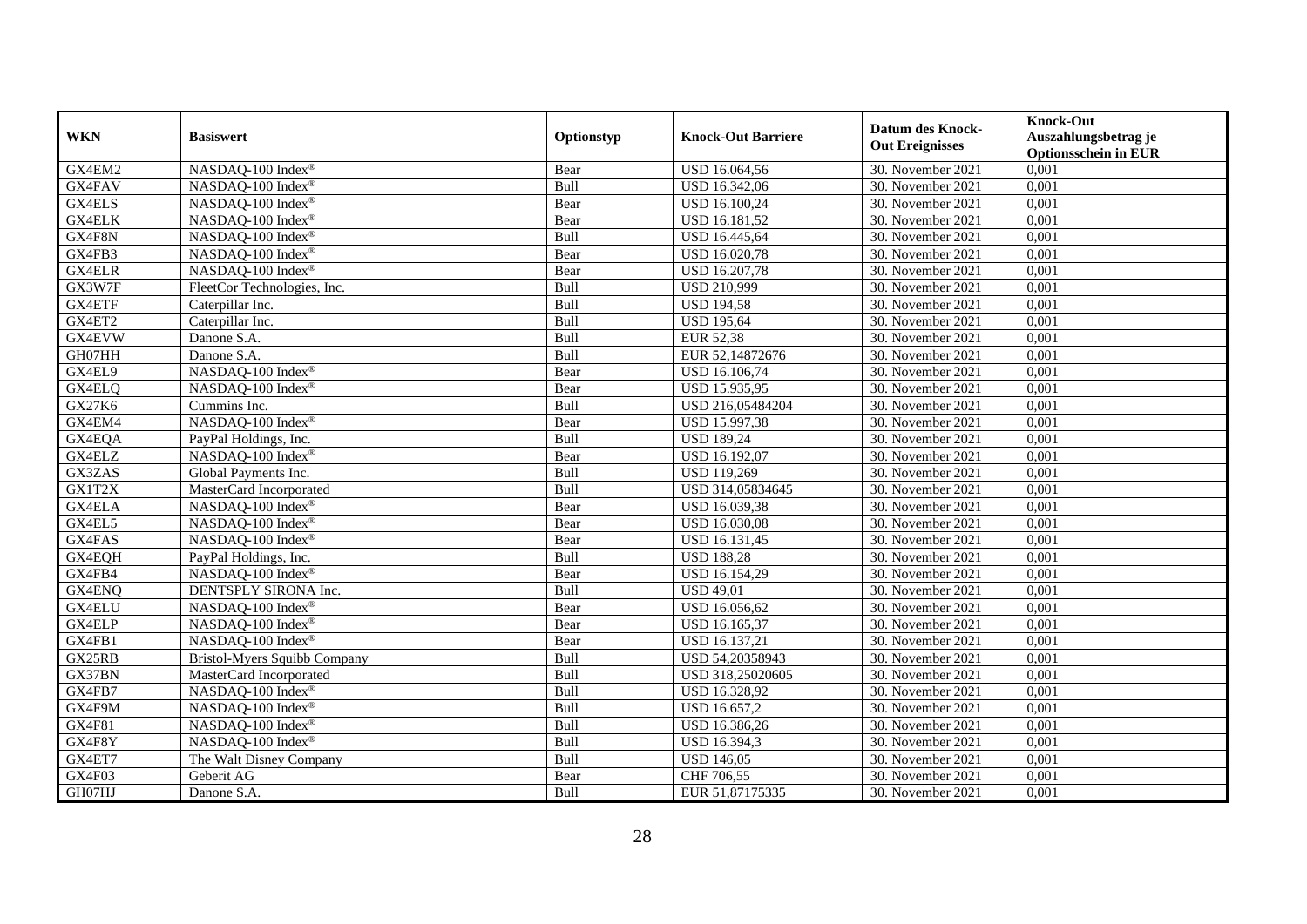| WKN | Basiswert | Optionstyp | Knock-Out Barriere | Datum des Knock-Out Ereignisses | Knock-Out Auszahlungsbetrag je Optionsschein in EUR |
|---|---|---|---|---|---|
| GX4EM2 | NASDAQ-100 Index® | Bear | USD 16.064,56 | 30. November 2021 | 0,001 |
| GX4FAV | NASDAQ-100 Index® | Bull | USD 16.342,06 | 30. November 2021 | 0,001 |
| GX4ELS | NASDAQ-100 Index® | Bear | USD 16.100,24 | 30. November 2021 | 0,001 |
| GX4ELK | NASDAQ-100 Index® | Bear | USD 16.181,52 | 30. November 2021 | 0,001 |
| GX4F8N | NASDAQ-100 Index® | Bull | USD 16.445,64 | 30. November 2021 | 0,001 |
| GX4FB3 | NASDAQ-100 Index® | Bear | USD 16.020,78 | 30. November 2021 | 0,001 |
| GX4ELR | NASDAQ-100 Index® | Bear | USD 16.207,78 | 30. November 2021 | 0,001 |
| GX3W7F | FleetCor Technologies, Inc. | Bull | USD 210,999 | 30. November 2021 | 0,001 |
| GX4ETF | Caterpillar Inc. | Bull | USD 194,58 | 30. November 2021 | 0,001 |
| GX4ET2 | Caterpillar Inc. | Bull | USD 195,64 | 30. November 2021 | 0,001 |
| GX4EVW | Danone S.A. | Bull | EUR 52,38 | 30. November 2021 | 0,001 |
| GH07HH | Danone S.A. | Bull | EUR 52,14872676 | 30. November 2021 | 0,001 |
| GX4EL9 | NASDAQ-100 Index® | Bear | USD 16.106,74 | 30. November 2021 | 0,001 |
| GX4ELQ | NASDAQ-100 Index® | Bear | USD 15.935,95 | 30. November 2021 | 0,001 |
| GX27K6 | Cummins Inc. | Bull | USD 216,05484204 | 30. November 2021 | 0,001 |
| GX4EM4 | NASDAQ-100 Index® | Bear | USD 15.997,38 | 30. November 2021 | 0,001 |
| GX4EQA | PayPal Holdings, Inc. | Bull | USD 189,24 | 30. November 2021 | 0,001 |
| GX4ELZ | NASDAQ-100 Index® | Bear | USD 16.192,07 | 30. November 2021 | 0,001 |
| GX3ZAS | Global Payments Inc. | Bull | USD 119,269 | 30. November 2021 | 0,001 |
| GX1T2X | MasterCard Incorporated | Bull | USD 314,05834645 | 30. November 2021 | 0,001 |
| GX4ELA | NASDAQ-100 Index® | Bear | USD 16.039,38 | 30. November 2021 | 0,001 |
| GX4EL5 | NASDAQ-100 Index® | Bear | USD 16.030,08 | 30. November 2021 | 0,001 |
| GX4FAS | NASDAQ-100 Index® | Bear | USD 16.131,45 | 30. November 2021 | 0,001 |
| GX4EQH | PayPal Holdings, Inc. | Bull | USD 188,28 | 30. November 2021 | 0,001 |
| GX4FB4 | NASDAQ-100 Index® | Bear | USD 16.154,29 | 30. November 2021 | 0,001 |
| GX4ENQ | DENTSPLY SIRONA Inc. | Bull | USD 49,01 | 30. November 2021 | 0,001 |
| GX4ELU | NASDAQ-100 Index® | Bear | USD 16.056,62 | 30. November 2021 | 0,001 |
| GX4ELP | NASDAQ-100 Index® | Bear | USD 16.165,37 | 30. November 2021 | 0,001 |
| GX4FB1 | NASDAQ-100 Index® | Bear | USD 16.137,21 | 30. November 2021 | 0,001 |
| GX25RB | Bristol-Myers Squibb Company | Bull | USD 54,20358943 | 30. November 2021 | 0,001 |
| GX37BN | MasterCard Incorporated | Bull | USD 318,25020605 | 30. November 2021 | 0,001 |
| GX4FB7 | NASDAQ-100 Index® | Bull | USD 16.328,92 | 30. November 2021 | 0,001 |
| GX4F9M | NASDAQ-100 Index® | Bull | USD 16.657,2 | 30. November 2021 | 0,001 |
| GX4F81 | NASDAQ-100 Index® | Bull | USD 16.386,26 | 30. November 2021 | 0,001 |
| GX4F8Y | NASDAQ-100 Index® | Bull | USD 16.394,3 | 30. November 2021 | 0,001 |
| GX4ET7 | The Walt Disney Company | Bull | USD 146,05 | 30. November 2021 | 0,001 |
| GX4F03 | Geberit AG | Bear | CHF 706,55 | 30. November 2021 | 0,001 |
| GH07HJ | Danone S.A. | Bull | EUR 51,87175335 | 30. November 2021 | 0,001 |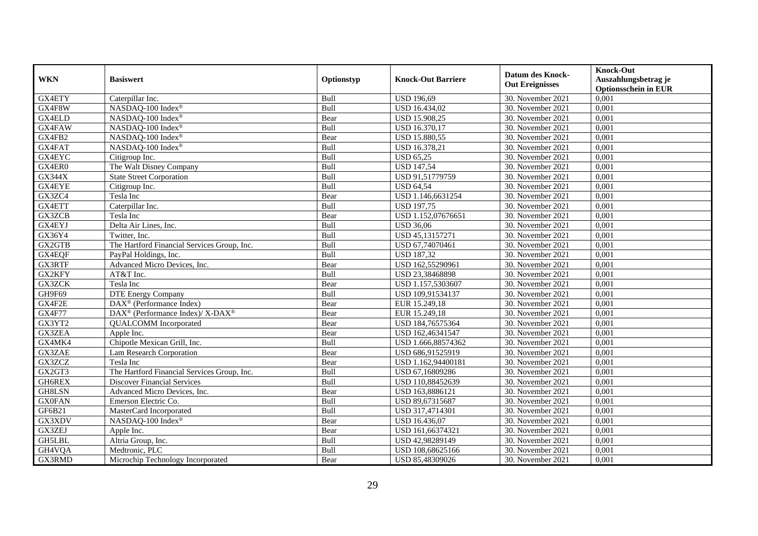| WKN | Basiswert | Optionstyp | Knock-Out Barriere | Datum des Knock-Out Ereignisses | Knock-Out Auszahlungsbetrag je Optionsschein in EUR |
|---|---|---|---|---|---|
| GX4ETY | Caterpillar Inc. | Bull | USD 196,69 | 30. November 2021 | 0,001 |
| GX4F8W | NASDAQ-100 Index® | Bull | USD 16.434,02 | 30. November 2021 | 0,001 |
| GX4ELD | NASDAQ-100 Index® | Bear | USD 15.908,25 | 30. November 2021 | 0,001 |
| GX4FAW | NASDAQ-100 Index® | Bull | USD 16.370,17 | 30. November 2021 | 0,001 |
| GX4FB2 | NASDAQ-100 Index® | Bear | USD 15.880,55 | 30. November 2021 | 0,001 |
| GX4FAT | NASDAQ-100 Index® | Bull | USD 16.378,21 | 30. November 2021 | 0,001 |
| GX4EYC | Citigroup Inc. | Bull | USD 65,25 | 30. November 2021 | 0,001 |
| GX4ER0 | The Walt Disney Company | Bull | USD 147,54 | 30. November 2021 | 0,001 |
| GX344X | State Street Corporation | Bull | USD 91,51779759 | 30. November 2021 | 0,001 |
| GX4EYE | Citigroup Inc. | Bull | USD 64,54 | 30. November 2021 | 0,001 |
| GX3ZC4 | Tesla Inc | Bear | USD 1.146,6631254 | 30. November 2021 | 0,001 |
| GX4ETT | Caterpillar Inc. | Bull | USD 197,75 | 30. November 2021 | 0,001 |
| GX3ZCB | Tesla Inc | Bear | USD 1.152,07676651 | 30. November 2021 | 0,001 |
| GX4EYJ | Delta Air Lines, Inc. | Bull | USD 36,06 | 30. November 2021 | 0,001 |
| GX36Y4 | Twitter, Inc. | Bull | USD 45,13157271 | 30. November 2021 | 0,001 |
| GX2GTB | The Hartford Financial Services Group, Inc. | Bull | USD 67,74070461 | 30. November 2021 | 0,001 |
| GX4EQF | PayPal Holdings, Inc. | Bull | USD 187,32 | 30. November 2021 | 0,001 |
| GX3RTF | Advanced Micro Devices, Inc. | Bear | USD 162,55290961 | 30. November 2021 | 0,001 |
| GX2KFY | AT&T Inc. | Bull | USD 23,38468898 | 30. November 2021 | 0,001 |
| GX3ZCK | Tesla Inc | Bear | USD 1.157,5303607 | 30. November 2021 | 0,001 |
| GH9F69 | DTE Energy Company | Bull | USD 109,91534137 | 30. November 2021 | 0,001 |
| GX4F2E | DAX® (Performance Index) | Bear | EUR 15.249,18 | 30. November 2021 | 0,001 |
| GX4F77 | DAX® (Performance Index)/ X-DAX® | Bear | EUR 15.249,18 | 30. November 2021 | 0,001 |
| GX3YT2 | QUALCOMM Incorporated | Bear | USD 184,76575364 | 30. November 2021 | 0,001 |
| GX3ZEA | Apple Inc. | Bear | USD 162,46341547 | 30. November 2021 | 0,001 |
| GX4MK4 | Chipotle Mexican Grill, Inc. | Bull | USD 1.666,88574362 | 30. November 2021 | 0,001 |
| GX3ZAE | Lam Research Corporation | Bear | USD 686,91525919 | 30. November 2021 | 0,001 |
| GX3ZCZ | Tesla Inc | Bear | USD 1.162,94400181 | 30. November 2021 | 0,001 |
| GX2GT3 | The Hartford Financial Services Group, Inc. | Bull | USD 67,16809286 | 30. November 2021 | 0,001 |
| GH6REX | Discover Financial Services | Bull | USD 110,88452639 | 30. November 2021 | 0,001 |
| GH8LSN | Advanced Micro Devices, Inc. | Bear | USD 163,8886121 | 30. November 2021 | 0,001 |
| GX0FAN | Emerson Electric Co. | Bull | USD 89,67315687 | 30. November 2021 | 0,001 |
| GF6B21 | MasterCard Incorporated | Bull | USD 317,4714301 | 30. November 2021 | 0,001 |
| GX3XDV | NASDAQ-100 Index® | Bear | USD 16.436,07 | 30. November 2021 | 0,001 |
| GX3ZEJ | Apple Inc. | Bear | USD 161,66374321 | 30. November 2021 | 0,001 |
| GH5LBL | Altria Group, Inc. | Bull | USD 42,98289149 | 30. November 2021 | 0,001 |
| GH4VQA | Medtronic, PLC | Bull | USD 108,68625166 | 30. November 2021 | 0,001 |
| GX3RMD | Microchip Technology Incorporated | Bear | USD 85,48309026 | 30. November 2021 | 0,001 |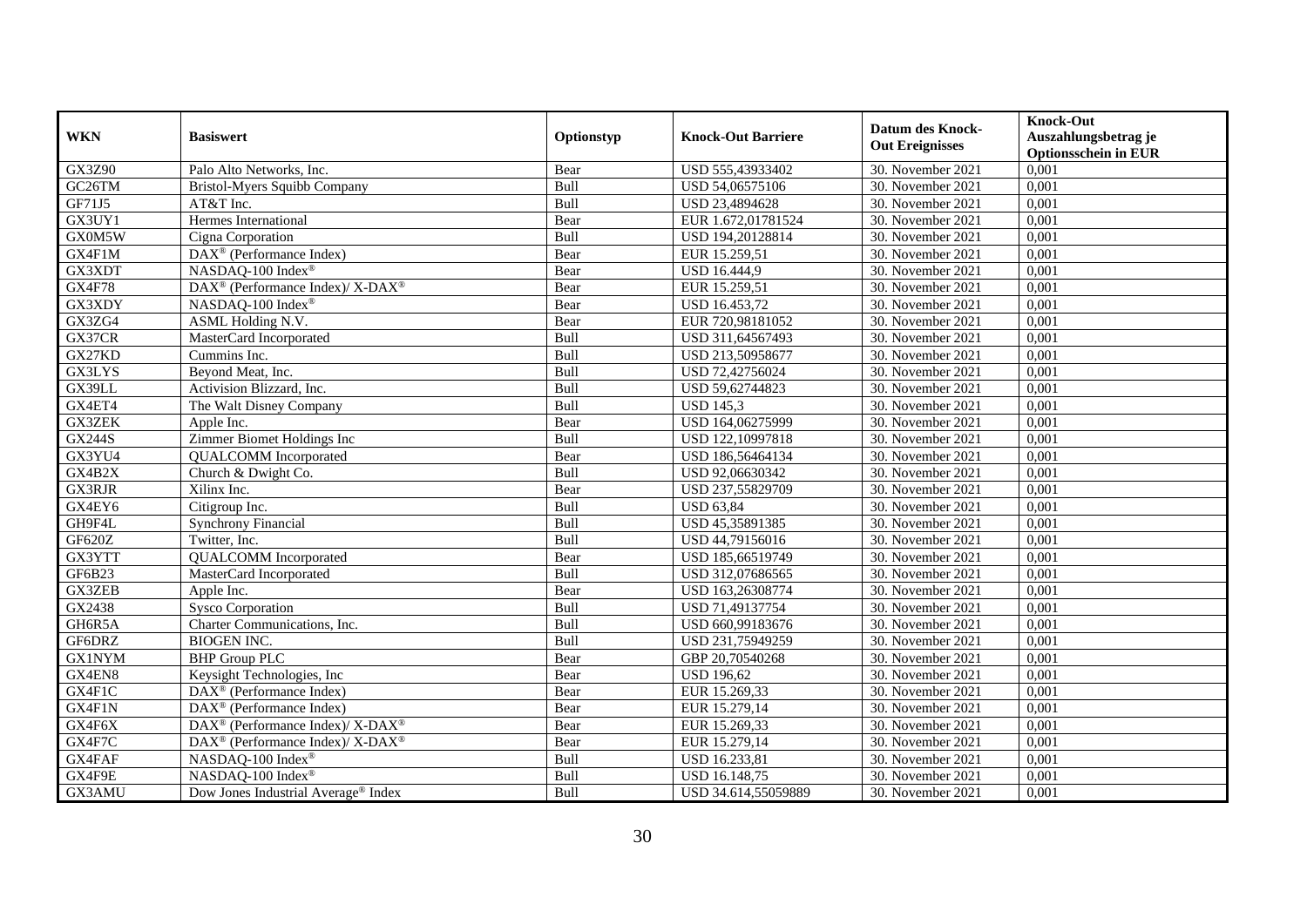| WKN | Basiswert | Optionstyp | Knock-Out Barriere | Datum des Knock-Out Ereignisses | Knock-Out Auszahlungsbetrag je Optionsschein in EUR |
|---|---|---|---|---|---|
| GX3Z90 | Palo Alto Networks, Inc. | Bear | USD 555,43933402 | 30. November 2021 | 0,001 |
| GC26TM | Bristol-Myers Squibb Company | Bull | USD 54,06575106 | 30. November 2021 | 0,001 |
| GF71J5 | AT&T Inc. | Bull | USD 23,4894628 | 30. November 2021 | 0,001 |
| GX3UY1 | Hermes International | Bear | EUR 1.672,01781524 | 30. November 2021 | 0,001 |
| GX0M5W | Cigna Corporation | Bull | USD 194,20128814 | 30. November 2021 | 0,001 |
| GX4F1M | DAX® (Performance Index) | Bear | EUR 15.259,51 | 30. November 2021 | 0,001 |
| GX3XDT | NASDAQ-100 Index® | Bear | USD 16.444,9 | 30. November 2021 | 0,001 |
| GX4F78 | DAX® (Performance Index)/ X-DAX® | Bear | EUR 15.259,51 | 30. November 2021 | 0,001 |
| GX3XDY | NASDAQ-100 Index® | Bear | USD 16.453,72 | 30. November 2021 | 0,001 |
| GX3ZG4 | ASML Holding N.V. | Bear | EUR 720,98181052 | 30. November 2021 | 0,001 |
| GX37CR | MasterCard Incorporated | Bull | USD 311,64567493 | 30. November 2021 | 0,001 |
| GX27KD | Cummins Inc. | Bull | USD 213,50958677 | 30. November 2021 | 0,001 |
| GX3LYS | Beyond Meat, Inc. | Bull | USD 72,42756024 | 30. November 2021 | 0,001 |
| GX39LL | Activision Blizzard, Inc. | Bull | USD 59,62744823 | 30. November 2021 | 0,001 |
| GX4ET4 | The Walt Disney Company | Bull | USD 145,3 | 30. November 2021 | 0,001 |
| GX3ZEK | Apple Inc. | Bear | USD 164,06275999 | 30. November 2021 | 0,001 |
| GX244S | Zimmer Biomet Holdings Inc | Bull | USD 122,10997818 | 30. November 2021 | 0,001 |
| GX3YU4 | QUALCOMM Incorporated | Bear | USD 186,56464134 | 30. November 2021 | 0,001 |
| GX4B2X | Church & Dwight Co. | Bull | USD 92,06630342 | 30. November 2021 | 0,001 |
| GX3RJR | Xilinx Inc. | Bear | USD 237,55829709 | 30. November 2021 | 0,001 |
| GX4EY6 | Citigroup Inc. | Bull | USD 63,84 | 30. November 2021 | 0,001 |
| GH9F4L | Synchrony Financial | Bull | USD 45,35891385 | 30. November 2021 | 0,001 |
| GF620Z | Twitter, Inc. | Bull | USD 44,79156016 | 30. November 2021 | 0,001 |
| GX3YTT | QUALCOMM Incorporated | Bear | USD 185,66519749 | 30. November 2021 | 0,001 |
| GF6B23 | MasterCard Incorporated | Bull | USD 312,07686565 | 30. November 2021 | 0,001 |
| GX3ZEB | Apple Inc. | Bear | USD 163,26308774 | 30. November 2021 | 0,001 |
| GX2438 | Sysco Corporation | Bull | USD 71,49137754 | 30. November 2021 | 0,001 |
| GH6R5A | Charter Communications, Inc. | Bull | USD 660,99183676 | 30. November 2021 | 0,001 |
| GF6DRZ | BIOGEN INC. | Bull | USD 231,75949259 | 30. November 2021 | 0,001 |
| GX1NYM | BHP Group PLC | Bear | GBP 20,70540268 | 30. November 2021 | 0,001 |
| GX4EN8 | Keysight Technologies, Inc | Bear | USD 196,62 | 30. November 2021 | 0,001 |
| GX4F1C | DAX® (Performance Index) | Bear | EUR 15.269,33 | 30. November 2021 | 0,001 |
| GX4F1N | DAX® (Performance Index) | Bear | EUR 15.279,14 | 30. November 2021 | 0,001 |
| GX4F6X | DAX® (Performance Index)/ X-DAX® | Bear | EUR 15.269,33 | 30. November 2021 | 0,001 |
| GX4F7C | DAX® (Performance Index)/ X-DAX® | Bear | EUR 15.279,14 | 30. November 2021 | 0,001 |
| GX4FAF | NASDAQ-100 Index® | Bull | USD 16.233,81 | 30. November 2021 | 0,001 |
| GX4F9E | NASDAQ-100 Index® | Bull | USD 16.148,75 | 30. November 2021 | 0,001 |
| GX3AMU | Dow Jones Industrial Average® Index | Bull | USD 34.614,55059889 | 30. November 2021 | 0,001 |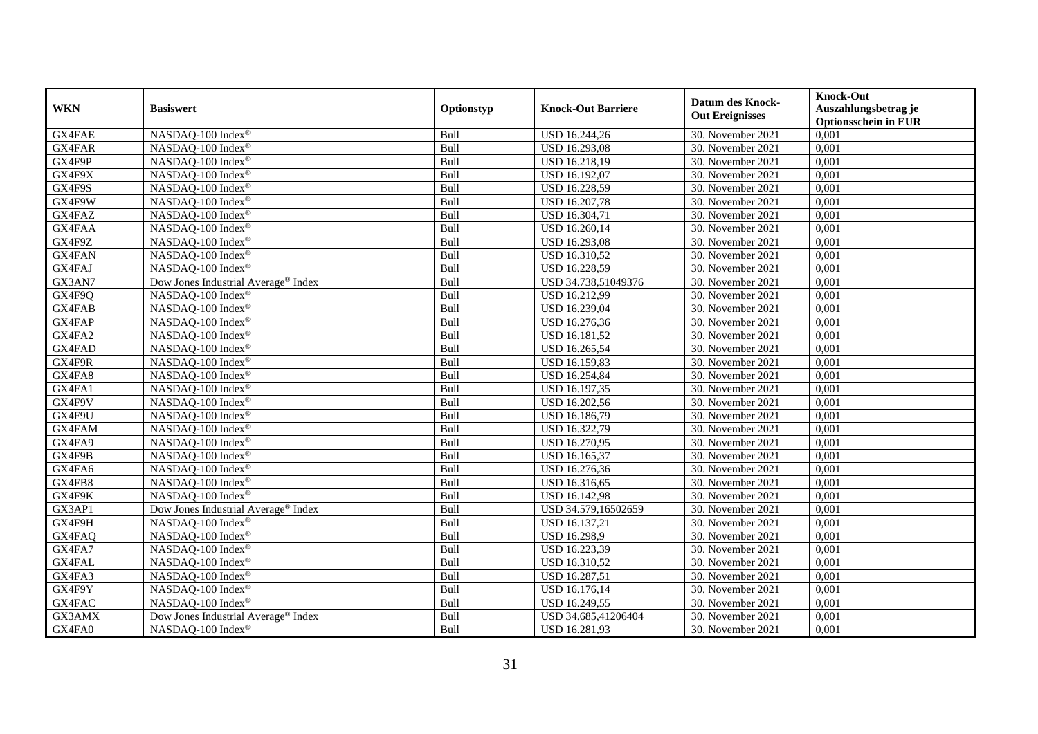| WKN | Basiswert | Optionstyp | Knock-Out Barriere | Datum des Knock-Out Ereignisses | Knock-Out Auszahlungsbetrag je Optionsschein in EUR |
|---|---|---|---|---|---|
| GX4FAE | NASDAQ-100 Index® | Bull | USD 16.244,26 | 30. November 2021 | 0,001 |
| GX4FAR | NASDAQ-100 Index® | Bull | USD 16.293,08 | 30. November 2021 | 0,001 |
| GX4F9P | NASDAQ-100 Index® | Bull | USD 16.218,19 | 30. November 2021 | 0,001 |
| GX4F9X | NASDAQ-100 Index® | Bull | USD 16.192,07 | 30. November 2021 | 0,001 |
| GX4F9S | NASDAQ-100 Index® | Bull | USD 16.228,59 | 30. November 2021 | 0,001 |
| GX4F9W | NASDAQ-100 Index® | Bull | USD 16.207,78 | 30. November 2021 | 0,001 |
| GX4FAZ | NASDAQ-100 Index® | Bull | USD 16.304,71 | 30. November 2021 | 0,001 |
| GX4FAA | NASDAQ-100 Index® | Bull | USD 16.260,14 | 30. November 2021 | 0,001 |
| GX4F9Z | NASDAQ-100 Index® | Bull | USD 16.293,08 | 30. November 2021 | 0,001 |
| GX4FAN | NASDAQ-100 Index® | Bull | USD 16.310,52 | 30. November 2021 | 0,001 |
| GX4FAJ | NASDAQ-100 Index® | Bull | USD 16.228,59 | 30. November 2021 | 0,001 |
| GX3AN7 | Dow Jones Industrial Average® Index | Bull | USD 34.738,51049376 | 30. November 2021 | 0,001 |
| GX4F9Q | NASDAQ-100 Index® | Bull | USD 16.212,99 | 30. November 2021 | 0,001 |
| GX4FAB | NASDAQ-100 Index® | Bull | USD 16.239,04 | 30. November 2021 | 0,001 |
| GX4FAP | NASDAQ-100 Index® | Bull | USD 16.276,36 | 30. November 2021 | 0,001 |
| GX4FA2 | NASDAQ-100 Index® | Bull | USD 16.181,52 | 30. November 2021 | 0,001 |
| GX4FAD | NASDAQ-100 Index® | Bull | USD 16.265,54 | 30. November 2021 | 0,001 |
| GX4F9R | NASDAQ-100 Index® | Bull | USD 16.159,83 | 30. November 2021 | 0,001 |
| GX4FA8 | NASDAQ-100 Index® | Bull | USD 16.254,84 | 30. November 2021 | 0,001 |
| GX4FA1 | NASDAQ-100 Index® | Bull | USD 16.197,35 | 30. November 2021 | 0,001 |
| GX4F9V | NASDAQ-100 Index® | Bull | USD 16.202,56 | 30. November 2021 | 0,001 |
| GX4F9U | NASDAQ-100 Index® | Bull | USD 16.186,79 | 30. November 2021 | 0,001 |
| GX4FAM | NASDAQ-100 Index® | Bull | USD 16.322,79 | 30. November 2021 | 0,001 |
| GX4FA9 | NASDAQ-100 Index® | Bull | USD 16.270,95 | 30. November 2021 | 0,001 |
| GX4F9B | NASDAQ-100 Index® | Bull | USD 16.165,37 | 30. November 2021 | 0,001 |
| GX4FA6 | NASDAQ-100 Index® | Bull | USD 16.276,36 | 30. November 2021 | 0,001 |
| GX4FB8 | NASDAQ-100 Index® | Bull | USD 16.316,65 | 30. November 2021 | 0,001 |
| GX4F9K | NASDAQ-100 Index® | Bull | USD 16.142,98 | 30. November 2021 | 0,001 |
| GX3AP1 | Dow Jones Industrial Average® Index | Bull | USD 34.579,16502659 | 30. November 2021 | 0,001 |
| GX4F9H | NASDAQ-100 Index® | Bull | USD 16.137,21 | 30. November 2021 | 0,001 |
| GX4FAQ | NASDAQ-100 Index® | Bull | USD 16.298,9 | 30. November 2021 | 0,001 |
| GX4FA7 | NASDAQ-100 Index® | Bull | USD 16.223,39 | 30. November 2021 | 0,001 |
| GX4FAL | NASDAQ-100 Index® | Bull | USD 16.310,52 | 30. November 2021 | 0,001 |
| GX4FA3 | NASDAQ-100 Index® | Bull | USD 16.287,51 | 30. November 2021 | 0,001 |
| GX4F9Y | NASDAQ-100 Index® | Bull | USD 16.176,14 | 30. November 2021 | 0,001 |
| GX4FAC | NASDAQ-100 Index® | Bull | USD 16.249,55 | 30. November 2021 | 0,001 |
| GX3AMX | Dow Jones Industrial Average® Index | Bull | USD 34.685,41206404 | 30. November 2021 | 0,001 |
| GX4FA0 | NASDAQ-100 Index® | Bull | USD 16.281,93 | 30. November 2021 | 0,001 |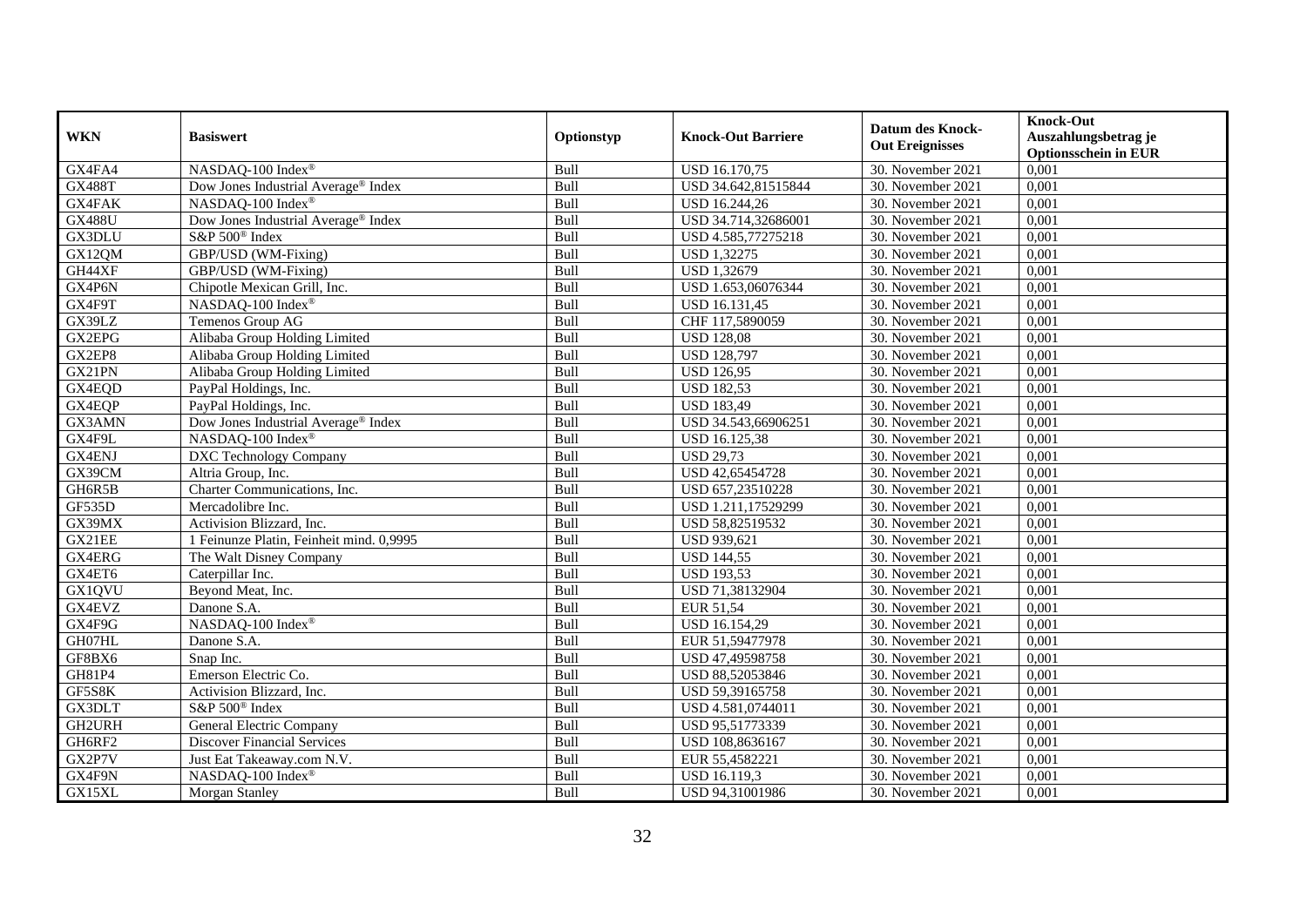| WKN | Basiswert | Optionstyp | Knock-Out Barriere | Datum des Knock-Out Ereignisses | Knock-Out Auszahlungsbetrag je Optionsschein in EUR |
|---|---|---|---|---|---|
| GX4FA4 | NASDAQ-100 Index® | Bull | USD 16.170,75 | 30. November 2021 | 0,001 |
| GX488T | Dow Jones Industrial Average® Index | Bull | USD 34.642,81515844 | 30. November 2021 | 0,001 |
| GX4FAK | NASDAQ-100 Index® | Bull | USD 16.244,26 | 30. November 2021 | 0,001 |
| GX488U | Dow Jones Industrial Average® Index | Bull | USD 34.714,32686001 | 30. November 2021 | 0,001 |
| GX3DLU | S&P 500® Index | Bull | USD 4.585,77275218 | 30. November 2021 | 0,001 |
| GX12QM | GBP/USD (WM-Fixing) | Bull | USD 1,32275 | 30. November 2021 | 0,001 |
| GH44XF | GBP/USD (WM-Fixing) | Bull | USD 1,32679 | 30. November 2021 | 0,001 |
| GX4P6N | Chipotle Mexican Grill, Inc. | Bull | USD 1.653,06076344 | 30. November 2021 | 0,001 |
| GX4F9T | NASDAQ-100 Index® | Bull | USD 16.131,45 | 30. November 2021 | 0,001 |
| GX39LZ | Temenos Group AG | Bull | CHF 117,5890059 | 30. November 2021 | 0,001 |
| GX2EPG | Alibaba Group Holding Limited | Bull | USD 128,08 | 30. November 2021 | 0,001 |
| GX2EP8 | Alibaba Group Holding Limited | Bull | USD 128,797 | 30. November 2021 | 0,001 |
| GX21PN | Alibaba Group Holding Limited | Bull | USD 126,95 | 30. November 2021 | 0,001 |
| GX4EQD | PayPal Holdings, Inc. | Bull | USD 182,53 | 30. November 2021 | 0,001 |
| GX4EQP | PayPal Holdings, Inc. | Bull | USD 183,49 | 30. November 2021 | 0,001 |
| GX3AMN | Dow Jones Industrial Average® Index | Bull | USD 34.543,66906251 | 30. November 2021 | 0,001 |
| GX4F9L | NASDAQ-100 Index® | Bull | USD 16.125,38 | 30. November 2021 | 0,001 |
| GX4ENJ | DXC Technology Company | Bull | USD 29,73 | 30. November 2021 | 0,001 |
| GX39CM | Altria Group, Inc. | Bull | USD 42,65454728 | 30. November 2021 | 0,001 |
| GH6R5B | Charter Communications, Inc. | Bull | USD 657,23510228 | 30. November 2021 | 0,001 |
| GF535D | Mercadolibre Inc. | Bull | USD 1.211,17529299 | 30. November 2021 | 0,001 |
| GX39MX | Activision Blizzard, Inc. | Bull | USD 58,82519532 | 30. November 2021 | 0,001 |
| GX21EE | 1 Feinunze Platin, Feinheit mind. 0,9995 | Bull | USD 939,621 | 30. November 2021 | 0,001 |
| GX4ERG | The Walt Disney Company | Bull | USD 144,55 | 30. November 2021 | 0,001 |
| GX4ET6 | Caterpillar Inc. | Bull | USD 193,53 | 30. November 2021 | 0,001 |
| GX1QVU | Beyond Meat, Inc. | Bull | USD 71,38132904 | 30. November 2021 | 0,001 |
| GX4EVZ | Danone S.A. | Bull | EUR 51,54 | 30. November 2021 | 0,001 |
| GX4F9G | NASDAQ-100 Index® | Bull | USD 16.154,29 | 30. November 2021 | 0,001 |
| GH07HL | Danone S.A. | Bull | EUR 51,59477978 | 30. November 2021 | 0,001 |
| GF8BX6 | Snap Inc. | Bull | USD 47,49598758 | 30. November 2021 | 0,001 |
| GH81P4 | Emerson Electric Co. | Bull | USD 88,52053846 | 30. November 2021 | 0,001 |
| GF5S8K | Activision Blizzard, Inc. | Bull | USD 59,39165758 | 30. November 2021 | 0,001 |
| GX3DLT | S&P 500® Index | Bull | USD 4.581,0744011 | 30. November 2021 | 0,001 |
| GH2URH | General Electric Company | Bull | USD 95,51773339 | 30. November 2021 | 0,001 |
| GH6RF2 | Discover Financial Services | Bull | USD 108,8636167 | 30. November 2021 | 0,001 |
| GX2P7V | Just Eat Takeaway.com N.V. | Bull | EUR 55,4582221 | 30. November 2021 | 0,001 |
| GX4F9N | NASDAQ-100 Index® | Bull | USD 16.119,3 | 30. November 2021 | 0,001 |
| GX15XL | Morgan Stanley | Bull | USD 94,31001986 | 30. November 2021 | 0,001 |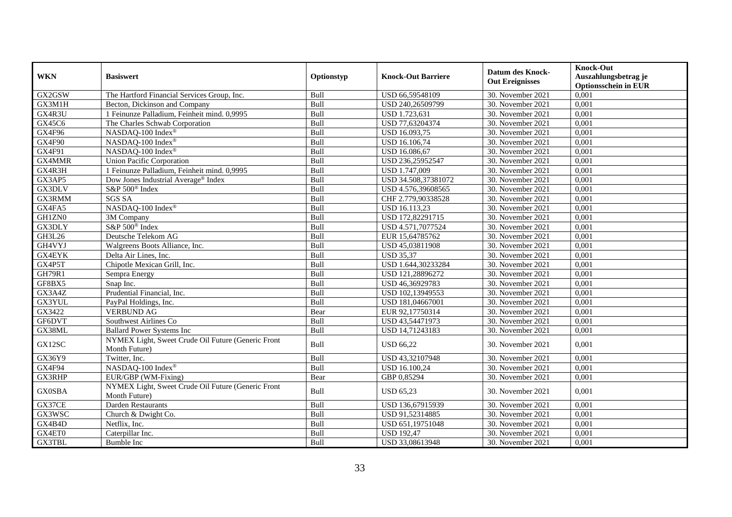| WKN | Basiswert | Optionstyp | Knock-Out Barriere | Datum des Knock-Out Ereignisses | Knock-Out Auszahlungsbetrag je Optionsschein in EUR |
|---|---|---|---|---|---|
| GX2GSW | The Hartford Financial Services Group, Inc. | Bull | USD 66,59548109 | 30. November 2021 | 0,001 |
| GX3M1H | Becton, Dickinson and Company | Bull | USD 240,26509799 | 30. November 2021 | 0,001 |
| GX4R3U | 1 Feinunze Palladium, Feinheit mind. 0,9995 | Bull | USD 1.723,631 | 30. November 2021 | 0,001 |
| GX45C6 | The Charles Schwab Corporation | Bull | USD 77,63204374 | 30. November 2021 | 0,001 |
| GX4F96 | NASDAQ-100 Index® | Bull | USD 16.093,75 | 30. November 2021 | 0,001 |
| GX4F90 | NASDAQ-100 Index® | Bull | USD 16.106,74 | 30. November 2021 | 0,001 |
| GX4F91 | NASDAQ-100 Index® | Bull | USD 16.086,67 | 30. November 2021 | 0,001 |
| GX4MMR | Union Pacific Corporation | Bull | USD 236,25952547 | 30. November 2021 | 0,001 |
| GX4R3H | 1 Feinunze Palladium, Feinheit mind. 0,9995 | Bull | USD 1.747,009 | 30. November 2021 | 0,001 |
| GX3AP5 | Dow Jones Industrial Average® Index | Bull | USD 34.508,37381072 | 30. November 2021 | 0,001 |
| GX3DLV | S&P 500® Index | Bull | USD 4.576,39608565 | 30. November 2021 | 0,001 |
| GX3RMM | SGS SA | Bull | CHF 2.779,90338528 | 30. November 2021 | 0,001 |
| GX4FA5 | NASDAQ-100 Index® | Bull | USD 16.113,23 | 30. November 2021 | 0,001 |
| GH1ZN0 | 3M Company | Bull | USD 172,82291715 | 30. November 2021 | 0,001 |
| GX3DLY | S&P 500® Index | Bull | USD 4.571,7077524 | 30. November 2021 | 0,001 |
| GH3L26 | Deutsche Telekom AG | Bull | EUR 15,64785762 | 30. November 2021 | 0,001 |
| GH4VYJ | Walgreens Boots Alliance, Inc. | Bull | USD 45,03811908 | 30. November 2021 | 0,001 |
| GX4EYK | Delta Air Lines, Inc. | Bull | USD 35,37 | 30. November 2021 | 0,001 |
| GX4P5T | Chipotle Mexican Grill, Inc. | Bull | USD 1.644,30233284 | 30. November 2021 | 0,001 |
| GH79R1 | Sempra Energy | Bull | USD 121,28896272 | 30. November 2021 | 0,001 |
| GF8BX5 | Snap Inc. | Bull | USD 46,36929783 | 30. November 2021 | 0,001 |
| GX3A4Z | Prudential Financial, Inc. | Bull | USD 102,13949553 | 30. November 2021 | 0,001 |
| GX3YUL | PayPal Holdings, Inc. | Bull | USD 181,04667001 | 30. November 2021 | 0,001 |
| GX3422 | VERBUND AG | Bear | EUR 92,17750314 | 30. November 2021 | 0,001 |
| GF6DVT | Southwest Airlines Co | Bull | USD 43,54471973 | 30. November 2021 | 0,001 |
| GX38ML | Ballard Power Systems Inc | Bull | USD 14,71243183 | 30. November 2021 | 0,001 |
| GX12SC | NYMEX Light, Sweet Crude Oil Future (Generic Front Month Future) | Bull | USD 66,22 | 30. November 2021 | 0,001 |
| GX36Y9 | Twitter, Inc. | Bull | USD 43,32107948 | 30. November 2021 | 0,001 |
| GX4F94 | NASDAQ-100 Index® | Bull | USD 16.100,24 | 30. November 2021 | 0,001 |
| GX3RHP | EUR/GBP (WM-Fixing) | Bear | GBP 0,85294 | 30. November 2021 | 0,001 |
| GX0SBA | NYMEX Light, Sweet Crude Oil Future (Generic Front Month Future) | Bull | USD 65,23 | 30. November 2021 | 0,001 |
| GX37CE | Darden Restaurants | Bull | USD 136,67915939 | 30. November 2021 | 0,001 |
| GX3WSC | Church & Dwight Co. | Bull | USD 91,52314885 | 30. November 2021 | 0,001 |
| GX4B4D | Netflix, Inc. | Bull | USD 651,19751048 | 30. November 2021 | 0,001 |
| GX4ET0 | Caterpillar Inc. | Bull | USD 192,47 | 30. November 2021 | 0,001 |
| GX3TBL | Bumble Inc | Bull | USD 33,08613948 | 30. November 2021 | 0,001 |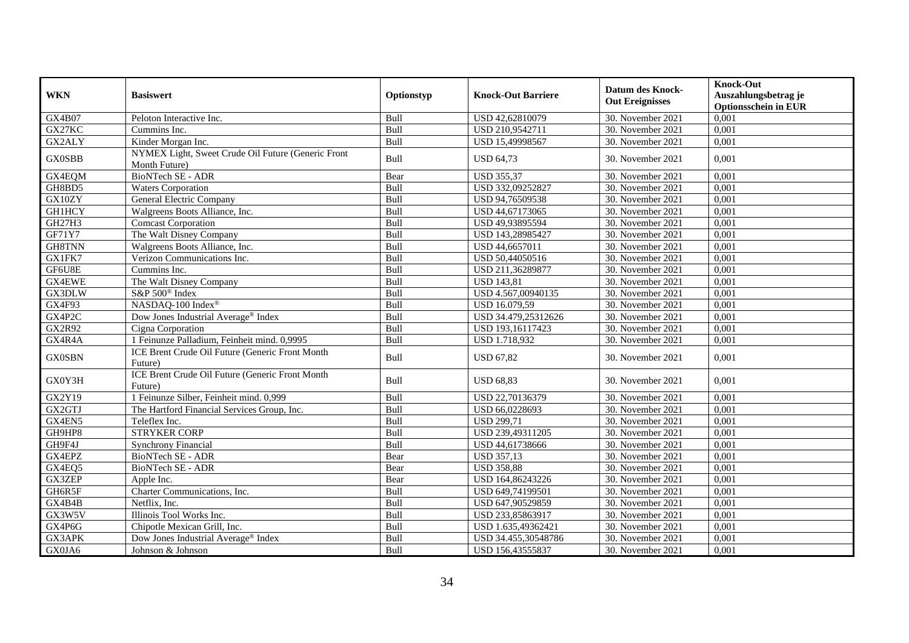| WKN | Basiswert | Optionstyp | Knock-Out Barriere | Datum des Knock-Out Ereignisses | Knock-Out Auszahlungsbetrag je Optionsschein in EUR |
|---|---|---|---|---|---|
| GX4B07 | Peloton Interactive Inc. | Bull | USD 42,62810079 | 30. November 2021 | 0,001 |
| GX27KC | Cummins Inc. | Bull | USD 210,9542711 | 30. November 2021 | 0,001 |
| GX2ALY | Kinder Morgan Inc. | Bull | USD 15,49998567 | 30. November 2021 | 0,001 |
| GX0SBB | NYMEX Light, Sweet Crude Oil Future (Generic Front Month Future) | Bull | USD 64,73 | 30. November 2021 | 0,001 |
| GX4EQM | BioNTech SE - ADR | Bear | USD 355,37 | 30. November 2021 | 0,001 |
| GH8BD5 | Waters Corporation | Bull | USD 332,09252827 | 30. November 2021 | 0,001 |
| GX10ZY | General Electric Company | Bull | USD 94,76509538 | 30. November 2021 | 0,001 |
| GH1HCY | Walgreens Boots Alliance, Inc. | Bull | USD 44,67173065 | 30. November 2021 | 0,001 |
| GH27H3 | Comcast Corporation | Bull | USD 49,93895594 | 30. November 2021 | 0,001 |
| GF71Y7 | The Walt Disney Company | Bull | USD 143,28985427 | 30. November 2021 | 0,001 |
| GH8TNN | Walgreens Boots Alliance, Inc. | Bull | USD 44,6657011 | 30. November 2021 | 0,001 |
| GX1FK7 | Verizon Communications Inc. | Bull | USD 50,44050516 | 30. November 2021 | 0,001 |
| GF6U8E | Cummins Inc. | Bull | USD 211,36289877 | 30. November 2021 | 0,001 |
| GX4EWE | The Walt Disney Company | Bull | USD 143,81 | 30. November 2021 | 0,001 |
| GX3DLW | S&P 500® Index | Bull | USD 4.567,00940135 | 30. November 2021 | 0,001 |
| GX4F93 | NASDAQ-100 Index® | Bull | USD 16.079,59 | 30. November 2021 | 0,001 |
| GX4P2C | Dow Jones Industrial Average® Index | Bull | USD 34.479,25312626 | 30. November 2021 | 0,001 |
| GX2R92 | Cigna Corporation | Bull | USD 193,16117423 | 30. November 2021 | 0,001 |
| GX4R4A | 1 Feinunze Palladium, Feinheit mind. 0,9995 | Bull | USD 1.718,932 | 30. November 2021 | 0,001 |
| GX0SBN | ICE Brent Crude Oil Future (Generic Front Month Future) | Bull | USD 67,82 | 30. November 2021 | 0,001 |
| GX0Y3H | ICE Brent Crude Oil Future (Generic Front Month Future) | Bull | USD 68,83 | 30. November 2021 | 0,001 |
| GX2Y19 | 1 Feinunze Silber, Feinheit mind. 0,999 | Bull | USD 22,70136379 | 30. November 2021 | 0,001 |
| GX2GTJ | The Hartford Financial Services Group, Inc. | Bull | USD 66,0228693 | 30. November 2021 | 0,001 |
| GX4EN5 | Teleflex Inc. | Bull | USD 299,71 | 30. November 2021 | 0,001 |
| GH9HP8 | STRYKER CORP | Bull | USD 239,49311205 | 30. November 2021 | 0,001 |
| GH9F4J | Synchrony Financial | Bull | USD 44,61738666 | 30. November 2021 | 0,001 |
| GX4EPZ | BioNTech SE - ADR | Bear | USD 357,13 | 30. November 2021 | 0,001 |
| GX4EQ5 | BioNTech SE - ADR | Bear | USD 358,88 | 30. November 2021 | 0,001 |
| GX3ZEP | Apple Inc. | Bear | USD 164,86243226 | 30. November 2021 | 0,001 |
| GH6R5F | Charter Communications, Inc. | Bull | USD 649,74199501 | 30. November 2021 | 0,001 |
| GX4B4B | Netflix, Inc. | Bull | USD 647,90529859 | 30. November 2021 | 0,001 |
| GX3W5V | Illinois Tool Works Inc. | Bull | USD 233,85863917 | 30. November 2021 | 0,001 |
| GX4P6G | Chipotle Mexican Grill, Inc. | Bull | USD 1.635,49362421 | 30. November 2021 | 0,001 |
| GX3APK | Dow Jones Industrial Average® Index | Bull | USD 34.455,30548786 | 30. November 2021 | 0,001 |
| GX0JA6 | Johnson & Johnson | Bull | USD 156,43555837 | 30. November 2021 | 0,001 |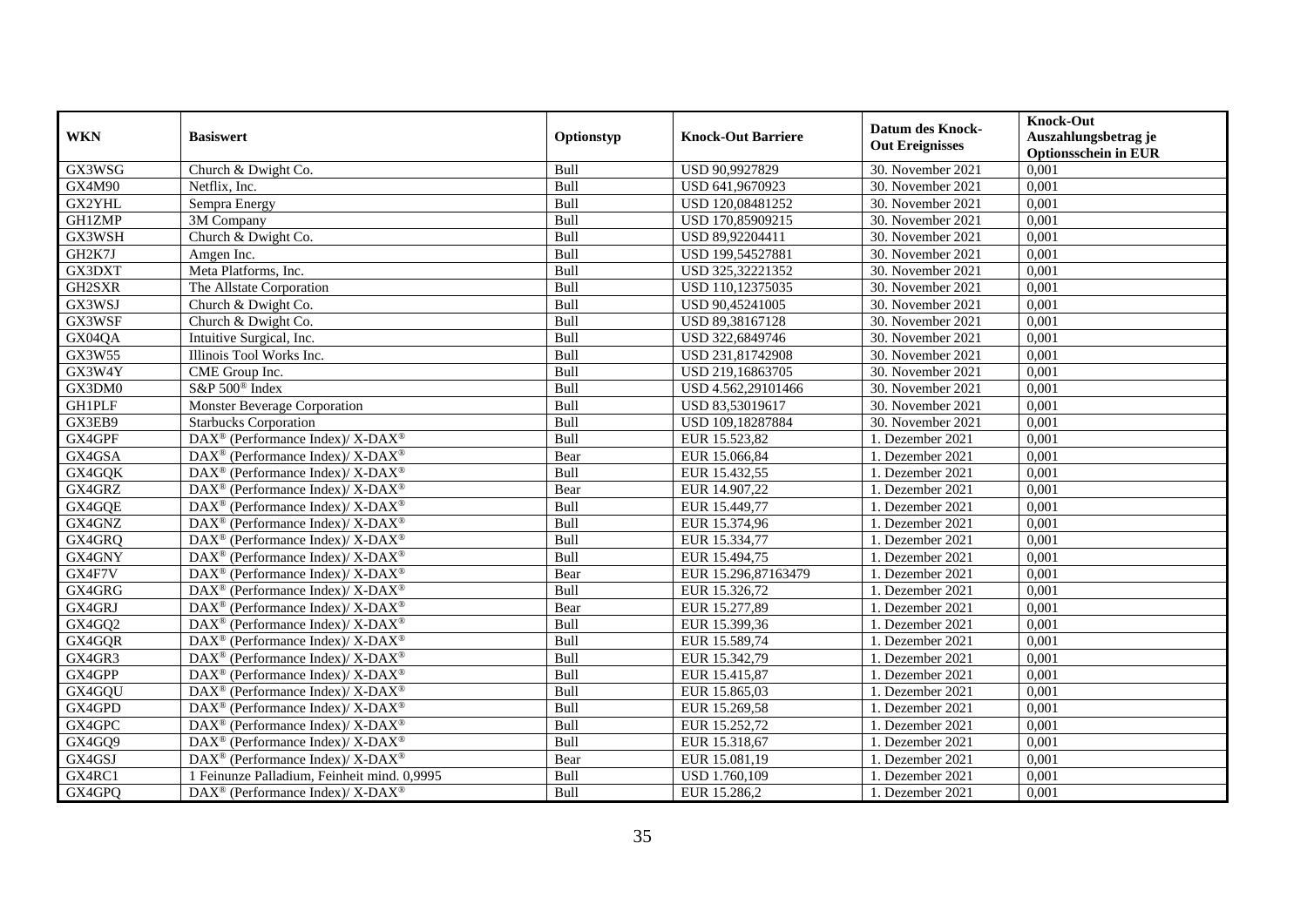| WKN | Basiswert | Optionstyp | Knock-Out Barriere | Datum des Knock-Out Ereignisses | Knock-Out Auszahlungsbetrag je Optionsschein in EUR |
|---|---|---|---|---|---|
| GX3WSG | Church & Dwight Co. | Bull | USD 90,9927829 | 30. November 2021 | 0,001 |
| GX4M90 | Netflix, Inc. | Bull | USD 641,9670923 | 30. November 2021 | 0,001 |
| GX2YHL | Sempra Energy | Bull | USD 120,08481252 | 30. November 2021 | 0,001 |
| GH1ZMP | 3M Company | Bull | USD 170,85909215 | 30. November 2021 | 0,001 |
| GX3WSH | Church & Dwight Co. | Bull | USD 89,92204411 | 30. November 2021 | 0,001 |
| GH2K7J | Amgen Inc. | Bull | USD 199,54527881 | 30. November 2021 | 0,001 |
| GX3DXT | Meta Platforms, Inc. | Bull | USD 325,32221352 | 30. November 2021 | 0,001 |
| GH2SXR | The Allstate Corporation | Bull | USD 110,12375035 | 30. November 2021 | 0,001 |
| GX3WSJ | Church & Dwight Co. | Bull | USD 90,45241005 | 30. November 2021 | 0,001 |
| GX3WSF | Church & Dwight Co. | Bull | USD 89,38167128 | 30. November 2021 | 0,001 |
| GX04QA | Intuitive Surgical, Inc. | Bull | USD 322,6849746 | 30. November 2021 | 0,001 |
| GX3W55 | Illinois Tool Works Inc. | Bull | USD 231,81742908 | 30. November 2021 | 0,001 |
| GX3W4Y | CME Group Inc. | Bull | USD 219,16863705 | 30. November 2021 | 0,001 |
| GX3DM0 | S&P 500® Index | Bull | USD 4.562,29101466 | 30. November 2021 | 0,001 |
| GH1PLF | Monster Beverage Corporation | Bull | USD 83,53019617 | 30. November 2021 | 0,001 |
| GX3EB9 | Starbucks Corporation | Bull | USD 109,18287884 | 30. November 2021 | 0,001 |
| GX4GPF | DAX® (Performance Index)/ X-DAX® | Bull | EUR 15.523,82 | 1. Dezember 2021 | 0,001 |
| GX4GSA | DAX® (Performance Index)/ X-DAX® | Bear | EUR 15.066,84 | 1. Dezember 2021 | 0,001 |
| GX4GQK | DAX® (Performance Index)/ X-DAX® | Bull | EUR 15.432,55 | 1. Dezember 2021 | 0,001 |
| GX4GRZ | DAX® (Performance Index)/ X-DAX® | Bear | EUR 14.907,22 | 1. Dezember 2021 | 0,001 |
| GX4GQE | DAX® (Performance Index)/ X-DAX® | Bull | EUR 15.449,77 | 1. Dezember 2021 | 0,001 |
| GX4GNZ | DAX® (Performance Index)/ X-DAX® | Bull | EUR 15.374,96 | 1. Dezember 2021 | 0,001 |
| GX4GRQ | DAX® (Performance Index)/ X-DAX® | Bull | EUR 15.334,77 | 1. Dezember 2021 | 0,001 |
| GX4GNY | DAX® (Performance Index)/ X-DAX® | Bull | EUR 15.494,75 | 1. Dezember 2021 | 0,001 |
| GX4F7V | DAX® (Performance Index)/ X-DAX® | Bear | EUR 15.296,87163479 | 1. Dezember 2021 | 0,001 |
| GX4GRG | DAX® (Performance Index)/ X-DAX® | Bull | EUR 15.326,72 | 1. Dezember 2021 | 0,001 |
| GX4GRJ | DAX® (Performance Index)/ X-DAX® | Bear | EUR 15.277,89 | 1. Dezember 2021 | 0,001 |
| GX4GQ2 | DAX® (Performance Index)/ X-DAX® | Bull | EUR 15.399,36 | 1. Dezember 2021 | 0,001 |
| GX4GQR | DAX® (Performance Index)/ X-DAX® | Bull | EUR 15.589,74 | 1. Dezember 2021 | 0,001 |
| GX4GR3 | DAX® (Performance Index)/ X-DAX® | Bull | EUR 15.342,79 | 1. Dezember 2021 | 0,001 |
| GX4GPP | DAX® (Performance Index)/ X-DAX® | Bull | EUR 15.415,87 | 1. Dezember 2021 | 0,001 |
| GX4GQU | DAX® (Performance Index)/ X-DAX® | Bull | EUR 15.865,03 | 1. Dezember 2021 | 0,001 |
| GX4GPD | DAX® (Performance Index)/ X-DAX® | Bull | EUR 15.269,58 | 1. Dezember 2021 | 0,001 |
| GX4GPC | DAX® (Performance Index)/ X-DAX® | Bull | EUR 15.252,72 | 1. Dezember 2021 | 0,001 |
| GX4GQ9 | DAX® (Performance Index)/ X-DAX® | Bull | EUR 15.318,67 | 1. Dezember 2021 | 0,001 |
| GX4GSJ | DAX® (Performance Index)/ X-DAX® | Bear | EUR 15.081,19 | 1. Dezember 2021 | 0,001 |
| GX4RC1 | 1 Feinunze Palladium, Feinheit mind. 0,9995 | Bull | USD 1.760,109 | 1. Dezember 2021 | 0,001 |
| GX4GPQ | DAX® (Performance Index)/ X-DAX® | Bull | EUR 15.286,2 | 1. Dezember 2021 | 0,001 |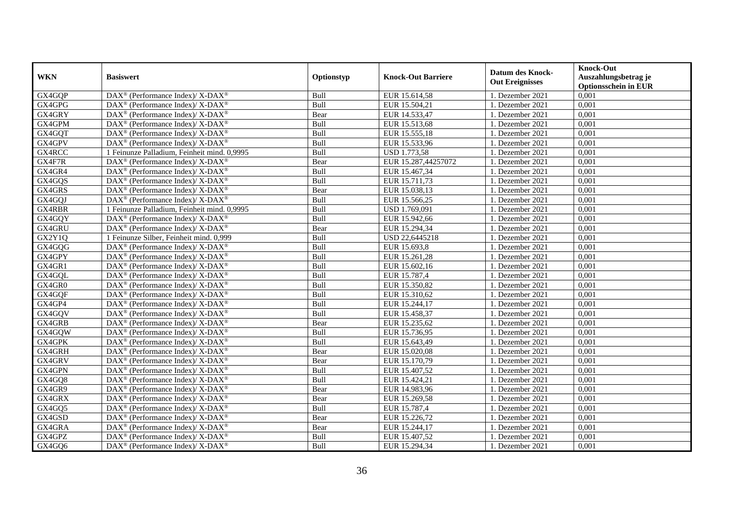| WKN | Basiswert | Optionstyp | Knock-Out Barriere | Datum des Knock-Out Ereignisses | Knock-Out Auszahlungsbetrag je Optionsschein in EUR |
|---|---|---|---|---|---|
| GX4GQP | DAX® (Performance Index)/ X-DAX® | Bull | EUR 15.614,58 | 1. Dezember 2021 | 0,001 |
| GX4GPG | DAX® (Performance Index)/ X-DAX® | Bull | EUR 15.504,21 | 1. Dezember 2021 | 0,001 |
| GX4GRY | DAX® (Performance Index)/ X-DAX® | Bear | EUR 14.533,47 | 1. Dezember 2021 | 0,001 |
| GX4GPM | DAX® (Performance Index)/ X-DAX® | Bull | EUR 15.513,68 | 1. Dezember 2021 | 0,001 |
| GX4GQT | DAX® (Performance Index)/ X-DAX® | Bull | EUR 15.555,18 | 1. Dezember 2021 | 0,001 |
| GX4GPV | DAX® (Performance Index)/ X-DAX® | Bull | EUR 15.533,96 | 1. Dezember 2021 | 0,001 |
| GX4RCC | 1 Feinunze Palladium, Feinheit mind. 0,9995 | Bull | USD 1.773,58 | 1. Dezember 2021 | 0,001 |
| GX4F7R | DAX® (Performance Index)/ X-DAX® | Bear | EUR 15.287,44257072 | 1. Dezember 2021 | 0,001 |
| GX4GR4 | DAX® (Performance Index)/ X-DAX® | Bull | EUR 15.467,34 | 1. Dezember 2021 | 0,001 |
| GX4GQS | DAX® (Performance Index)/ X-DAX® | Bull | EUR 15.711,73 | 1. Dezember 2021 | 0,001 |
| GX4GRS | DAX® (Performance Index)/ X-DAX® | Bear | EUR 15.038,13 | 1. Dezember 2021 | 0,001 |
| GX4GQJ | DAX® (Performance Index)/ X-DAX® | Bull | EUR 15.566,25 | 1. Dezember 2021 | 0,001 |
| GX4RBR | 1 Feinunze Palladium, Feinheit mind. 0,9995 | Bull | USD 1.769,091 | 1. Dezember 2021 | 0,001 |
| GX4GQY | DAX® (Performance Index)/ X-DAX® | Bull | EUR 15.942,66 | 1. Dezember 2021 | 0,001 |
| GX4GRU | DAX® (Performance Index)/ X-DAX® | Bear | EUR 15.294,34 | 1. Dezember 2021 | 0,001 |
| GX2Y1Q | 1 Feinunze Silber, Feinheit mind. 0,999 | Bull | USD 22,6445218 | 1. Dezember 2021 | 0,001 |
| GX4GQG | DAX® (Performance Index)/ X-DAX® | Bull | EUR 15.693,8 | 1. Dezember 2021 | 0,001 |
| GX4GPY | DAX® (Performance Index)/ X-DAX® | Bull | EUR 15.261,28 | 1. Dezember 2021 | 0,001 |
| GX4GR1 | DAX® (Performance Index)/ X-DAX® | Bull | EUR 15.602,16 | 1. Dezember 2021 | 0,001 |
| GX4GQL | DAX® (Performance Index)/ X-DAX® | Bull | EUR 15.787,4 | 1. Dezember 2021 | 0,001 |
| GX4GR0 | DAX® (Performance Index)/ X-DAX® | Bull | EUR 15.350,82 | 1. Dezember 2021 | 0,001 |
| GX4GQF | DAX® (Performance Index)/ X-DAX® | Bull | EUR 15.310,62 | 1. Dezember 2021 | 0,001 |
| GX4GP4 | DAX® (Performance Index)/ X-DAX® | Bull | EUR 15.244,17 | 1. Dezember 2021 | 0,001 |
| GX4GQV | DAX® (Performance Index)/ X-DAX® | Bull | EUR 15.458,37 | 1. Dezember 2021 | 0,001 |
| GX4GRB | DAX® (Performance Index)/ X-DAX® | Bear | EUR 15.235,62 | 1. Dezember 2021 | 0,001 |
| GX4GQW | DAX® (Performance Index)/ X-DAX® | Bull | EUR 15.736,95 | 1. Dezember 2021 | 0,001 |
| GX4GPK | DAX® (Performance Index)/ X-DAX® | Bull | EUR 15.643,49 | 1. Dezember 2021 | 0,001 |
| GX4GRH | DAX® (Performance Index)/ X-DAX® | Bear | EUR 15.020,08 | 1. Dezember 2021 | 0,001 |
| GX4GRV | DAX® (Performance Index)/ X-DAX® | Bear | EUR 15.170,79 | 1. Dezember 2021 | 0,001 |
| GX4GPN | DAX® (Performance Index)/ X-DAX® | Bull | EUR 15.407,52 | 1. Dezember 2021 | 0,001 |
| GX4GQ8 | DAX® (Performance Index)/ X-DAX® | Bull | EUR 15.424,21 | 1. Dezember 2021 | 0,001 |
| GX4GR9 | DAX® (Performance Index)/ X-DAX® | Bear | EUR 14.983,96 | 1. Dezember 2021 | 0,001 |
| GX4GRX | DAX® (Performance Index)/ X-DAX® | Bear | EUR 15.269,58 | 1. Dezember 2021 | 0,001 |
| GX4GQ5 | DAX® (Performance Index)/ X-DAX® | Bull | EUR 15.787,4 | 1. Dezember 2021 | 0,001 |
| GX4GSD | DAX® (Performance Index)/ X-DAX® | Bear | EUR 15.226,72 | 1. Dezember 2021 | 0,001 |
| GX4GRA | DAX® (Performance Index)/ X-DAX® | Bear | EUR 15.244,17 | 1. Dezember 2021 | 0,001 |
| GX4GPZ | DAX® (Performance Index)/ X-DAX® | Bull | EUR 15.407,52 | 1. Dezember 2021 | 0,001 |
| GX4GQ6 | DAX® (Performance Index)/ X-DAX® | Bull | EUR 15.294,34 | 1. Dezember 2021 | 0,001 |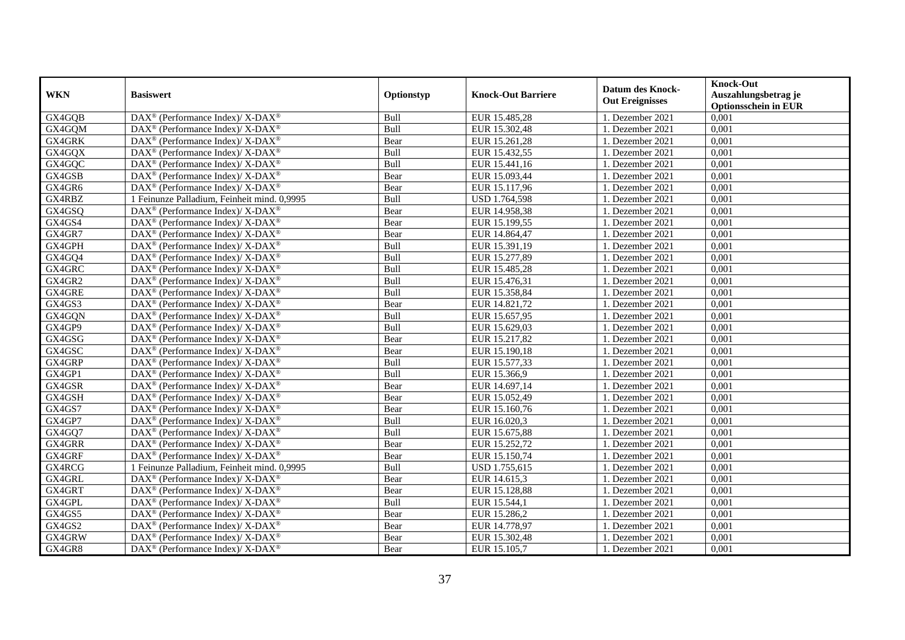| WKN | Basiswert | Optionstyp | Knock-Out Barriere | Datum des Knock-Out Ereignisses | Knock-Out Auszahlungsbetrag je Optionsschein in EUR |
|---|---|---|---|---|---|
| GX4GQB | DAX® (Performance Index)/ X-DAX® | Bull | EUR 15.485,28 | 1. Dezember 2021 | 0,001 |
| GX4GQM | DAX® (Performance Index)/ X-DAX® | Bull | EUR 15.302,48 | 1. Dezember 2021 | 0,001 |
| GX4GRK | DAX® (Performance Index)/ X-DAX® | Bear | EUR 15.261,28 | 1. Dezember 2021 | 0,001 |
| GX4GQX | DAX® (Performance Index)/ X-DAX® | Bull | EUR 15.432,55 | 1. Dezember 2021 | 0,001 |
| GX4GQC | DAX® (Performance Index)/ X-DAX® | Bull | EUR 15.441,16 | 1. Dezember 2021 | 0,001 |
| GX4GSB | DAX® (Performance Index)/ X-DAX® | Bear | EUR 15.093,44 | 1. Dezember 2021 | 0,001 |
| GX4GR6 | DAX® (Performance Index)/ X-DAX® | Bear | EUR 15.117,96 | 1. Dezember 2021 | 0,001 |
| GX4RBZ | 1 Feinunze Palladium, Feinheit mind. 0,9995 | Bull | USD 1.764,598 | 1. Dezember 2021 | 0,001 |
| GX4GSQ | DAX® (Performance Index)/ X-DAX® | Bear | EUR 14.958,38 | 1. Dezember 2021 | 0,001 |
| GX4GS4 | DAX® (Performance Index)/ X-DAX® | Bear | EUR 15.199,55 | 1. Dezember 2021 | 0,001 |
| GX4GR7 | DAX® (Performance Index)/ X-DAX® | Bear | EUR 14.864,47 | 1. Dezember 2021 | 0,001 |
| GX4GPH | DAX® (Performance Index)/ X-DAX® | Bull | EUR 15.391,19 | 1. Dezember 2021 | 0,001 |
| GX4GQ4 | DAX® (Performance Index)/ X-DAX® | Bull | EUR 15.277,89 | 1. Dezember 2021 | 0,001 |
| GX4GRC | DAX® (Performance Index)/ X-DAX® | Bull | EUR 15.485,28 | 1. Dezember 2021 | 0,001 |
| GX4GR2 | DAX® (Performance Index)/ X-DAX® | Bull | EUR 15.476,31 | 1. Dezember 2021 | 0,001 |
| GX4GRE | DAX® (Performance Index)/ X-DAX® | Bull | EUR 15.358,84 | 1. Dezember 2021 | 0,001 |
| GX4GS3 | DAX® (Performance Index)/ X-DAX® | Bear | EUR 14.821,72 | 1. Dezember 2021 | 0,001 |
| GX4GQN | DAX® (Performance Index)/ X-DAX® | Bull | EUR 15.657,95 | 1. Dezember 2021 | 0,001 |
| GX4GP9 | DAX® (Performance Index)/ X-DAX® | Bull | EUR 15.629,03 | 1. Dezember 2021 | 0,001 |
| GX4GSG | DAX® (Performance Index)/ X-DAX® | Bear | EUR 15.217,82 | 1. Dezember 2021 | 0,001 |
| GX4GSC | DAX® (Performance Index)/ X-DAX® | Bear | EUR 15.190,18 | 1. Dezember 2021 | 0,001 |
| GX4GRP | DAX® (Performance Index)/ X-DAX® | Bull | EUR 15.577,33 | 1. Dezember 2021 | 0,001 |
| GX4GP1 | DAX® (Performance Index)/ X-DAX® | Bull | EUR 15.366,9 | 1. Dezember 2021 | 0,001 |
| GX4GSR | DAX® (Performance Index)/ X-DAX® | Bear | EUR 14.697,14 | 1. Dezember 2021 | 0,001 |
| GX4GSH | DAX® (Performance Index)/ X-DAX® | Bear | EUR 15.052,49 | 1. Dezember 2021 | 0,001 |
| GX4GS7 | DAX® (Performance Index)/ X-DAX® | Bear | EUR 15.160,76 | 1. Dezember 2021 | 0,001 |
| GX4GP7 | DAX® (Performance Index)/ X-DAX® | Bull | EUR 16.020,3 | 1. Dezember 2021 | 0,001 |
| GX4GQ7 | DAX® (Performance Index)/ X-DAX® | Bull | EUR 15.675,88 | 1. Dezember 2021 | 0,001 |
| GX4GRR | DAX® (Performance Index)/ X-DAX® | Bear | EUR 15.252,72 | 1. Dezember 2021 | 0,001 |
| GX4GRF | DAX® (Performance Index)/ X-DAX® | Bear | EUR 15.150,74 | 1. Dezember 2021 | 0,001 |
| GX4RCG | 1 Feinunze Palladium, Feinheit mind. 0,9995 | Bull | USD 1.755,615 | 1. Dezember 2021 | 0,001 |
| GX4GRL | DAX® (Performance Index)/ X-DAX® | Bear | EUR 14.615,3 | 1. Dezember 2021 | 0,001 |
| GX4GRT | DAX® (Performance Index)/ X-DAX® | Bear | EUR 15.128,88 | 1. Dezember 2021 | 0,001 |
| GX4GPL | DAX® (Performance Index)/ X-DAX® | Bull | EUR 15.544,1 | 1. Dezember 2021 | 0,001 |
| GX4GS5 | DAX® (Performance Index)/ X-DAX® | Bear | EUR 15.286,2 | 1. Dezember 2021 | 0,001 |
| GX4GS2 | DAX® (Performance Index)/ X-DAX® | Bear | EUR 14.778,97 | 1. Dezember 2021 | 0,001 |
| GX4GRW | DAX® (Performance Index)/ X-DAX® | Bear | EUR 15.302,48 | 1. Dezember 2021 | 0,001 |
| GX4GR8 | DAX® (Performance Index)/ X-DAX® | Bear | EUR 15.105,7 | 1. Dezember 2021 | 0,001 |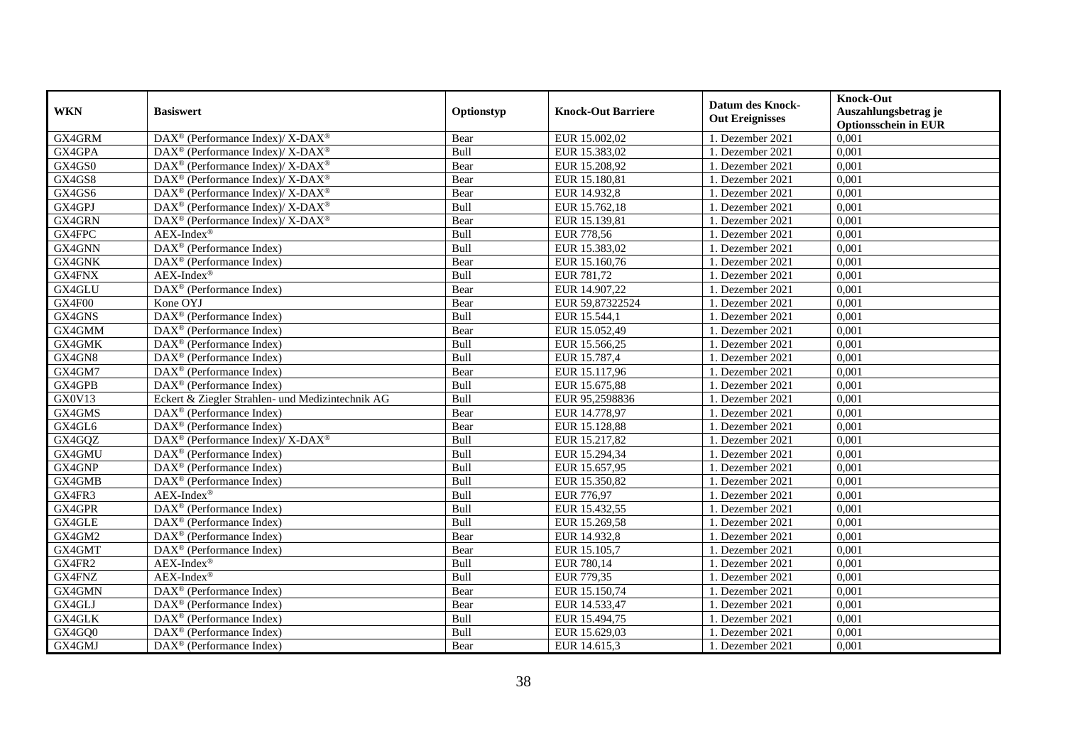| WKN | Basiswert | Optionstyp | Knock-Out Barriere | Datum des Knock-Out Ereignisses | Knock-Out Auszahlungsbetrag je Optionsschein in EUR |
|---|---|---|---|---|---|
| GX4GRM | DAX® (Performance Index)/ X-DAX® | Bear | EUR 15.002,02 | 1. Dezember 2021 | 0,001 |
| GX4GPA | DAX® (Performance Index)/ X-DAX® | Bull | EUR 15.383,02 | 1. Dezember 2021 | 0,001 |
| GX4GS0 | DAX® (Performance Index)/ X-DAX® | Bear | EUR 15.208,92 | 1. Dezember 2021 | 0,001 |
| GX4GS8 | DAX® (Performance Index)/ X-DAX® | Bear | EUR 15.180,81 | 1. Dezember 2021 | 0,001 |
| GX4GS6 | DAX® (Performance Index)/ X-DAX® | Bear | EUR 14.932,8 | 1. Dezember 2021 | 0,001 |
| GX4GPJ | DAX® (Performance Index)/ X-DAX® | Bull | EUR 15.762,18 | 1. Dezember 2021 | 0,001 |
| GX4GRN | DAX® (Performance Index)/ X-DAX® | Bear | EUR 15.139,81 | 1. Dezember 2021 | 0,001 |
| GX4FPC | AEX-Index® | Bull | EUR 778,56 | 1. Dezember 2021 | 0,001 |
| GX4GNN | DAX® (Performance Index) | Bull | EUR 15.383,02 | 1. Dezember 2021 | 0,001 |
| GX4GNK | DAX® (Performance Index) | Bear | EUR 15.160,76 | 1. Dezember 2021 | 0,001 |
| GX4FNX | AEX-Index® | Bull | EUR 781,72 | 1. Dezember 2021 | 0,001 |
| GX4GLU | DAX® (Performance Index) | Bear | EUR 14.907,22 | 1. Dezember 2021 | 0,001 |
| GX4F00 | Kone OYJ | Bear | EUR 59,87322524 | 1. Dezember 2021 | 0,001 |
| GX4GNS | DAX® (Performance Index) | Bull | EUR 15.544,1 | 1. Dezember 2021 | 0,001 |
| GX4GMM | DAX® (Performance Index) | Bear | EUR 15.052,49 | 1. Dezember 2021 | 0,001 |
| GX4GMK | DAX® (Performance Index) | Bull | EUR 15.566,25 | 1. Dezember 2021 | 0,001 |
| GX4GN8 | DAX® (Performance Index) | Bull | EUR 15.787,4 | 1. Dezember 2021 | 0,001 |
| GX4GM7 | DAX® (Performance Index) | Bear | EUR 15.117,96 | 1. Dezember 2021 | 0,001 |
| GX4GPB | DAX® (Performance Index) | Bull | EUR 15.675,88 | 1. Dezember 2021 | 0,001 |
| GX0V13 | Eckert & Ziegler Strahlen- und Medizintechnik AG | Bull | EUR 95,2598836 | 1. Dezember 2021 | 0,001 |
| GX4GMS | DAX® (Performance Index) | Bear | EUR 14.778,97 | 1. Dezember 2021 | 0,001 |
| GX4GL6 | DAX® (Performance Index) | Bear | EUR 15.128,88 | 1. Dezember 2021 | 0,001 |
| GX4GQZ | DAX® (Performance Index)/ X-DAX® | Bull | EUR 15.217,82 | 1. Dezember 2021 | 0,001 |
| GX4GMU | DAX® (Performance Index) | Bull | EUR 15.294,34 | 1. Dezember 2021 | 0,001 |
| GX4GNP | DAX® (Performance Index) | Bull | EUR 15.657,95 | 1. Dezember 2021 | 0,001 |
| GX4GMB | DAX® (Performance Index) | Bull | EUR 15.350,82 | 1. Dezember 2021 | 0,001 |
| GX4FR3 | AEX-Index® | Bull | EUR 776,97 | 1. Dezember 2021 | 0,001 |
| GX4GPR | DAX® (Performance Index) | Bull | EUR 15.432,55 | 1. Dezember 2021 | 0,001 |
| GX4GLE | DAX® (Performance Index) | Bull | EUR 15.269,58 | 1. Dezember 2021 | 0,001 |
| GX4GM2 | DAX® (Performance Index) | Bear | EUR 14.932,8 | 1. Dezember 2021 | 0,001 |
| GX4GMT | DAX® (Performance Index) | Bear | EUR 15.105,7 | 1. Dezember 2021 | 0,001 |
| GX4FR2 | AEX-Index® | Bull | EUR 780,14 | 1. Dezember 2021 | 0,001 |
| GX4FNZ | AEX-Index® | Bull | EUR 779,35 | 1. Dezember 2021 | 0,001 |
| GX4GMN | DAX® (Performance Index) | Bear | EUR 15.150,74 | 1. Dezember 2021 | 0,001 |
| GX4GLJ | DAX® (Performance Index) | Bear | EUR 14.533,47 | 1. Dezember 2021 | 0,001 |
| GX4GLK | DAX® (Performance Index) | Bull | EUR 15.494,75 | 1. Dezember 2021 | 0,001 |
| GX4GQ0 | DAX® (Performance Index) | Bull | EUR 15.629,03 | 1. Dezember 2021 | 0,001 |
| GX4GMJ | DAX® (Performance Index) | Bear | EUR 14.615,3 | 1. Dezember 2021 | 0,001 |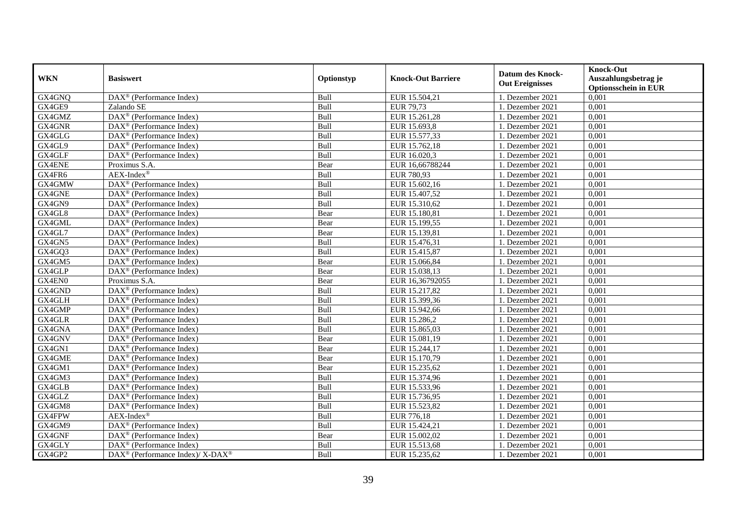| WKN | Basiswert | Optionstyp | Knock-Out Barriere | Datum des Knock-Out Ereignisses | Knock-Out Auszahlungsbetrag je Optionsschein in EUR |
|---|---|---|---|---|---|
| GX4GNQ | DAX® (Performance Index) | Bull | EUR 15.504,21 | 1. Dezember 2021 | 0,001 |
| GX4GE9 | Zalando SE | Bull | EUR 79,73 | 1. Dezember 2021 | 0,001 |
| GX4GMZ | DAX® (Performance Index) | Bull | EUR 15.261,28 | 1. Dezember 2021 | 0,001 |
| GX4GNR | DAX® (Performance Index) | Bull | EUR 15.693,8 | 1. Dezember 2021 | 0,001 |
| GX4GLG | DAX® (Performance Index) | Bull | EUR 15.577,33 | 1. Dezember 2021 | 0,001 |
| GX4GL9 | DAX® (Performance Index) | Bull | EUR 15.762,18 | 1. Dezember 2021 | 0,001 |
| GX4GLF | DAX® (Performance Index) | Bull | EUR 16.020,3 | 1. Dezember 2021 | 0,001 |
| GX4ENE | Proximus S.A. | Bear | EUR 16,66788244 | 1. Dezember 2021 | 0,001 |
| GX4FR6 | AEX-Index® | Bull | EUR 780,93 | 1. Dezember 2021 | 0,001 |
| GX4GMW | DAX® (Performance Index) | Bull | EUR 15.602,16 | 1. Dezember 2021 | 0,001 |
| GX4GNE | DAX® (Performance Index) | Bull | EUR 15.407,52 | 1. Dezember 2021 | 0,001 |
| GX4GN9 | DAX® (Performance Index) | Bull | EUR 15.310,62 | 1. Dezember 2021 | 0,001 |
| GX4GL8 | DAX® (Performance Index) | Bear | EUR 15.180,81 | 1. Dezember 2021 | 0,001 |
| GX4GML | DAX® (Performance Index) | Bear | EUR 15.199,55 | 1. Dezember 2021 | 0,001 |
| GX4GL7 | DAX® (Performance Index) | Bear | EUR 15.139,81 | 1. Dezember 2021 | 0,001 |
| GX4GN5 | DAX® (Performance Index) | Bull | EUR 15.476,31 | 1. Dezember 2021 | 0,001 |
| GX4GQ3 | DAX® (Performance Index) | Bull | EUR 15.415,87 | 1. Dezember 2021 | 0,001 |
| GX4GM5 | DAX® (Performance Index) | Bear | EUR 15.066,84 | 1. Dezember 2021 | 0,001 |
| GX4GLP | DAX® (Performance Index) | Bear | EUR 15.038,13 | 1. Dezember 2021 | 0,001 |
| GX4EN0 | Proximus S.A. | Bear | EUR 16,36792055 | 1. Dezember 2021 | 0,001 |
| GX4GND | DAX® (Performance Index) | Bull | EUR 15.217,82 | 1. Dezember 2021 | 0,001 |
| GX4GLH | DAX® (Performance Index) | Bull | EUR 15.399,36 | 1. Dezember 2021 | 0,001 |
| GX4GMP | DAX® (Performance Index) | Bull | EUR 15.942,66 | 1. Dezember 2021 | 0,001 |
| GX4GLR | DAX® (Performance Index) | Bull | EUR 15.286,2 | 1. Dezember 2021 | 0,001 |
| GX4GNA | DAX® (Performance Index) | Bull | EUR 15.865,03 | 1. Dezember 2021 | 0,001 |
| GX4GNV | DAX® (Performance Index) | Bear | EUR 15.081,19 | 1. Dezember 2021 | 0,001 |
| GX4GN1 | DAX® (Performance Index) | Bear | EUR 15.244,17 | 1. Dezember 2021 | 0,001 |
| GX4GME | DAX® (Performance Index) | Bear | EUR 15.170,79 | 1. Dezember 2021 | 0,001 |
| GX4GM1 | DAX® (Performance Index) | Bear | EUR 15.235,62 | 1. Dezember 2021 | 0,001 |
| GX4GM3 | DAX® (Performance Index) | Bull | EUR 15.374,96 | 1. Dezember 2021 | 0,001 |
| GX4GLB | DAX® (Performance Index) | Bull | EUR 15.533,96 | 1. Dezember 2021 | 0,001 |
| GX4GLZ | DAX® (Performance Index) | Bull | EUR 15.736,95 | 1. Dezember 2021 | 0,001 |
| GX4GM8 | DAX® (Performance Index) | Bull | EUR 15.523,82 | 1. Dezember 2021 | 0,001 |
| GX4FPW | AEX-Index® | Bull | EUR 776,18 | 1. Dezember 2021 | 0,001 |
| GX4GM9 | DAX® (Performance Index) | Bull | EUR 15.424,21 | 1. Dezember 2021 | 0,001 |
| GX4GNF | DAX® (Performance Index) | Bear | EUR 15.002,02 | 1. Dezember 2021 | 0,001 |
| GX4GLY | DAX® (Performance Index) | Bull | EUR 15.513,68 | 1. Dezember 2021 | 0,001 |
| GX4GP2 | DAX® (Performance Index)/ X-DAX® | Bull | EUR 15.235,62 | 1. Dezember 2021 | 0,001 |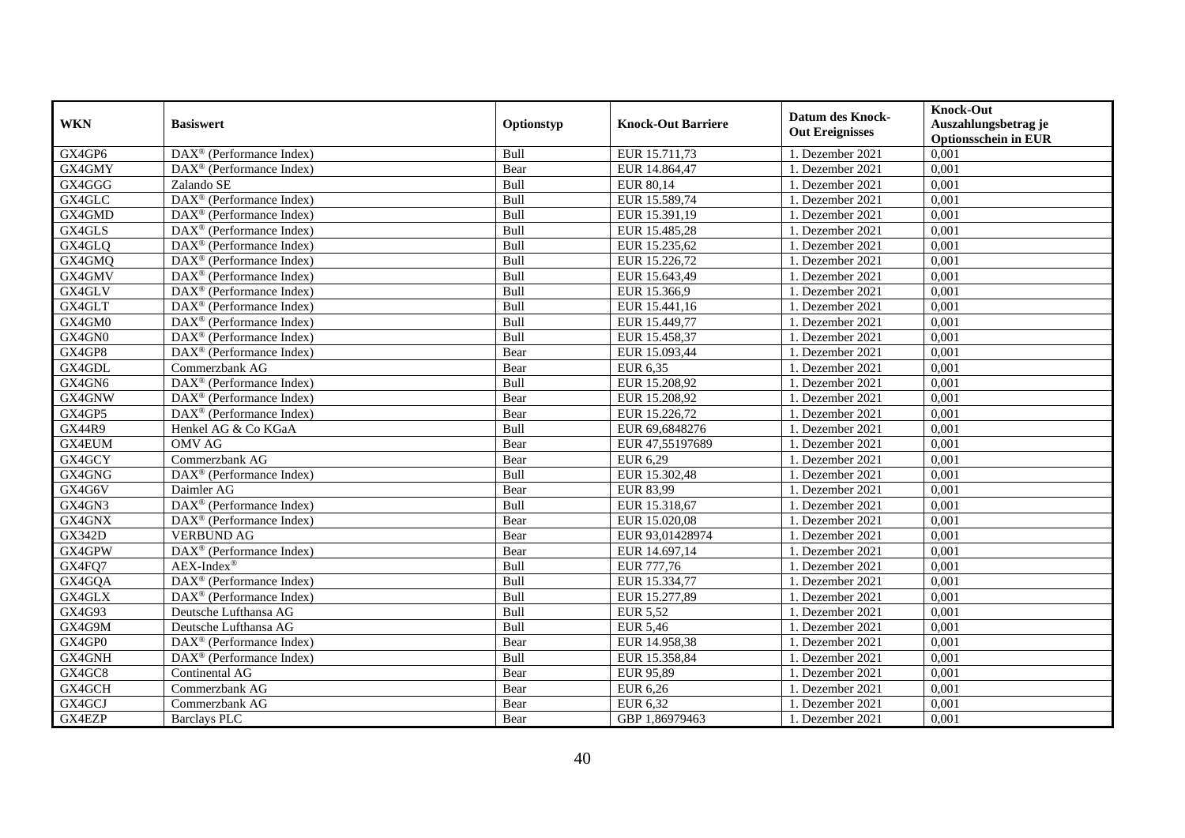| WKN | Basiswert | Optionstyp | Knock-Out Barriere | Datum des Knock-Out Ereignisses | Knock-Out Auszahlungsbetrag je Optionsschein in EUR |
|---|---|---|---|---|---|
| GX4GP6 | DAX® (Performance Index) | Bull | EUR 15.711,73 | 1. Dezember 2021 | 0,001 |
| GX4GMY | DAX® (Performance Index) | Bear | EUR 14.864,47 | 1. Dezember 2021 | 0,001 |
| GX4GGG | Zalando SE | Bull | EUR 80,14 | 1. Dezember 2021 | 0,001 |
| GX4GLC | DAX® (Performance Index) | Bull | EUR 15.589,74 | 1. Dezember 2021 | 0,001 |
| GX4GMD | DAX® (Performance Index) | Bull | EUR 15.391,19 | 1. Dezember 2021 | 0,001 |
| GX4GLS | DAX® (Performance Index) | Bull | EUR 15.485,28 | 1. Dezember 2021 | 0,001 |
| GX4GLQ | DAX® (Performance Index) | Bull | EUR 15.235,62 | 1. Dezember 2021 | 0,001 |
| GX4GMQ | DAX® (Performance Index) | Bull | EUR 15.226,72 | 1. Dezember 2021 | 0,001 |
| GX4GMV | DAX® (Performance Index) | Bull | EUR 15.643,49 | 1. Dezember 2021 | 0,001 |
| GX4GLV | DAX® (Performance Index) | Bull | EUR 15.366,9 | 1. Dezember 2021 | 0,001 |
| GX4GLT | DAX® (Performance Index) | Bull | EUR 15.441,16 | 1. Dezember 2021 | 0,001 |
| GX4GM0 | DAX® (Performance Index) | Bull | EUR 15.449,77 | 1. Dezember 2021 | 0,001 |
| GX4GN0 | DAX® (Performance Index) | Bull | EUR 15.458,37 | 1. Dezember 2021 | 0,001 |
| GX4GP8 | DAX® (Performance Index) | Bear | EUR 15.093,44 | 1. Dezember 2021 | 0,001 |
| GX4GDL | Commerzbank AG | Bear | EUR 6,35 | 1. Dezember 2021 | 0,001 |
| GX4GN6 | DAX® (Performance Index) | Bull | EUR 15.208,92 | 1. Dezember 2021 | 0,001 |
| GX4GNW | DAX® (Performance Index) | Bear | EUR 15.208,92 | 1. Dezember 2021 | 0,001 |
| GX4GP5 | DAX® (Performance Index) | Bear | EUR 15.226,72 | 1. Dezember 2021 | 0,001 |
| GX44R9 | Henkel AG & Co KGaA | Bull | EUR 69,6848276 | 1. Dezember 2021 | 0,001 |
| GX4EUM | OMV AG | Bear | EUR 47,55197689 | 1. Dezember 2021 | 0,001 |
| GX4GCY | Commerzbank AG | Bear | EUR 6,29 | 1. Dezember 2021 | 0,001 |
| GX4GNG | DAX® (Performance Index) | Bull | EUR 15.302,48 | 1. Dezember 2021 | 0,001 |
| GX4G6V | Daimler AG | Bear | EUR 83,99 | 1. Dezember 2021 | 0,001 |
| GX4GN3 | DAX® (Performance Index) | Bull | EUR 15.318,67 | 1. Dezember 2021 | 0,001 |
| GX4GNX | DAX® (Performance Index) | Bear | EUR 15.020,08 | 1. Dezember 2021 | 0,001 |
| GX342D | VERBUND AG | Bear | EUR 93,01428974 | 1. Dezember 2021 | 0,001 |
| GX4GPW | DAX® (Performance Index) | Bear | EUR 14.697,14 | 1. Dezember 2021 | 0,001 |
| GX4FQ7 | AEX-Index® | Bull | EUR 777,76 | 1. Dezember 2021 | 0,001 |
| GX4GQA | DAX® (Performance Index) | Bull | EUR 15.334,77 | 1. Dezember 2021 | 0,001 |
| GX4GLX | DAX® (Performance Index) | Bull | EUR 15.277,89 | 1. Dezember 2021 | 0,001 |
| GX4G93 | Deutsche Lufthansa AG | Bull | EUR 5,52 | 1. Dezember 2021 | 0,001 |
| GX4G9M | Deutsche Lufthansa AG | Bull | EUR 5,46 | 1. Dezember 2021 | 0,001 |
| GX4GP0 | DAX® (Performance Index) | Bear | EUR 14.958,38 | 1. Dezember 2021 | 0,001 |
| GX4GNH | DAX® (Performance Index) | Bull | EUR 15.358,84 | 1. Dezember 2021 | 0,001 |
| GX4GC8 | Continental AG | Bear | EUR 95,89 | 1. Dezember 2021 | 0,001 |
| GX4GCH | Commerzbank AG | Bear | EUR 6,26 | 1. Dezember 2021 | 0,001 |
| GX4GCJ | Commerzbank AG | Bear | EUR 6,32 | 1. Dezember 2021 | 0,001 |
| GX4EZP | Barclays PLC | Bear | GBP 1,86979463 | 1. Dezember 2021 | 0,001 |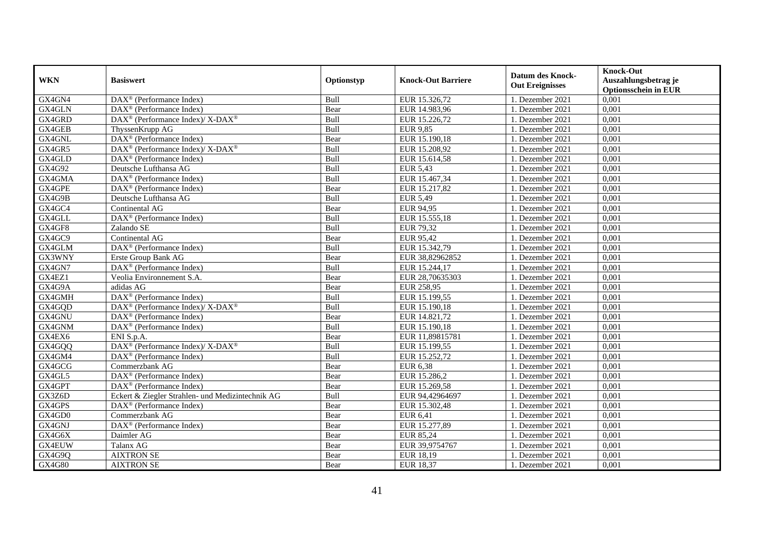| WKN | Basiswert | Optionstyp | Knock-Out Barriere | Datum des Knock-Out Ereignisses | Knock-Out Auszahlungsbetrag je Optionsschein in EUR |
|---|---|---|---|---|---|
| GX4GN4 | DAX® (Performance Index) | Bull | EUR 15.326,72 | 1. Dezember 2021 | 0,001 |
| GX4GLN | DAX® (Performance Index) | Bear | EUR 14.983,96 | 1. Dezember 2021 | 0,001 |
| GX4GRD | DAX® (Performance Index)/ X-DAX® | Bull | EUR 15.226,72 | 1. Dezember 2021 | 0,001 |
| GX4GEB | ThyssenKrupp AG | Bull | EUR 9,85 | 1. Dezember 2021 | 0,001 |
| GX4GNL | DAX® (Performance Index) | Bear | EUR 15.190,18 | 1. Dezember 2021 | 0,001 |
| GX4GR5 | DAX® (Performance Index)/ X-DAX® | Bull | EUR 15.208,92 | 1. Dezember 2021 | 0,001 |
| GX4GLD | DAX® (Performance Index) | Bull | EUR 15.614,58 | 1. Dezember 2021 | 0,001 |
| GX4G92 | Deutsche Lufthansa AG | Bull | EUR 5,43 | 1. Dezember 2021 | 0,001 |
| GX4GMA | DAX® (Performance Index) | Bull | EUR 15.467,34 | 1. Dezember 2021 | 0,001 |
| GX4GPE | DAX® (Performance Index) | Bear | EUR 15.217,82 | 1. Dezember 2021 | 0,001 |
| GX4G9B | Deutsche Lufthansa AG | Bull | EUR 5,49 | 1. Dezember 2021 | 0,001 |
| GX4GC4 | Continental AG | Bear | EUR 94,95 | 1. Dezember 2021 | 0,001 |
| GX4GLL | DAX® (Performance Index) | Bull | EUR 15.555,18 | 1. Dezember 2021 | 0,001 |
| GX4GF8 | Zalando SE | Bull | EUR 79,32 | 1. Dezember 2021 | 0,001 |
| GX4GC9 | Continental AG | Bear | EUR 95,42 | 1. Dezember 2021 | 0,001 |
| GX4GLM | DAX® (Performance Index) | Bull | EUR 15.342,79 | 1. Dezember 2021 | 0,001 |
| GX3WNY | Erste Group Bank AG | Bear | EUR 38,82962852 | 1. Dezember 2021 | 0,001 |
| GX4GN7 | DAX® (Performance Index) | Bull | EUR 15.244,17 | 1. Dezember 2021 | 0,001 |
| GX4EZ1 | Veolia Environnement S.A. | Bear | EUR 28,70635303 | 1. Dezember 2021 | 0,001 |
| GX4G9A | adidas AG | Bear | EUR 258,95 | 1. Dezember 2021 | 0,001 |
| GX4GMH | DAX® (Performance Index) | Bull | EUR 15.199,55 | 1. Dezember 2021 | 0,001 |
| GX4GQD | DAX® (Performance Index)/ X-DAX® | Bull | EUR 15.190,18 | 1. Dezember 2021 | 0,001 |
| GX4GNU | DAX® (Performance Index) | Bear | EUR 14.821,72 | 1. Dezember 2021 | 0,001 |
| GX4GNM | DAX® (Performance Index) | Bull | EUR 15.190,18 | 1. Dezember 2021 | 0,001 |
| GX4EX6 | ENI S.p.A. | Bear | EUR 11,89815781 | 1. Dezember 2021 | 0,001 |
| GX4GQQ | DAX® (Performance Index)/ X-DAX® | Bull | EUR 15.199,55 | 1. Dezember 2021 | 0,001 |
| GX4GM4 | DAX® (Performance Index) | Bull | EUR 15.252,72 | 1. Dezember 2021 | 0,001 |
| GX4GCG | Commerzbank AG | Bear | EUR 6,38 | 1. Dezember 2021 | 0,001 |
| GX4GL5 | DAX® (Performance Index) | Bear | EUR 15.286,2 | 1. Dezember 2021 | 0,001 |
| GX4GPT | DAX® (Performance Index) | Bear | EUR 15.269,58 | 1. Dezember 2021 | 0,001 |
| GX3Z6D | Eckert & Ziegler Strahlen- und Medizintechnik AG | Bull | EUR 94,42964697 | 1. Dezember 2021 | 0,001 |
| GX4GPS | DAX® (Performance Index) | Bear | EUR 15.302,48 | 1. Dezember 2021 | 0,001 |
| GX4GD0 | Commerzbank AG | Bear | EUR 6,41 | 1. Dezember 2021 | 0,001 |
| GX4GNJ | DAX® (Performance Index) | Bear | EUR 15.277,89 | 1. Dezember 2021 | 0,001 |
| GX4G6X | Daimler AG | Bear | EUR 85,24 | 1. Dezember 2021 | 0,001 |
| GX4EUW | Talanx AG | Bear | EUR 39,9754767 | 1. Dezember 2021 | 0,001 |
| GX4G9Q | AIXTRON SE | Bear | EUR 18,19 | 1. Dezember 2021 | 0,001 |
| GX4G80 | AIXTRON SE | Bear | EUR 18,37 | 1. Dezember 2021 | 0,001 |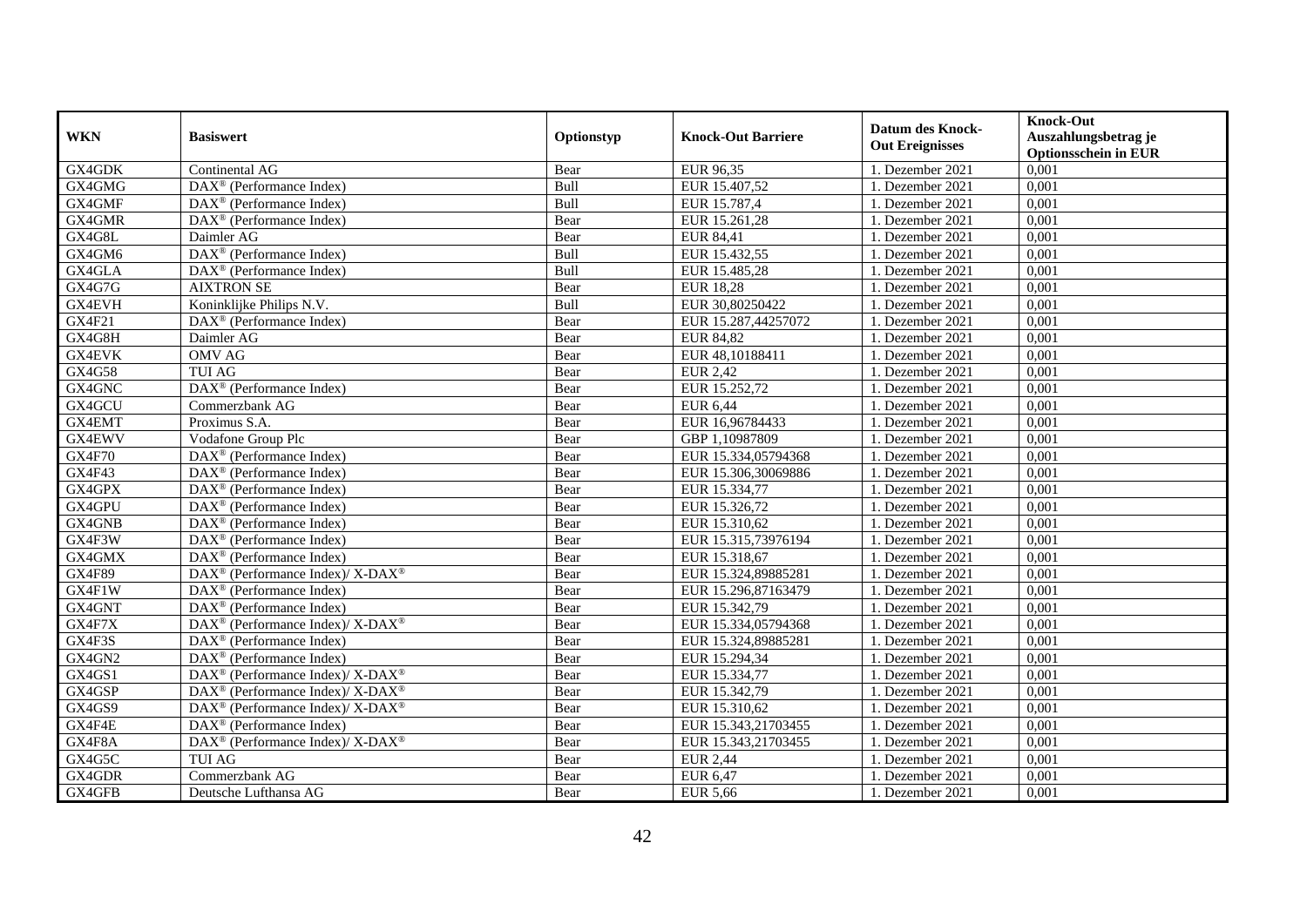| WKN | Basiswert | Optionstyp | Knock-Out Barriere | Datum des Knock-Out Ereignisses | Knock-Out Auszahlungsbetrag je Optionsschein in EUR |
|---|---|---|---|---|---|
| GX4GDK | Continental AG | Bear | EUR 96,35 | 1. Dezember 2021 | 0,001 |
| GX4GMG | DAX® (Performance Index) | Bull | EUR 15.407,52 | 1. Dezember 2021 | 0,001 |
| GX4GMF | DAX® (Performance Index) | Bull | EUR 15.787,4 | 1. Dezember 2021 | 0,001 |
| GX4GMR | DAX® (Performance Index) | Bear | EUR 15.261,28 | 1. Dezember 2021 | 0,001 |
| GX4G8L | Daimler AG | Bear | EUR 84,41 | 1. Dezember 2021 | 0,001 |
| GX4GM6 | DAX® (Performance Index) | Bull | EUR 15.432,55 | 1. Dezember 2021 | 0,001 |
| GX4GLA | DAX® (Performance Index) | Bull | EUR 15.485,28 | 1. Dezember 2021 | 0,001 |
| GX4G7G | AIXTRON SE | Bear | EUR 18,28 | 1. Dezember 2021 | 0,001 |
| GX4EVH | Koninklijke Philips N.V. | Bull | EUR 30,80250422 | 1. Dezember 2021 | 0,001 |
| GX4F21 | DAX® (Performance Index) | Bear | EUR 15.287,44257072 | 1. Dezember 2021 | 0,001 |
| GX4G8H | Daimler AG | Bear | EUR 84,82 | 1. Dezember 2021 | 0,001 |
| GX4EVK | OMV AG | Bear | EUR 48,10188411 | 1. Dezember 2021 | 0,001 |
| GX4G58 | TUI AG | Bear | EUR 2,42 | 1. Dezember 2021 | 0,001 |
| GX4GNC | DAX® (Performance Index) | Bear | EUR 15.252,72 | 1. Dezember 2021 | 0,001 |
| GX4GCU | Commerzbank AG | Bear | EUR 6,44 | 1. Dezember 2021 | 0,001 |
| GX4EMT | Proximus S.A. | Bear | EUR 16,96784433 | 1. Dezember 2021 | 0,001 |
| GX4EWV | Vodafone Group Plc | Bear | GBP 1,10987809 | 1. Dezember 2021 | 0,001 |
| GX4F70 | DAX® (Performance Index) | Bear | EUR 15.334,05794368 | 1. Dezember 2021 | 0,001 |
| GX4F43 | DAX® (Performance Index) | Bear | EUR 15.306,30069886 | 1. Dezember 2021 | 0,001 |
| GX4GPX | DAX® (Performance Index) | Bear | EUR 15.334,77 | 1. Dezember 2021 | 0,001 |
| GX4GPU | DAX® (Performance Index) | Bear | EUR 15.326,72 | 1. Dezember 2021 | 0,001 |
| GX4GNB | DAX® (Performance Index) | Bear | EUR 15.310,62 | 1. Dezember 2021 | 0,001 |
| GX4F3W | DAX® (Performance Index) | Bear | EUR 15.315,73976194 | 1. Dezember 2021 | 0,001 |
| GX4GMX | DAX® (Performance Index) | Bear | EUR 15.318,67 | 1. Dezember 2021 | 0,001 |
| GX4F89 | DAX® (Performance Index)/ X-DAX® | Bear | EUR 15.324,89885281 | 1. Dezember 2021 | 0,001 |
| GX4F1W | DAX® (Performance Index) | Bear | EUR 15.296,87163479 | 1. Dezember 2021 | 0,001 |
| GX4GNT | DAX® (Performance Index) | Bear | EUR 15.342,79 | 1. Dezember 2021 | 0,001 |
| GX4F7X | DAX® (Performance Index)/ X-DAX® | Bear | EUR 15.334,05794368 | 1. Dezember 2021 | 0,001 |
| GX4F3S | DAX® (Performance Index) | Bear | EUR 15.324,89885281 | 1. Dezember 2021 | 0,001 |
| GX4GN2 | DAX® (Performance Index) | Bear | EUR 15.294,34 | 1. Dezember 2021 | 0,001 |
| GX4GS1 | DAX® (Performance Index)/ X-DAX® | Bear | EUR 15.334,77 | 1. Dezember 2021 | 0,001 |
| GX4GSP | DAX® (Performance Index)/ X-DAX® | Bear | EUR 15.342,79 | 1. Dezember 2021 | 0,001 |
| GX4GS9 | DAX® (Performance Index)/ X-DAX® | Bear | EUR 15.310,62 | 1. Dezember 2021 | 0,001 |
| GX4F4E | DAX® (Performance Index) | Bear | EUR 15.343,21703455 | 1. Dezember 2021 | 0,001 |
| GX4F8A | DAX® (Performance Index)/ X-DAX® | Bear | EUR 15.343,21703455 | 1. Dezember 2021 | 0,001 |
| GX4G5C | TUI AG | Bear | EUR 2,44 | 1. Dezember 2021 | 0,001 |
| GX4GDR | Commerzbank AG | Bear | EUR 6,47 | 1. Dezember 2021 | 0,001 |
| GX4GFB | Deutsche Lufthansa AG | Bear | EUR 5,66 | 1. Dezember 2021 | 0,001 |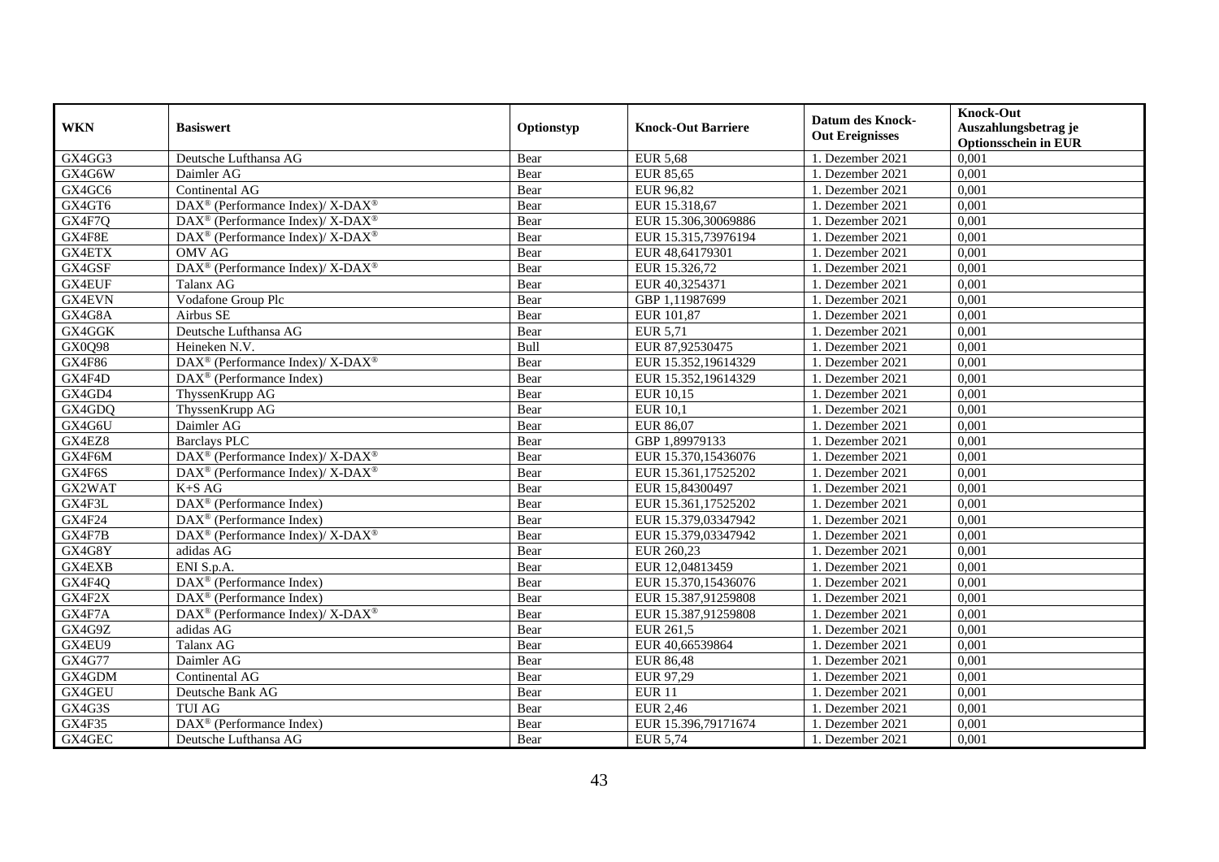| WKN | Basiswert | Optionstyp | Knock-Out Barriere | Datum des Knock-Out Ereignisses | Knock-Out Auszahlungsbetrag je Optionsschein in EUR |
|---|---|---|---|---|---|
| GX4GG3 | Deutsche Lufthansa AG | Bear | EUR 5,68 | 1. Dezember 2021 | 0,001 |
| GX4G6W | Daimler AG | Bear | EUR 85,65 | 1. Dezember 2021 | 0,001 |
| GX4GC6 | Continental AG | Bear | EUR 96,82 | 1. Dezember 2021 | 0,001 |
| GX4GT6 | DAX® (Performance Index)/ X-DAX® | Bear | EUR 15.318,67 | 1. Dezember 2021 | 0,001 |
| GX4F7Q | DAX® (Performance Index)/ X-DAX® | Bear | EUR 15.306,30069886 | 1. Dezember 2021 | 0,001 |
| GX4F8E | DAX® (Performance Index)/ X-DAX® | Bear | EUR 15.315,73976194 | 1. Dezember 2021 | 0,001 |
| GX4ETX | OMV AG | Bear | EUR 48,64179301 | 1. Dezember 2021 | 0,001 |
| GX4GSF | DAX® (Performance Index)/ X-DAX® | Bear | EUR 15.326,72 | 1. Dezember 2021 | 0,001 |
| GX4EUF | Talanx AG | Bear | EUR 40,3254371 | 1. Dezember 2021 | 0,001 |
| GX4EVN | Vodafone Group Plc | Bear | GBP 1,11987699 | 1. Dezember 2021 | 0,001 |
| GX4G8A | Airbus SE | Bear | EUR 101,87 | 1. Dezember 2021 | 0,001 |
| GX4GGK | Deutsche Lufthansa AG | Bear | EUR 5,71 | 1. Dezember 2021 | 0,001 |
| GX0Q98 | Heineken N.V. | Bull | EUR 87,92530475 | 1. Dezember 2021 | 0,001 |
| GX4F86 | DAX® (Performance Index)/ X-DAX® | Bear | EUR 15.352,19614329 | 1. Dezember 2021 | 0,001 |
| GX4F4D | DAX® (Performance Index) | Bear | EUR 15.352,19614329 | 1. Dezember 2021 | 0,001 |
| GX4GD4 | ThyssenKrupp AG | Bear | EUR 10,15 | 1. Dezember 2021 | 0,001 |
| GX4GDQ | ThyssenKrupp AG | Bear | EUR 10,1 | 1. Dezember 2021 | 0,001 |
| GX4G6U | Daimler AG | Bear | EUR 86,07 | 1. Dezember 2021 | 0,001 |
| GX4EZ8 | Barclays PLC | Bear | GBP 1,89979133 | 1. Dezember 2021 | 0,001 |
| GX4F6M | DAX® (Performance Index)/ X-DAX® | Bear | EUR 15.370,15436076 | 1. Dezember 2021 | 0,001 |
| GX4F6S | DAX® (Performance Index)/ X-DAX® | Bear | EUR 15.361,17525202 | 1. Dezember 2021 | 0,001 |
| GX2WAT | K+S AG | Bear | EUR 15,84300497 | 1. Dezember 2021 | 0,001 |
| GX4F3L | DAX® (Performance Index) | Bear | EUR 15.361,17525202 | 1. Dezember 2021 | 0,001 |
| GX4F24 | DAX® (Performance Index) | Bear | EUR 15.379,03347942 | 1. Dezember 2021 | 0,001 |
| GX4F7B | DAX® (Performance Index)/ X-DAX® | Bear | EUR 15.379,03347942 | 1. Dezember 2021 | 0,001 |
| GX4G8Y | adidas AG | Bear | EUR 260,23 | 1. Dezember 2021 | 0,001 |
| GX4EXB | ENI S.p.A. | Bear | EUR 12,04813459 | 1. Dezember 2021 | 0,001 |
| GX4F4Q | DAX® (Performance Index) | Bear | EUR 15.370,15436076 | 1. Dezember 2021 | 0,001 |
| GX4F2X | DAX® (Performance Index) | Bear | EUR 15.387,91259808 | 1. Dezember 2021 | 0,001 |
| GX4F7A | DAX® (Performance Index)/ X-DAX® | Bear | EUR 15.387,91259808 | 1. Dezember 2021 | 0,001 |
| GX4G9Z | adidas AG | Bear | EUR 261,5 | 1. Dezember 2021 | 0,001 |
| GX4EU9 | Talanx AG | Bear | EUR 40,66539864 | 1. Dezember 2021 | 0,001 |
| GX4G77 | Daimler AG | Bear | EUR 86,48 | 1. Dezember 2021 | 0,001 |
| GX4GDM | Continental AG | Bear | EUR 97,29 | 1. Dezember 2021 | 0,001 |
| GX4GEU | Deutsche Bank AG | Bear | EUR 11 | 1. Dezember 2021 | 0,001 |
| GX4G3S | TUI AG | Bear | EUR 2,46 | 1. Dezember 2021 | 0,001 |
| GX4F35 | DAX® (Performance Index) | Bear | EUR 15.396,79171674 | 1. Dezember 2021 | 0,001 |
| GX4GEC | Deutsche Lufthansa AG | Bear | EUR 5,74 | 1. Dezember 2021 | 0,001 |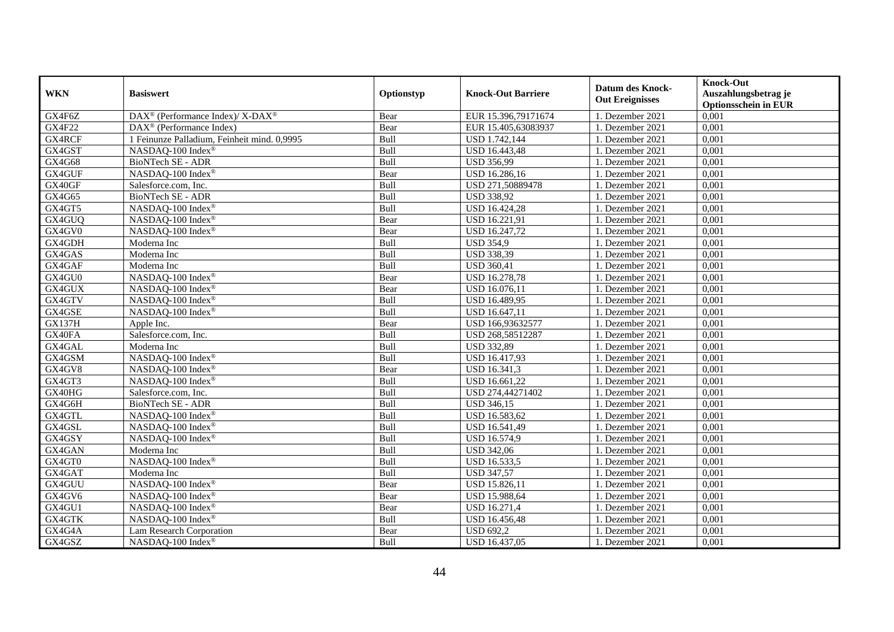| WKN | Basiswert | Optionstyp | Knock-Out Barriere | Datum des Knock-Out Ereignisses | Knock-Out Auszahlungsbetrag je Optionsschein in EUR |
|---|---|---|---|---|---|
| GX4F6Z | DAX® (Performance Index)/ X-DAX® | Bear | EUR 15.396,79171674 | 1. Dezember 2021 | 0,001 |
| GX4F22 | DAX® (Performance Index) | Bear | EUR 15.405,63083937 | 1. Dezember 2021 | 0,001 |
| GX4RCF | 1 Feinunze Palladium, Feinheit mind. 0,9995 | Bull | USD 1.742,144 | 1. Dezember 2021 | 0,001 |
| GX4GST | NASDAQ-100 Index® | Bull | USD 16.443,48 | 1. Dezember 2021 | 0,001 |
| GX4G68 | BioNTech SE - ADR | Bull | USD 356,99 | 1. Dezember 2021 | 0,001 |
| GX4GUF | NASDAQ-100 Index® | Bear | USD 16.286,16 | 1. Dezember 2021 | 0,001 |
| GX40GF | Salesforce.com, Inc. | Bull | USD 271,50889478 | 1. Dezember 2021 | 0,001 |
| GX4G65 | BioNTech SE - ADR | Bull | USD 338,92 | 1. Dezember 2021 | 0,001 |
| GX4GT5 | NASDAQ-100 Index® | Bull | USD 16.424,28 | 1. Dezember 2021 | 0,001 |
| GX4GUQ | NASDAQ-100 Index® | Bear | USD 16.221,91 | 1. Dezember 2021 | 0,001 |
| GX4GV0 | NASDAQ-100 Index® | Bear | USD 16.247,72 | 1. Dezember 2021 | 0,001 |
| GX4GDH | Moderna Inc | Bull | USD 354,9 | 1. Dezember 2021 | 0,001 |
| GX4GAS | Moderna Inc | Bull | USD 338,39 | 1. Dezember 2021 | 0,001 |
| GX4GAF | Moderna Inc | Bull | USD 360,41 | 1. Dezember 2021 | 0,001 |
| GX4GU0 | NASDAQ-100 Index® | Bear | USD 16.278,78 | 1. Dezember 2021 | 0,001 |
| GX4GUX | NASDAQ-100 Index® | Bear | USD 16.076,11 | 1. Dezember 2021 | 0,001 |
| GX4GTV | NASDAQ-100 Index® | Bull | USD 16.489,95 | 1. Dezember 2021 | 0,001 |
| GX4GSE | NASDAQ-100 Index® | Bull | USD 16.647,11 | 1. Dezember 2021 | 0,001 |
| GX137H | Apple Inc. | Bear | USD 166,93632577 | 1. Dezember 2021 | 0,001 |
| GX40FA | Salesforce.com, Inc. | Bull | USD 268,58512287 | 1. Dezember 2021 | 0,001 |
| GX4GAL | Moderna Inc | Bull | USD 332,89 | 1. Dezember 2021 | 0,001 |
| GX4GSM | NASDAQ-100 Index® | Bull | USD 16.417,93 | 1. Dezember 2021 | 0,001 |
| GX4GV8 | NASDAQ-100 Index® | Bear | USD 16.341,3 | 1. Dezember 2021 | 0,001 |
| GX4GT3 | NASDAQ-100 Index® | Bull | USD 16.661,22 | 1. Dezember 2021 | 0,001 |
| GX40HG | Salesforce.com, Inc. | Bull | USD 274,44271402 | 1. Dezember 2021 | 0,001 |
| GX4G6H | BioNTech SE - ADR | Bull | USD 346,15 | 1. Dezember 2021 | 0,001 |
| GX4GTL | NASDAQ-100 Index® | Bull | USD 16.583,62 | 1. Dezember 2021 | 0,001 |
| GX4GSL | NASDAQ-100 Index® | Bull | USD 16.541,49 | 1. Dezember 2021 | 0,001 |
| GX4GSY | NASDAQ-100 Index® | Bull | USD 16.574,9 | 1. Dezember 2021 | 0,001 |
| GX4GAN | Moderna Inc | Bull | USD 342,06 | 1. Dezember 2021 | 0,001 |
| GX4GT0 | NASDAQ-100 Index® | Bull | USD 16.533,5 | 1. Dezember 2021 | 0,001 |
| GX4GAT | Moderna Inc | Bull | USD 347,57 | 1. Dezember 2021 | 0,001 |
| GX4GUU | NASDAQ-100 Index® | Bear | USD 15.826,11 | 1. Dezember 2021 | 0,001 |
| GX4GV6 | NASDAQ-100 Index® | Bear | USD 15.988,64 | 1. Dezember 2021 | 0,001 |
| GX4GU1 | NASDAQ-100 Index® | Bear | USD 16.271,4 | 1. Dezember 2021 | 0,001 |
| GX4GTK | NASDAQ-100 Index® | Bull | USD 16.456,48 | 1. Dezember 2021 | 0,001 |
| GX4G4A | Lam Research Corporation | Bear | USD 692,2 | 1. Dezember 2021 | 0,001 |
| GX4GSZ | NASDAQ-100 Index® | Bull | USD 16.437,05 | 1. Dezember 2021 | 0,001 |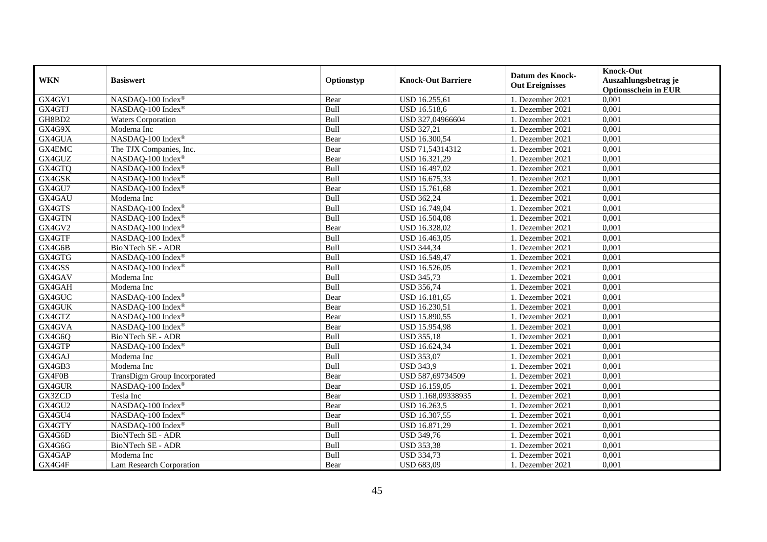| WKN | Basiswert | Optionstyp | Knock-Out Barriere | Datum des Knock-Out Ereignisses | Knock-Out Auszahlungsbetrag je Optionsschein in EUR |
|---|---|---|---|---|---|
| GX4GV1 | NASDAQ-100 Index® | Bear | USD 16.255,61 | 1. Dezember 2021 | 0,001 |
| GX4GTJ | NASDAQ-100 Index® | Bull | USD 16.518,6 | 1. Dezember 2021 | 0,001 |
| GH8BD2 | Waters Corporation | Bull | USD 327,04966604 | 1. Dezember 2021 | 0,001 |
| GX4G9X | Moderna Inc | Bull | USD 327,21 | 1. Dezember 2021 | 0,001 |
| GX4GUA | NASDAQ-100 Index® | Bear | USD 16.300,54 | 1. Dezember 2021 | 0,001 |
| GX4EMC | The TJX Companies, Inc. | Bear | USD 71,54314312 | 1. Dezember 2021 | 0,001 |
| GX4GUZ | NASDAQ-100 Index® | Bear | USD 16.321,29 | 1. Dezember 2021 | 0,001 |
| GX4GTQ | NASDAQ-100 Index® | Bull | USD 16.497,02 | 1. Dezember 2021 | 0,001 |
| GX4GSK | NASDAQ-100 Index® | Bull | USD 16.675,33 | 1. Dezember 2021 | 0,001 |
| GX4GU7 | NASDAQ-100 Index® | Bear | USD 15.761,68 | 1. Dezember 2021 | 0,001 |
| GX4GAU | Moderna Inc | Bull | USD 362,24 | 1. Dezember 2021 | 0,001 |
| GX4GTS | NASDAQ-100 Index® | Bull | USD 16.749,04 | 1. Dezember 2021 | 0,001 |
| GX4GTN | NASDAQ-100 Index® | Bull | USD 16.504,08 | 1. Dezember 2021 | 0,001 |
| GX4GV2 | NASDAQ-100 Index® | Bear | USD 16.328,02 | 1. Dezember 2021 | 0,001 |
| GX4GTF | NASDAQ-100 Index® | Bull | USD 16.463,05 | 1. Dezember 2021 | 0,001 |
| GX4G6B | BioNTech SE - ADR | Bull | USD 344,34 | 1. Dezember 2021 | 0,001 |
| GX4GTG | NASDAQ-100 Index® | Bull | USD 16.549,47 | 1. Dezember 2021 | 0,001 |
| GX4GSS | NASDAQ-100 Index® | Bull | USD 16.526,05 | 1. Dezember 2021 | 0,001 |
| GX4GAV | Moderna Inc | Bull | USD 345,73 | 1. Dezember 2021 | 0,001 |
| GX4GAH | Moderna Inc | Bull | USD 356,74 | 1. Dezember 2021 | 0,001 |
| GX4GUC | NASDAQ-100 Index® | Bear | USD 16.181,65 | 1. Dezember 2021 | 0,001 |
| GX4GUK | NASDAQ-100 Index® | Bear | USD 16.230,51 | 1. Dezember 2021 | 0,001 |
| GX4GTZ | NASDAQ-100 Index® | Bear | USD 15.890,55 | 1. Dezember 2021 | 0,001 |
| GX4GVA | NASDAQ-100 Index® | Bear | USD 15.954,98 | 1. Dezember 2021 | 0,001 |
| GX4G6Q | BioNTech SE - ADR | Bull | USD 355,18 | 1. Dezember 2021 | 0,001 |
| GX4GTP | NASDAQ-100 Index® | Bull | USD 16.624,34 | 1. Dezember 2021 | 0,001 |
| GX4GAJ | Moderna Inc | Bull | USD 353,07 | 1. Dezember 2021 | 0,001 |
| GX4GB3 | Moderna Inc | Bull | USD 343,9 | 1. Dezember 2021 | 0,001 |
| GX4F0B | TransDigm Group Incorporated | Bear | USD 587,69734509 | 1. Dezember 2021 | 0,001 |
| GX4GUR | NASDAQ-100 Index® | Bear | USD 16.159,05 | 1. Dezember 2021 | 0,001 |
| GX3ZCD | Tesla Inc | Bear | USD 1.168,09338935 | 1. Dezember 2021 | 0,001 |
| GX4GU2 | NASDAQ-100 Index® | Bear | USD 16.263,5 | 1. Dezember 2021 | 0,001 |
| GX4GU4 | NASDAQ-100 Index® | Bear | USD 16.307,55 | 1. Dezember 2021 | 0,001 |
| GX4GTY | NASDAQ-100 Index® | Bull | USD 16.871,29 | 1. Dezember 2021 | 0,001 |
| GX4G6D | BioNTech SE - ADR | Bull | USD 349,76 | 1. Dezember 2021 | 0,001 |
| GX4G6G | BioNTech SE - ADR | Bull | USD 353,38 | 1. Dezember 2021 | 0,001 |
| GX4GAP | Moderna Inc | Bull | USD 334,73 | 1. Dezember 2021 | 0,001 |
| GX4G4F | Lam Research Corporation | Bear | USD 683,09 | 1. Dezember 2021 | 0,001 |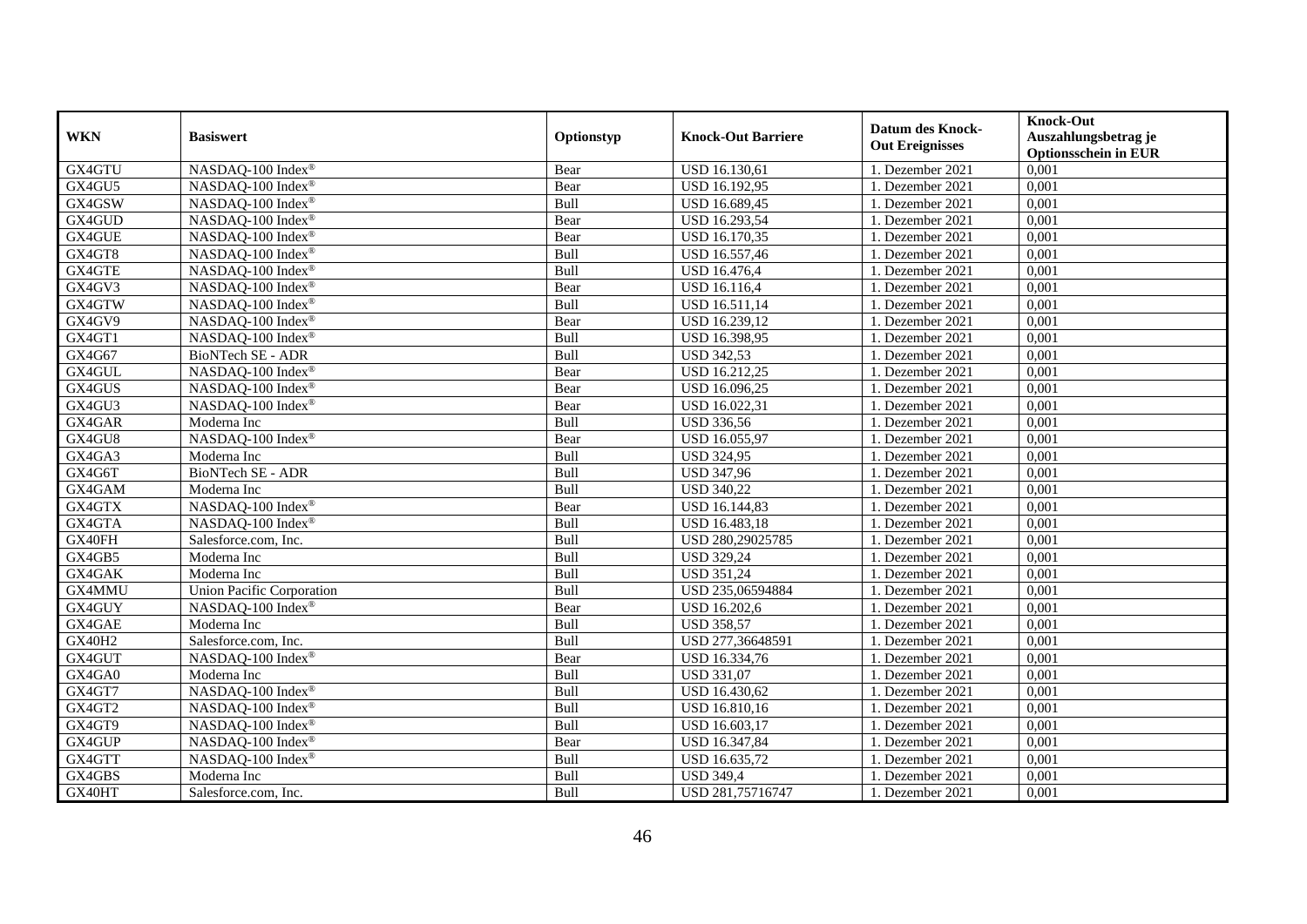| WKN | Basiswert | Optionstyp | Knock-Out Barriere | Datum des Knock-Out Ereignisses | Knock-Out Auszahlungsbetrag je Optionsschein in EUR |
|---|---|---|---|---|---|
| GX4GTU | NASDAQ-100 Index® | Bear | USD 16.130,61 | 1. Dezember 2021 | 0,001 |
| GX4GU5 | NASDAQ-100 Index® | Bear | USD 16.192,95 | 1. Dezember 2021 | 0,001 |
| GX4GSW | NASDAQ-100 Index® | Bull | USD 16.689,45 | 1. Dezember 2021 | 0,001 |
| GX4GUD | NASDAQ-100 Index® | Bear | USD 16.293,54 | 1. Dezember 2021 | 0,001 |
| GX4GUE | NASDAQ-100 Index® | Bear | USD 16.170,35 | 1. Dezember 2021 | 0,001 |
| GX4GT8 | NASDAQ-100 Index® | Bull | USD 16.557,46 | 1. Dezember 2021 | 0,001 |
| GX4GTE | NASDAQ-100 Index® | Bull | USD 16.476,4 | 1. Dezember 2021 | 0,001 |
| GX4GV3 | NASDAQ-100 Index® | Bear | USD 16.116,4 | 1. Dezember 2021 | 0,001 |
| GX4GTW | NASDAQ-100 Index® | Bull | USD 16.511,14 | 1. Dezember 2021 | 0,001 |
| GX4GV9 | NASDAQ-100 Index® | Bear | USD 16.239,12 | 1. Dezember 2021 | 0,001 |
| GX4GT1 | NASDAQ-100 Index® | Bull | USD 16.398,95 | 1. Dezember 2021 | 0,001 |
| GX4G67 | BioNTech SE - ADR | Bull | USD 342,53 | 1. Dezember 2021 | 0,001 |
| GX4GUL | NASDAQ-100 Index® | Bear | USD 16.212,25 | 1. Dezember 2021 | 0,001 |
| GX4GUS | NASDAQ-100 Index® | Bear | USD 16.096,25 | 1. Dezember 2021 | 0,001 |
| GX4GU3 | NASDAQ-100 Index® | Bear | USD 16.022,31 | 1. Dezember 2021 | 0,001 |
| GX4GAR | Moderna Inc | Bull | USD 336,56 | 1. Dezember 2021 | 0,001 |
| GX4GU8 | NASDAQ-100 Index® | Bear | USD 16.055,97 | 1. Dezember 2021 | 0,001 |
| GX4GA3 | Moderna Inc | Bull | USD 324,95 | 1. Dezember 2021 | 0,001 |
| GX4G6T | BioNTech SE - ADR | Bull | USD 347,96 | 1. Dezember 2021 | 0,001 |
| GX4GAM | Moderna Inc | Bull | USD 340,22 | 1. Dezember 2021 | 0,001 |
| GX4GTX | NASDAQ-100 Index® | Bear | USD 16.144,83 | 1. Dezember 2021 | 0,001 |
| GX4GTA | NASDAQ-100 Index® | Bull | USD 16.483,18 | 1. Dezember 2021 | 0,001 |
| GX40FH | Salesforce.com, Inc. | Bull | USD 280,29025785 | 1. Dezember 2021 | 0,001 |
| GX4GB5 | Moderna Inc | Bull | USD 329,24 | 1. Dezember 2021 | 0,001 |
| GX4GAK | Moderna Inc | Bull | USD 351,24 | 1. Dezember 2021 | 0,001 |
| GX4MMU | Union Pacific Corporation | Bull | USD 235,06594884 | 1. Dezember 2021 | 0,001 |
| GX4GUY | NASDAQ-100 Index® | Bear | USD 16.202,6 | 1. Dezember 2021 | 0,001 |
| GX4GAE | Moderna Inc | Bull | USD 358,57 | 1. Dezember 2021 | 0,001 |
| GX40H2 | Salesforce.com, Inc. | Bull | USD 277,36648591 | 1. Dezember 2021 | 0,001 |
| GX4GUT | NASDAQ-100 Index® | Bear | USD 16.334,76 | 1. Dezember 2021 | 0,001 |
| GX4GA0 | Moderna Inc | Bull | USD 331,07 | 1. Dezember 2021 | 0,001 |
| GX4GT7 | NASDAQ-100 Index® | Bull | USD 16.430,62 | 1. Dezember 2021 | 0,001 |
| GX4GT2 | NASDAQ-100 Index® | Bull | USD 16.810,16 | 1. Dezember 2021 | 0,001 |
| GX4GT9 | NASDAQ-100 Index® | Bull | USD 16.603,17 | 1. Dezember 2021 | 0,001 |
| GX4GUP | NASDAQ-100 Index® | Bear | USD 16.347,84 | 1. Dezember 2021 | 0,001 |
| GX4GTT | NASDAQ-100 Index® | Bull | USD 16.635,72 | 1. Dezember 2021 | 0,001 |
| GX4GBS | Moderna Inc | Bull | USD 349,4 | 1. Dezember 2021 | 0,001 |
| GX40HT | Salesforce.com, Inc. | Bull | USD 281,75716747 | 1. Dezember 2021 | 0,001 |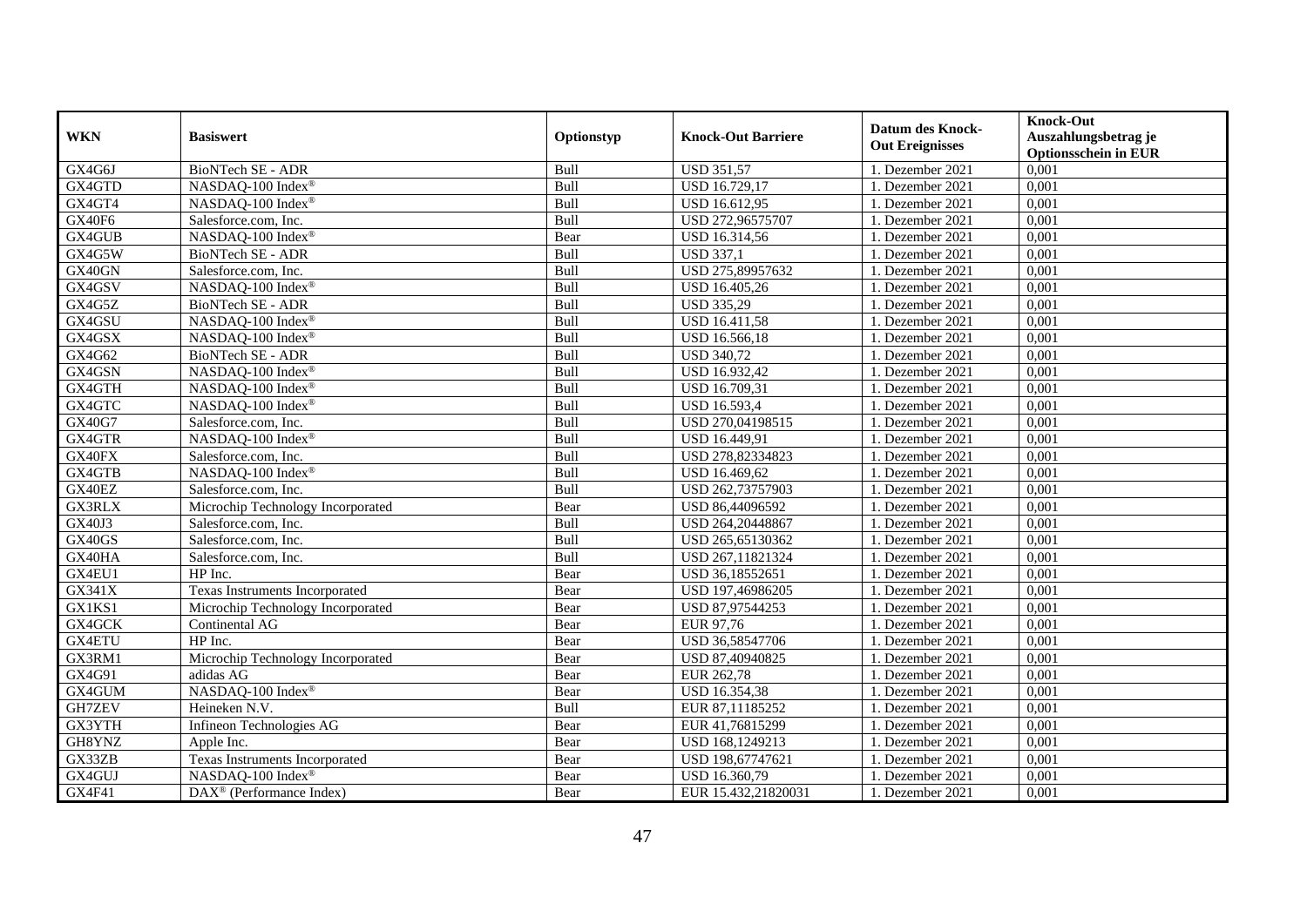| WKN | Basiswert | Optionstyp | Knock-Out Barriere | Datum des Knock-Out Ereignisses | Knock-Out Auszahlungsbetrag je Optionsschein in EUR |
|---|---|---|---|---|---|
| GX4G6J | BioNTech SE - ADR | Bull | USD 351,57 | 1. Dezember 2021 | 0,001 |
| GX4GTD | NASDAQ-100 Index® | Bull | USD 16.729,17 | 1. Dezember 2021 | 0,001 |
| GX4GT4 | NASDAQ-100 Index® | Bull | USD 16.612,95 | 1. Dezember 2021 | 0,001 |
| GX40F6 | Salesforce.com, Inc. | Bull | USD 272,96575707 | 1. Dezember 2021 | 0,001 |
| GX4GUB | NASDAQ-100 Index® | Bear | USD 16.314,56 | 1. Dezember 2021 | 0,001 |
| GX4G5W | BioNTech SE - ADR | Bull | USD 337,1 | 1. Dezember 2021 | 0,001 |
| GX40GN | Salesforce.com, Inc. | Bull | USD 275,89957632 | 1. Dezember 2021 | 0,001 |
| GX4GSV | NASDAQ-100 Index® | Bull | USD 16.405,26 | 1. Dezember 2021 | 0,001 |
| GX4G5Z | BioNTech SE - ADR | Bull | USD 335,29 | 1. Dezember 2021 | 0,001 |
| GX4GSU | NASDAQ-100 Index® | Bull | USD 16.411,58 | 1. Dezember 2021 | 0,001 |
| GX4GSX | NASDAQ-100 Index® | Bull | USD 16.566,18 | 1. Dezember 2021 | 0,001 |
| GX4G62 | BioNTech SE - ADR | Bull | USD 340,72 | 1. Dezember 2021 | 0,001 |
| GX4GSN | NASDAQ-100 Index® | Bull | USD 16.932,42 | 1. Dezember 2021 | 0,001 |
| GX4GTH | NASDAQ-100 Index® | Bull | USD 16.709,31 | 1. Dezember 2021 | 0,001 |
| GX4GTC | NASDAQ-100 Index® | Bull | USD 16.593,4 | 1. Dezember 2021 | 0,001 |
| GX40G7 | Salesforce.com, Inc. | Bull | USD 270,04198515 | 1. Dezember 2021 | 0,001 |
| GX4GTR | NASDAQ-100 Index® | Bull | USD 16.449,91 | 1. Dezember 2021 | 0,001 |
| GX40FX | Salesforce.com, Inc. | Bull | USD 278,82334823 | 1. Dezember 2021 | 0,001 |
| GX4GTB | NASDAQ-100 Index® | Bull | USD 16.469,62 | 1. Dezember 2021 | 0,001 |
| GX40EZ | Salesforce.com, Inc. | Bull | USD 262,73757903 | 1. Dezember 2021 | 0,001 |
| GX3RLX | Microchip Technology Incorporated | Bear | USD 86,44096592 | 1. Dezember 2021 | 0,001 |
| GX40J3 | Salesforce.com, Inc. | Bull | USD 264,20448867 | 1. Dezember 2021 | 0,001 |
| GX40GS | Salesforce.com, Inc. | Bull | USD 265,65130362 | 1. Dezember 2021 | 0,001 |
| GX40HA | Salesforce.com, Inc. | Bull | USD 267,11821324 | 1. Dezember 2021 | 0,001 |
| GX4EU1 | HP Inc. | Bear | USD 36,18552651 | 1. Dezember 2021 | 0,001 |
| GX341X | Texas Instruments Incorporated | Bear | USD 197,46986205 | 1. Dezember 2021 | 0,001 |
| GX1KS1 | Microchip Technology Incorporated | Bear | USD 87,97544253 | 1. Dezember 2021 | 0,001 |
| GX4GCK | Continental AG | Bear | EUR 97,76 | 1. Dezember 2021 | 0,001 |
| GX4ETU | HP Inc. | Bear | USD 36,58547706 | 1. Dezember 2021 | 0,001 |
| GX3RM1 | Microchip Technology Incorporated | Bear | USD 87,40940825 | 1. Dezember 2021 | 0,001 |
| GX4G91 | adidas AG | Bear | EUR 262,78 | 1. Dezember 2021 | 0,001 |
| GX4GUM | NASDAQ-100 Index® | Bear | USD 16.354,38 | 1. Dezember 2021 | 0,001 |
| GH7ZEV | Heineken N.V. | Bull | EUR 87,11185252 | 1. Dezember 2021 | 0,001 |
| GX3YTH | Infineon Technologies AG | Bear | EUR 41,76815299 | 1. Dezember 2021 | 0,001 |
| GH8YNZ | Apple Inc. | Bear | USD 168,1249213 | 1. Dezember 2021 | 0,001 |
| GX33ZB | Texas Instruments Incorporated | Bear | USD 198,67747621 | 1. Dezember 2021 | 0,001 |
| GX4GUJ | NASDAQ-100 Index® | Bear | USD 16.360,79 | 1. Dezember 2021 | 0,001 |
| GX4F41 | DAX® (Performance Index) | Bear | EUR 15.432,21820031 | 1. Dezember 2021 | 0,001 |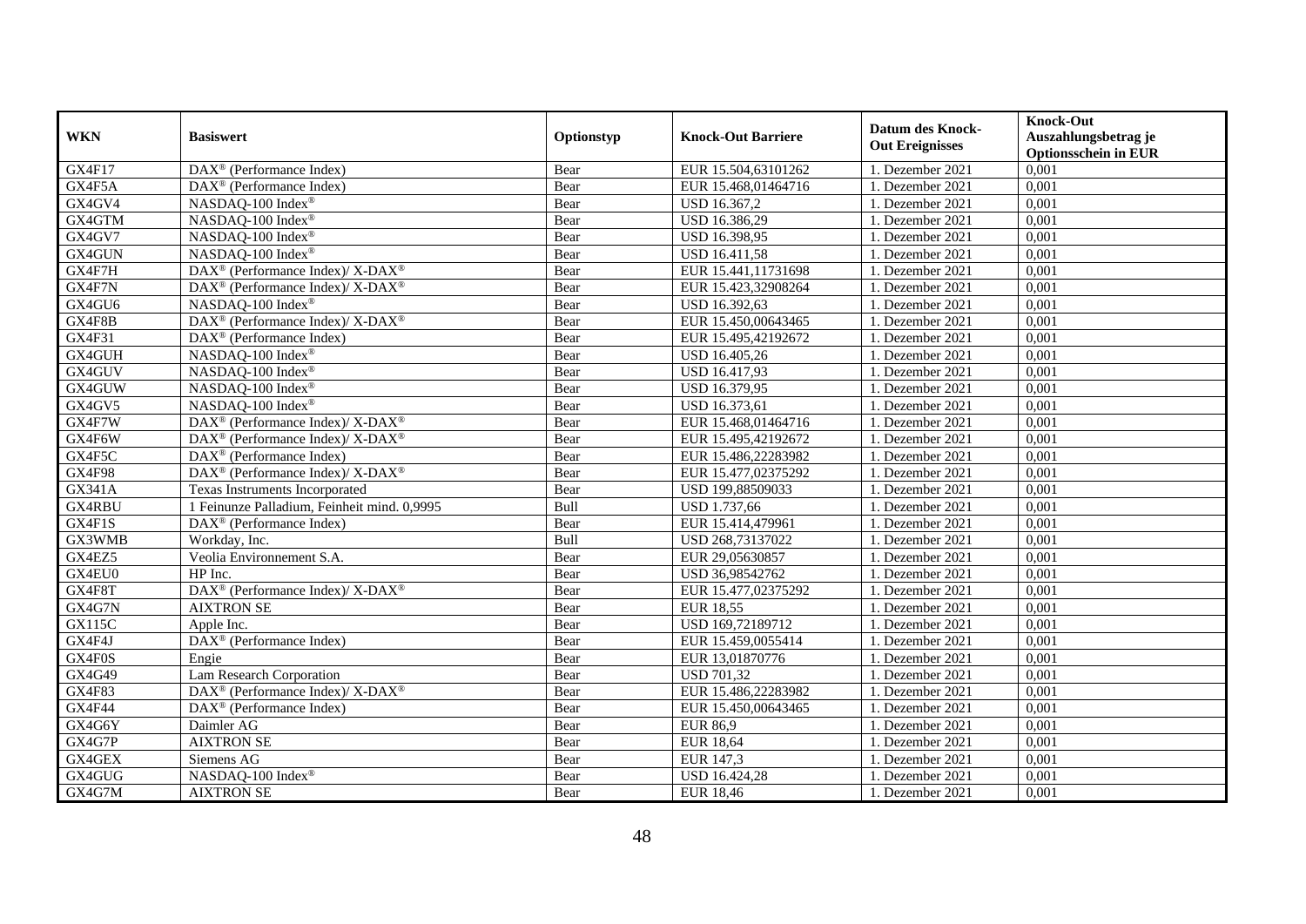| WKN | Basiswert | Optionstyp | Knock-Out Barriere | Datum des Knock-Out Ereignisses | Knock-Out Auszahlungsbetrag je Optionsschein in EUR |
|---|---|---|---|---|---|
| GX4F17 | DAX® (Performance Index) | Bear | EUR 15.504,63101262 | 1. Dezember 2021 | 0,001 |
| GX4F5A | DAX® (Performance Index) | Bear | EUR 15.468,01464716 | 1. Dezember 2021 | 0,001 |
| GX4GV4 | NASDAQ-100 Index® | Bear | USD 16.367,2 | 1. Dezember 2021 | 0,001 |
| GX4GTM | NASDAQ-100 Index® | Bear | USD 16.386,29 | 1. Dezember 2021 | 0,001 |
| GX4GV7 | NASDAQ-100 Index® | Bear | USD 16.398,95 | 1. Dezember 2021 | 0,001 |
| GX4GUN | NASDAQ-100 Index® | Bear | USD 16.411,58 | 1. Dezember 2021 | 0,001 |
| GX4F7H | DAX® (Performance Index)/ X-DAX® | Bear | EUR 15.441,11731698 | 1. Dezember 2021 | 0,001 |
| GX4F7N | DAX® (Performance Index)/ X-DAX® | Bear | EUR 15.423,32908264 | 1. Dezember 2021 | 0,001 |
| GX4GU6 | NASDAQ-100 Index® | Bear | USD 16.392,63 | 1. Dezember 2021 | 0,001 |
| GX4F8B | DAX® (Performance Index)/ X-DAX® | Bear | EUR 15.450,00643465 | 1. Dezember 2021 | 0,001 |
| GX4F31 | DAX® (Performance Index) | Bear | EUR 15.495,42192672 | 1. Dezember 2021 | 0,001 |
| GX4GUH | NASDAQ-100 Index® | Bear | USD 16.405,26 | 1. Dezember 2021 | 0,001 |
| GX4GUV | NASDAQ-100 Index® | Bear | USD 16.417,93 | 1. Dezember 2021 | 0,001 |
| GX4GUW | NASDAQ-100 Index® | Bear | USD 16.379,95 | 1. Dezember 2021 | 0,001 |
| GX4GV5 | NASDAQ-100 Index® | Bear | USD 16.373,61 | 1. Dezember 2021 | 0,001 |
| GX4F7W | DAX® (Performance Index)/ X-DAX® | Bear | EUR 15.468,01464716 | 1. Dezember 2021 | 0,001 |
| GX4F6W | DAX® (Performance Index)/ X-DAX® | Bear | EUR 15.495,42192672 | 1. Dezember 2021 | 0,001 |
| GX4F5C | DAX® (Performance Index) | Bear | EUR 15.486,22283982 | 1. Dezember 2021 | 0,001 |
| GX4F98 | DAX® (Performance Index)/ X-DAX® | Bear | EUR 15.477,02375292 | 1. Dezember 2021 | 0,001 |
| GX341A | Texas Instruments Incorporated | Bear | USD 199,88509033 | 1. Dezember 2021 | 0,001 |
| GX4RBU | 1 Feinunze Palladium, Feinheit mind. 0,9995 | Bull | USD 1.737,66 | 1. Dezember 2021 | 0,001 |
| GX4F1S | DAX® (Performance Index) | Bear | EUR 15.414,479961 | 1. Dezember 2021 | 0,001 |
| GX3WMB | Workday, Inc. | Bull | USD 268,73137022 | 1. Dezember 2021 | 0,001 |
| GX4EZ5 | Veolia Environnement S.A. | Bear | EUR 29,05630857 | 1. Dezember 2021 | 0,001 |
| GX4EU0 | HP Inc. | Bear | USD 36,98542762 | 1. Dezember 2021 | 0,001 |
| GX4F8T | DAX® (Performance Index)/ X-DAX® | Bear | EUR 15.477,02375292 | 1. Dezember 2021 | 0,001 |
| GX4G7N | AIXTRON SE | Bear | EUR 18,55 | 1. Dezember 2021 | 0,001 |
| GX115C | Apple Inc. | Bear | USD 169,72189712 | 1. Dezember 2021 | 0,001 |
| GX4F4J | DAX® (Performance Index) | Bear | EUR 15.459,0055414 | 1. Dezember 2021 | 0,001 |
| GX4F0S | Engie | Bear | EUR 13,01870776 | 1. Dezember 2021 | 0,001 |
| GX4G49 | Lam Research Corporation | Bear | USD 701,32 | 1. Dezember 2021 | 0,001 |
| GX4F83 | DAX® (Performance Index)/ X-DAX® | Bear | EUR 15.486,22283982 | 1. Dezember 2021 | 0,001 |
| GX4F44 | DAX® (Performance Index) | Bear | EUR 15.450,00643465 | 1. Dezember 2021 | 0,001 |
| GX4G6Y | Daimler AG | Bear | EUR 86,9 | 1. Dezember 2021 | 0,001 |
| GX4G7P | AIXTRON SE | Bear | EUR 18,64 | 1. Dezember 2021 | 0,001 |
| GX4GEX | Siemens AG | Bear | EUR 147,3 | 1. Dezember 2021 | 0,001 |
| GX4GUG | NASDAQ-100 Index® | Bear | USD 16.424,28 | 1. Dezember 2021 | 0,001 |
| GX4G7M | AIXTRON SE | Bear | EUR 18,46 | 1. Dezember 2021 | 0,001 |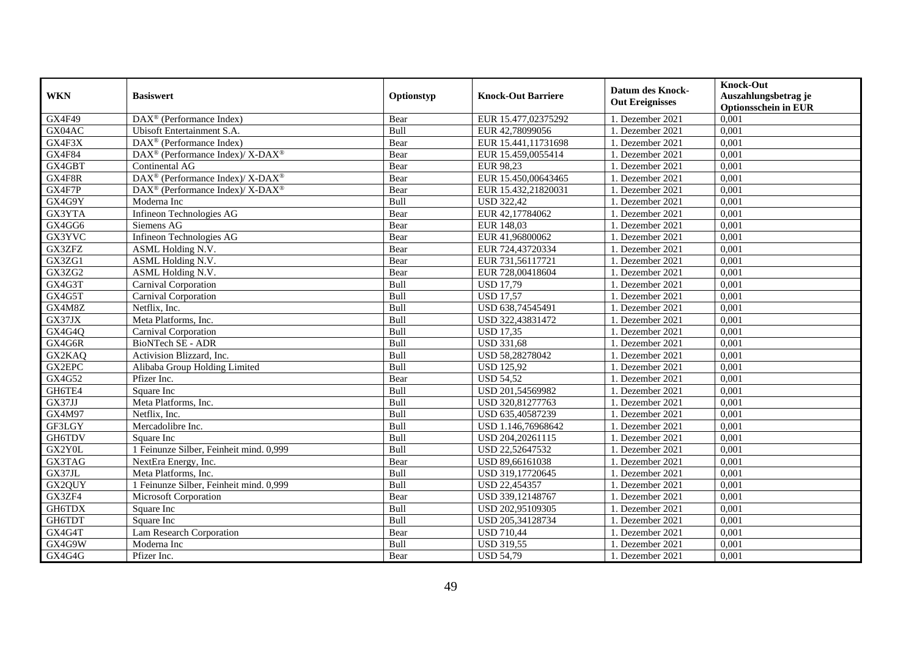| WKN | Basiswert | Optionstyp | Knock-Out Barriere | Datum des Knock-Out Ereignisses | Knock-Out Auszahlungsbetrag je Optionsschein in EUR |
|---|---|---|---|---|---|
| GX4F49 | DAX® (Performance Index) | Bear | EUR 15.477,02375292 | 1. Dezember 2021 | 0,001 |
| GX04AC | Ubisoft Entertainment S.A. | Bull | EUR 42,78099056 | 1. Dezember 2021 | 0,001 |
| GX4F3X | DAX® (Performance Index) | Bear | EUR 15.441,11731698 | 1. Dezember 2021 | 0,001 |
| GX4F84 | DAX® (Performance Index)/ X-DAX® | Bear | EUR 15.459,0055414 | 1. Dezember 2021 | 0,001 |
| GX4GBT | Continental AG | Bear | EUR 98,23 | 1. Dezember 2021 | 0,001 |
| GX4F8R | DAX® (Performance Index)/ X-DAX® | Bear | EUR 15.450,00643465 | 1. Dezember 2021 | 0,001 |
| GX4F7P | DAX® (Performance Index)/ X-DAX® | Bear | EUR 15.432,21820031 | 1. Dezember 2021 | 0,001 |
| GX4G9Y | Moderna Inc | Bull | USD 322,42 | 1. Dezember 2021 | 0,001 |
| GX3YTA | Infineon Technologies AG | Bear | EUR 42,17784062 | 1. Dezember 2021 | 0,001 |
| GX4GG6 | Siemens AG | Bear | EUR 148,03 | 1. Dezember 2021 | 0,001 |
| GX3YVC | Infineon Technologies AG | Bear | EUR 41,96800062 | 1. Dezember 2021 | 0,001 |
| GX3ZFZ | ASML Holding N.V. | Bear | EUR 724,43720334 | 1. Dezember 2021 | 0,001 |
| GX3ZG1 | ASML Holding N.V. | Bear | EUR 731,56117721 | 1. Dezember 2021 | 0,001 |
| GX3ZG2 | ASML Holding N.V. | Bear | EUR 728,00418604 | 1. Dezember 2021 | 0,001 |
| GX4G3T | Carnival Corporation | Bull | USD 17,79 | 1. Dezember 2021 | 0,001 |
| GX4G5T | Carnival Corporation | Bull | USD 17,57 | 1. Dezember 2021 | 0,001 |
| GX4M8Z | Netflix, Inc. | Bull | USD 638,74545491 | 1. Dezember 2021 | 0,001 |
| GX37JX | Meta Platforms, Inc. | Bull | USD 322,43831472 | 1. Dezember 2021 | 0,001 |
| GX4G4Q | Carnival Corporation | Bull | USD 17,35 | 1. Dezember 2021 | 0,001 |
| GX4G6R | BioNTech SE - ADR | Bull | USD 331,68 | 1. Dezember 2021 | 0,001 |
| GX2KAQ | Activision Blizzard, Inc. | Bull | USD 58,28278042 | 1. Dezember 2021 | 0,001 |
| GX2EPC | Alibaba Group Holding Limited | Bull | USD 125,92 | 1. Dezember 2021 | 0,001 |
| GX4G52 | Pfizer Inc. | Bear | USD 54,52 | 1. Dezember 2021 | 0,001 |
| GH6TE4 | Square Inc | Bull | USD 201,54569982 | 1. Dezember 2021 | 0,001 |
| GX37JJ | Meta Platforms, Inc. | Bull | USD 320,81277763 | 1. Dezember 2021 | 0,001 |
| GX4M97 | Netflix, Inc. | Bull | USD 635,40587239 | 1. Dezember 2021 | 0,001 |
| GF3LGY | Mercadolibre Inc. | Bull | USD 1.146,76968642 | 1. Dezember 2021 | 0,001 |
| GH6TDV | Square Inc | Bull | USD 204,20261115 | 1. Dezember 2021 | 0,001 |
| GX2Y0L | 1 Feinunze Silber, Feinheit mind. 0,999 | Bull | USD 22,52647532 | 1. Dezember 2021 | 0,001 |
| GX3TAG | NextEra Energy, Inc. | Bear | USD 89,66161038 | 1. Dezember 2021 | 0,001 |
| GX37JL | Meta Platforms, Inc. | Bull | USD 319,17720645 | 1. Dezember 2021 | 0,001 |
| GX2QUY | 1 Feinunze Silber, Feinheit mind. 0,999 | Bull | USD 22,454357 | 1. Dezember 2021 | 0,001 |
| GX3ZF4 | Microsoft Corporation | Bear | USD 339,12148767 | 1. Dezember 2021 | 0,001 |
| GH6TDX | Square Inc | Bull | USD 202,95109305 | 1. Dezember 2021 | 0,001 |
| GH6TDT | Square Inc | Bull | USD 205,34128734 | 1. Dezember 2021 | 0,001 |
| GX4G4T | Lam Research Corporation | Bear | USD 710,44 | 1. Dezember 2021 | 0,001 |
| GX4G9W | Moderna Inc | Bull | USD 319,55 | 1. Dezember 2021 | 0,001 |
| GX4G4G | Pfizer Inc. | Bear | USD 54,79 | 1. Dezember 2021 | 0,001 |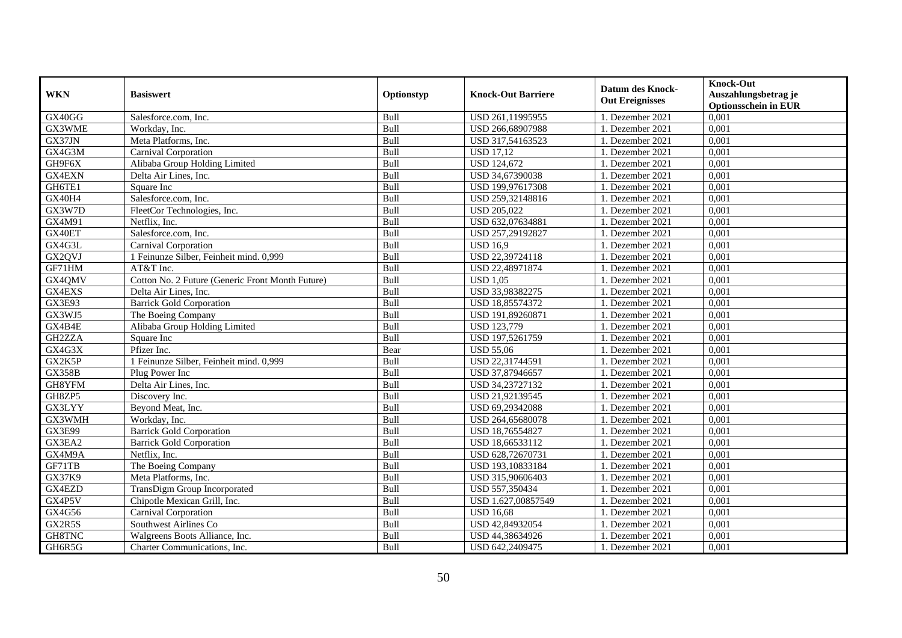| WKN | Basiswert | Optionstyp | Knock-Out Barriere | Datum des Knock-Out Ereignisses | Knock-Out Auszahlungsbetrag je Optionsschein in EUR |
|---|---|---|---|---|---|
| GX40GG | Salesforce.com, Inc. | Bull | USD 261,11995955 | 1. Dezember 2021 | 0,001 |
| GX3WME | Workday, Inc. | Bull | USD 266,68907988 | 1. Dezember 2021 | 0,001 |
| GX37JN | Meta Platforms, Inc. | Bull | USD 317,54163523 | 1. Dezember 2021 | 0,001 |
| GX4G3M | Carnival Corporation | Bull | USD 17,12 | 1. Dezember 2021 | 0,001 |
| GH9F6X | Alibaba Group Holding Limited | Bull | USD 124,672 | 1. Dezember 2021 | 0,001 |
| GX4EXN | Delta Air Lines, Inc. | Bull | USD 34,67390038 | 1. Dezember 2021 | 0,001 |
| GH6TE1 | Square Inc | Bull | USD 199,97617308 | 1. Dezember 2021 | 0,001 |
| GX40H4 | Salesforce.com, Inc. | Bull | USD 259,32148816 | 1. Dezember 2021 | 0,001 |
| GX3W7D | FleetCor Technologies, Inc. | Bull | USD 205,022 | 1. Dezember 2021 | 0,001 |
| GX4M91 | Netflix, Inc. | Bull | USD 632,07634881 | 1. Dezember 2021 | 0,001 |
| GX40ET | Salesforce.com, Inc. | Bull | USD 257,29192827 | 1. Dezember 2021 | 0,001 |
| GX4G3L | Carnival Corporation | Bull | USD 16,9 | 1. Dezember 2021 | 0,001 |
| GX2QVJ | 1 Feinunze Silber, Feinheit mind. 0,999 | Bull | USD 22,39724118 | 1. Dezember 2021 | 0,001 |
| GF71HM | AT&T Inc. | Bull | USD 22,48971874 | 1. Dezember 2021 | 0,001 |
| GX4QMV | Cotton No. 2 Future (Generic Front Month Future) | Bull | USD 1,05 | 1. Dezember 2021 | 0,001 |
| GX4EXS | Delta Air Lines, Inc. | Bull | USD 33,98382275 | 1. Dezember 2021 | 0,001 |
| GX3E93 | Barrick Gold Corporation | Bull | USD 18,85574372 | 1. Dezember 2021 | 0,001 |
| GX3WJ5 | The Boeing Company | Bull | USD 191,89260871 | 1. Dezember 2021 | 0,001 |
| GX4B4E | Alibaba Group Holding Limited | Bull | USD 123,779 | 1. Dezember 2021 | 0,001 |
| GH2ZZA | Square Inc | Bull | USD 197,5261759 | 1. Dezember 2021 | 0,001 |
| GX4G3X | Pfizer Inc. | Bear | USD 55,06 | 1. Dezember 2021 | 0,001 |
| GX2K5P | 1 Feinunze Silber, Feinheit mind. 0,999 | Bull | USD 22,31744591 | 1. Dezember 2021 | 0,001 |
| GX358B | Plug Power Inc | Bull | USD 37,87946657 | 1. Dezember 2021 | 0,001 |
| GH8YFM | Delta Air Lines, Inc. | Bull | USD 34,23727132 | 1. Dezember 2021 | 0,001 |
| GH8ZP5 | Discovery Inc. | Bull | USD 21,92139545 | 1. Dezember 2021 | 0,001 |
| GX3LYY | Beyond Meat, Inc. | Bull | USD 69,29342088 | 1. Dezember 2021 | 0,001 |
| GX3WMH | Workday, Inc. | Bull | USD 264,65680078 | 1. Dezember 2021 | 0,001 |
| GX3E99 | Barrick Gold Corporation | Bull | USD 18,76554827 | 1. Dezember 2021 | 0,001 |
| GX3EA2 | Barrick Gold Corporation | Bull | USD 18,66533112 | 1. Dezember 2021 | 0,001 |
| GX4M9A | Netflix, Inc. | Bull | USD 628,72670731 | 1. Dezember 2021 | 0,001 |
| GF71TB | The Boeing Company | Bull | USD 193,10833184 | 1. Dezember 2021 | 0,001 |
| GX37K9 | Meta Platforms, Inc. | Bull | USD 315,90606403 | 1. Dezember 2021 | 0,001 |
| GX4EZD | TransDigm Group Incorporated | Bull | USD 557,350434 | 1. Dezember 2021 | 0,001 |
| GX4P5V | Chipotle Mexican Grill, Inc. | Bull | USD 1.627,00857549 | 1. Dezember 2021 | 0,001 |
| GX4G56 | Carnival Corporation | Bull | USD 16,68 | 1. Dezember 2021 | 0,001 |
| GX2R5S | Southwest Airlines Co | Bull | USD 42,84932054 | 1. Dezember 2021 | 0,001 |
| GH8TNC | Walgreens Boots Alliance, Inc. | Bull | USD 44,38634926 | 1. Dezember 2021 | 0,001 |
| GH6R5G | Charter Communications, Inc. | Bull | USD 642,2409475 | 1. Dezember 2021 | 0,001 |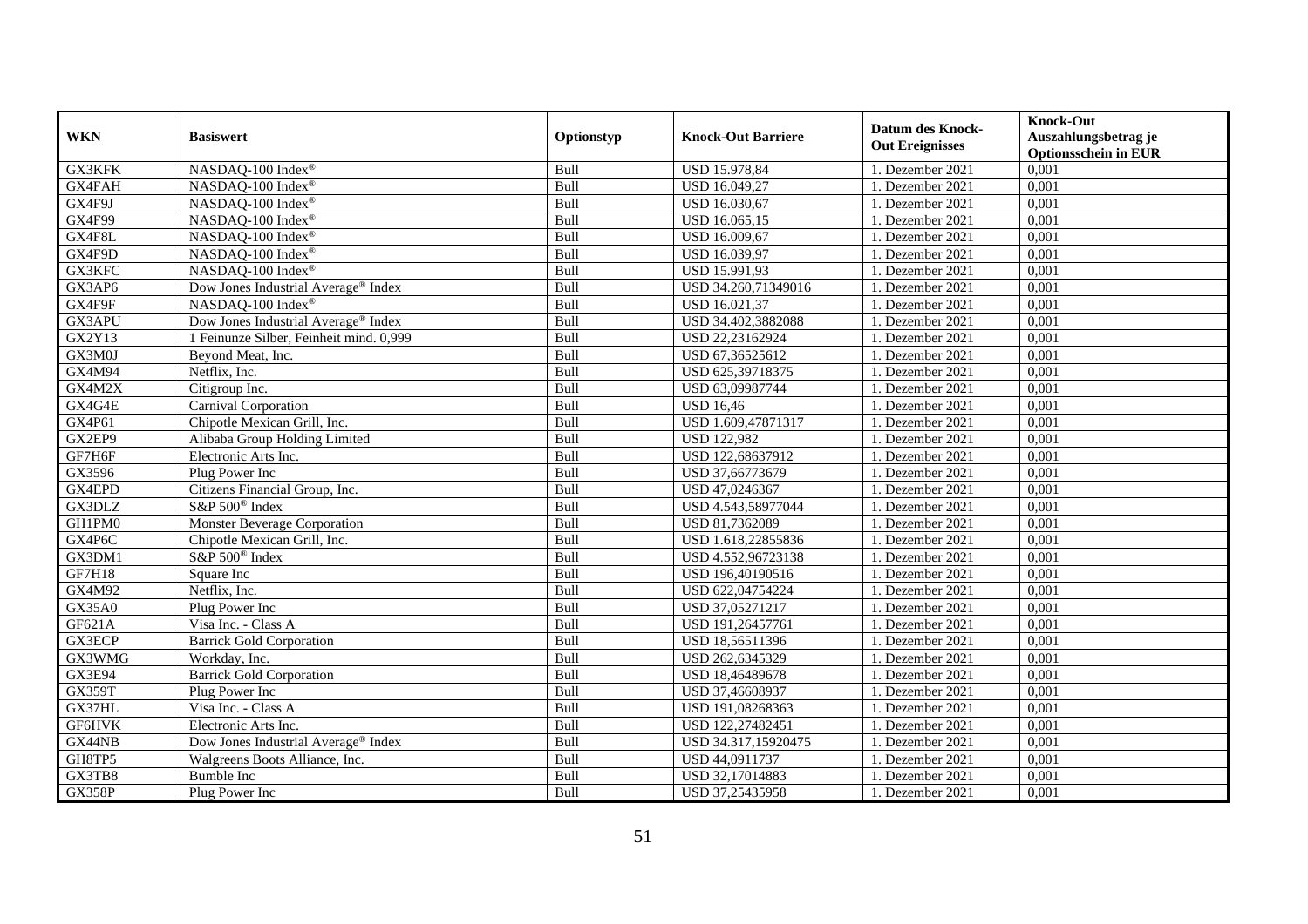| WKN | Basiswert | Optionstyp | Knock-Out Barriere | Datum des Knock-Out Ereignisses | Knock-Out Auszahlungsbetrag je Optionsschein in EUR |
|---|---|---|---|---|---|
| GX3KFK | NASDAQ-100 Index® | Bull | USD 15.978,84 | 1. Dezember 2021 | 0,001 |
| GX4FAH | NASDAQ-100 Index® | Bull | USD 16.049,27 | 1. Dezember 2021 | 0,001 |
| GX4F9J | NASDAQ-100 Index® | Bull | USD 16.030,67 | 1. Dezember 2021 | 0,001 |
| GX4F99 | NASDAQ-100 Index® | Bull | USD 16.065,15 | 1. Dezember 2021 | 0,001 |
| GX4F8L | NASDAQ-100 Index® | Bull | USD 16.009,67 | 1. Dezember 2021 | 0,001 |
| GX4F9D | NASDAQ-100 Index® | Bull | USD 16.039,97 | 1. Dezember 2021 | 0,001 |
| GX3KFC | NASDAQ-100 Index® | Bull | USD 15.991,93 | 1. Dezember 2021 | 0,001 |
| GX3AP6 | Dow Jones Industrial Average® Index | Bull | USD 34.260,71349016 | 1. Dezember 2021 | 0,001 |
| GX4F9F | NASDAQ-100 Index® | Bull | USD 16.021,37 | 1. Dezember 2021 | 0,001 |
| GX3APU | Dow Jones Industrial Average® Index | Bull | USD 34.402,3882088 | 1. Dezember 2021 | 0,001 |
| GX2Y13 | 1 Feinunze Silber, Feinheit mind. 0,999 | Bull | USD 22,23162924 | 1. Dezember 2021 | 0,001 |
| GX3M0J | Beyond Meat, Inc. | Bull | USD 67,36525612 | 1. Dezember 2021 | 0,001 |
| GX4M94 | Netflix, Inc. | Bull | USD 625,39718375 | 1. Dezember 2021 | 0,001 |
| GX4M2X | Citigroup Inc. | Bull | USD 63,09987744 | 1. Dezember 2021 | 0,001 |
| GX4G4E | Carnival Corporation | Bull | USD 16,46 | 1. Dezember 2021 | 0,001 |
| GX4P61 | Chipotle Mexican Grill, Inc. | Bull | USD 1.609,47871317 | 1. Dezember 2021 | 0,001 |
| GX2EP9 | Alibaba Group Holding Limited | Bull | USD 122,982 | 1. Dezember 2021 | 0,001 |
| GF7H6F | Electronic Arts Inc. | Bull | USD 122,68637912 | 1. Dezember 2021 | 0,001 |
| GX3596 | Plug Power Inc | Bull | USD 37,66773679 | 1. Dezember 2021 | 0,001 |
| GX4EPD | Citizens Financial Group, Inc. | Bull | USD 47,0246367 | 1. Dezember 2021 | 0,001 |
| GX3DLZ | S&P 500® Index | Bull | USD 4.543,58977044 | 1. Dezember 2021 | 0,001 |
| GH1PM0 | Monster Beverage Corporation | Bull | USD 81,7362089 | 1. Dezember 2021 | 0,001 |
| GX4P6C | Chipotle Mexican Grill, Inc. | Bull | USD 1.618,22855836 | 1. Dezember 2021 | 0,001 |
| GX3DM1 | S&P 500® Index | Bull | USD 4.552,96723138 | 1. Dezember 2021 | 0,001 |
| GF7H18 | Square Inc | Bull | USD 196,40190516 | 1. Dezember 2021 | 0,001 |
| GX4M92 | Netflix, Inc. | Bull | USD 622,04754224 | 1. Dezember 2021 | 0,001 |
| GX35A0 | Plug Power Inc | Bull | USD 37,05271217 | 1. Dezember 2021 | 0,001 |
| GF621A | Visa Inc. - Class A | Bull | USD 191,26457761 | 1. Dezember 2021 | 0,001 |
| GX3ECP | Barrick Gold Corporation | Bull | USD 18,56511396 | 1. Dezember 2021 | 0,001 |
| GX3WMG | Workday, Inc. | Bull | USD 262,6345329 | 1. Dezember 2021 | 0,001 |
| GX3E94 | Barrick Gold Corporation | Bull | USD 18,46489678 | 1. Dezember 2021 | 0,001 |
| GX359T | Plug Power Inc | Bull | USD 37,46608937 | 1. Dezember 2021 | 0,001 |
| GX37HL | Visa Inc. - Class A | Bull | USD 191,08268363 | 1. Dezember 2021 | 0,001 |
| GF6HVK | Electronic Arts Inc. | Bull | USD 122,27482451 | 1. Dezember 2021 | 0,001 |
| GX44NB | Dow Jones Industrial Average® Index | Bull | USD 34.317,15920475 | 1. Dezember 2021 | 0,001 |
| GH8TP5 | Walgreens Boots Alliance, Inc. | Bull | USD 44,0911737 | 1. Dezember 2021 | 0,001 |
| GX3TB8 | Bumble Inc | Bull | USD 32,17014883 | 1. Dezember 2021 | 0,001 |
| GX358P | Plug Power Inc | Bull | USD 37,25435958 | 1. Dezember 2021 | 0,001 |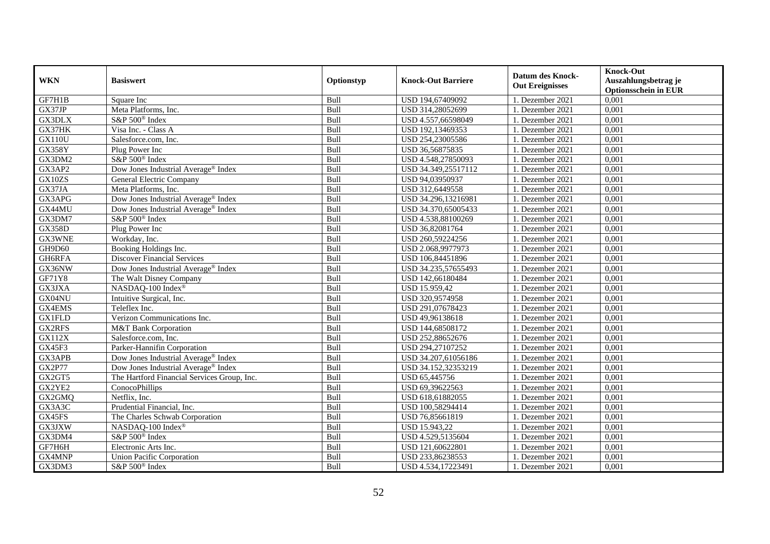| WKN | Basiswert | Optionstyp | Knock-Out Barriere | Datum des Knock-Out Ereignisses | Knock-Out Auszahlungsbetrag je Optionsschein in EUR |
|---|---|---|---|---|---|
| GF7H1B | Square Inc | Bull | USD 194,67409092 | 1. Dezember 2021 | 0,001 |
| GX37JP | Meta Platforms, Inc. | Bull | USD 314,28052699 | 1. Dezember 2021 | 0,001 |
| GX3DLX | S&P 500® Index | Bull | USD 4.557,66598049 | 1. Dezember 2021 | 0,001 |
| GX37HK | Visa Inc. - Class A | Bull | USD 192,13469353 | 1. Dezember 2021 | 0,001 |
| GX110U | Salesforce.com, Inc. | Bull | USD 254,23005586 | 1. Dezember 2021 | 0,001 |
| GX358Y | Plug Power Inc | Bull | USD 36,56875835 | 1. Dezember 2021 | 0,001 |
| GX3DM2 | S&P 500® Index | Bull | USD 4.548,27850093 | 1. Dezember 2021 | 0,001 |
| GX3AP2 | Dow Jones Industrial Average® Index | Bull | USD 34.349,25517112 | 1. Dezember 2021 | 0,001 |
| GX10ZS | General Electric Company | Bull | USD 94,03950937 | 1. Dezember 2021 | 0,001 |
| GX37JA | Meta Platforms, Inc. | Bull | USD 312,6449558 | 1. Dezember 2021 | 0,001 |
| GX3APG | Dow Jones Industrial Average® Index | Bull | USD 34.296,13216981 | 1. Dezember 2021 | 0,001 |
| GX44MU | Dow Jones Industrial Average® Index | Bull | USD 34.370,65005433 | 1. Dezember 2021 | 0,001 |
| GX3DM7 | S&P 500® Index | Bull | USD 4.538,88100269 | 1. Dezember 2021 | 0,001 |
| GX358D | Plug Power Inc | Bull | USD 36,82081764 | 1. Dezember 2021 | 0,001 |
| GX3WNE | Workday, Inc. | Bull | USD 260,59224256 | 1. Dezember 2021 | 0,001 |
| GH9D60 | Booking Holdings Inc. | Bull | USD 2.068,9977973 | 1. Dezember 2021 | 0,001 |
| GH6RFA | Discover Financial Services | Bull | USD 106,84451896 | 1. Dezember 2021 | 0,001 |
| GX36NW | Dow Jones Industrial Average® Index | Bull | USD 34.235,57655493 | 1. Dezember 2021 | 0,001 |
| GF71Y8 | The Walt Disney Company | Bull | USD 142,66180484 | 1. Dezember 2021 | 0,001 |
| GX3JXA | NASDAQ-100 Index® | Bull | USD 15.959,42 | 1. Dezember 2021 | 0,001 |
| GX04NU | Intuitive Surgical, Inc. | Bull | USD 320,9574958 | 1. Dezember 2021 | 0,001 |
| GX4EMS | Teleflex Inc. | Bull | USD 291,07678423 | 1. Dezember 2021 | 0,001 |
| GX1FLD | Verizon Communications Inc. | Bull | USD 49,96138618 | 1. Dezember 2021 | 0,001 |
| GX2RFS | M&T Bank Corporation | Bull | USD 144,68508172 | 1. Dezember 2021 | 0,001 |
| GX112X | Salesforce.com, Inc. | Bull | USD 252,88652676 | 1. Dezember 2021 | 0,001 |
| GX45F3 | Parker-Hannifin Corporation | Bull | USD 294,27107252 | 1. Dezember 2021 | 0,001 |
| GX3APB | Dow Jones Industrial Average® Index | Bull | USD 34.207,61056186 | 1. Dezember 2021 | 0,001 |
| GX2P77 | Dow Jones Industrial Average® Index | Bull | USD 34.152,32353219 | 1. Dezember 2021 | 0,001 |
| GX2GT5 | The Hartford Financial Services Group, Inc. | Bull | USD 65,445756 | 1. Dezember 2021 | 0,001 |
| GX2YE2 | ConocoPhillips | Bull | USD 69,39622563 | 1. Dezember 2021 | 0,001 |
| GX2GMQ | Netflix, Inc. | Bull | USD 618,61882055 | 1. Dezember 2021 | 0,001 |
| GX3A3C | Prudential Financial, Inc. | Bull | USD 100,58294414 | 1. Dezember 2021 | 0,001 |
| GX45FS | The Charles Schwab Corporation | Bull | USD 76,85661819 | 1. Dezember 2021 | 0,001 |
| GX3JXW | NASDAQ-100 Index® | Bull | USD 15.943,22 | 1. Dezember 2021 | 0,001 |
| GX3DM4 | S&P 500® Index | Bull | USD 4.529,5135604 | 1. Dezember 2021 | 0,001 |
| GF7H6H | Electronic Arts Inc. | Bull | USD 121,60622801 | 1. Dezember 2021 | 0,001 |
| GX4MNP | Union Pacific Corporation | Bull | USD 233,86238553 | 1. Dezember 2021 | 0,001 |
| GX3DM3 | S&P 500® Index | Bull | USD 4.534,17223491 | 1. Dezember 2021 | 0,001 |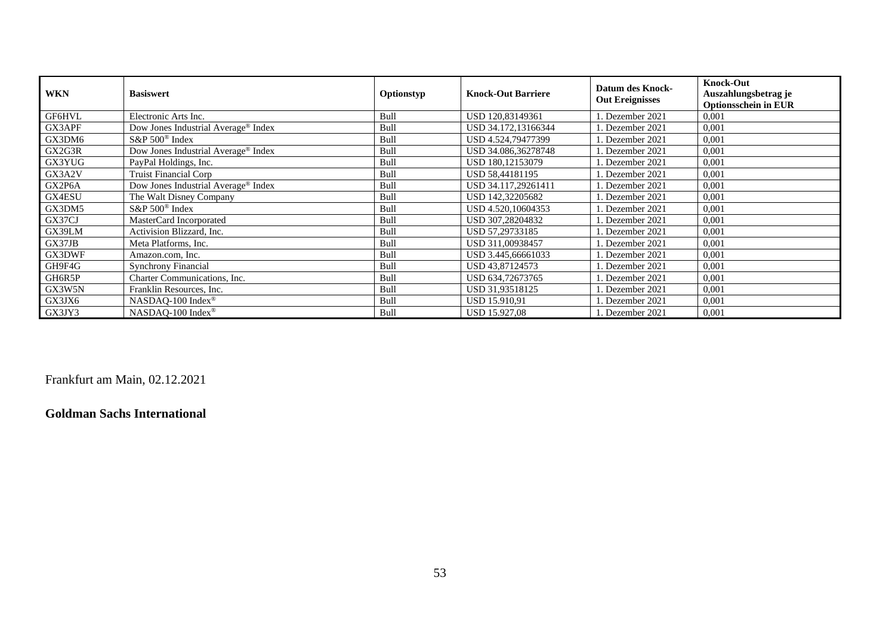| WKN | Basiswert | Optionstyp | Knock-Out Barriere | Datum des Knock-Out Ereignisses | Knock-Out Auszahlungsbetrag je Optionsschein in EUR |
|---|---|---|---|---|---|
| GF6HVL | Electronic Arts Inc. | Bull | USD 120,83149361 | 1. Dezember 2021 | 0,001 |
| GX3APF | Dow Jones Industrial Average® Index | Bull | USD 34.172,13166344 | 1. Dezember 2021 | 0,001 |
| GX3DM6 | S&P 500® Index | Bull | USD 4.524,79477399 | 1. Dezember 2021 | 0,001 |
| GX2G3R | Dow Jones Industrial Average® Index | Bull | USD 34.086,36278748 | 1. Dezember 2021 | 0,001 |
| GX3YUG | PayPal Holdings, Inc. | Bull | USD 180,12153079 | 1. Dezember 2021 | 0,001 |
| GX3A2V | Truist Financial Corp | Bull | USD 58,44181195 | 1. Dezember 2021 | 0,001 |
| GX2P6A | Dow Jones Industrial Average® Index | Bull | USD 34.117,29261411 | 1. Dezember 2021 | 0,001 |
| GX4ESU | The Walt Disney Company | Bull | USD 142,32205682 | 1. Dezember 2021 | 0,001 |
| GX3DM5 | S&P 500® Index | Bull | USD 4.520,10604353 | 1. Dezember 2021 | 0,001 |
| GX37CJ | MasterCard Incorporated | Bull | USD 307,28204832 | 1. Dezember 2021 | 0,001 |
| GX39LM | Activision Blizzard, Inc. | Bull | USD 57,29733185 | 1. Dezember 2021 | 0,001 |
| GX37JB | Meta Platforms, Inc. | Bull | USD 311,00938457 | 1. Dezember 2021 | 0,001 |
| GX3DWF | Amazon.com, Inc. | Bull | USD 3.445,66661033 | 1. Dezember 2021 | 0,001 |
| GH9F4G | Synchrony Financial | Bull | USD 43,87124573 | 1. Dezember 2021 | 0,001 |
| GH6R5P | Charter Communications, Inc. | Bull | USD 634,72673765 | 1. Dezember 2021 | 0,001 |
| GX3W5N | Franklin Resources, Inc. | Bull | USD 31,93518125 | 1. Dezember 2021 | 0,001 |
| GX3JX6 | NASDAQ-100 Index® | Bull | USD 15.910,91 | 1. Dezember 2021 | 0,001 |
| GX3JY3 | NASDAQ-100 Index® | Bull | USD 15.927,08 | 1. Dezember 2021 | 0,001 |

Frankfurt am Main, 02.12.2021

**Goldman Sachs International**